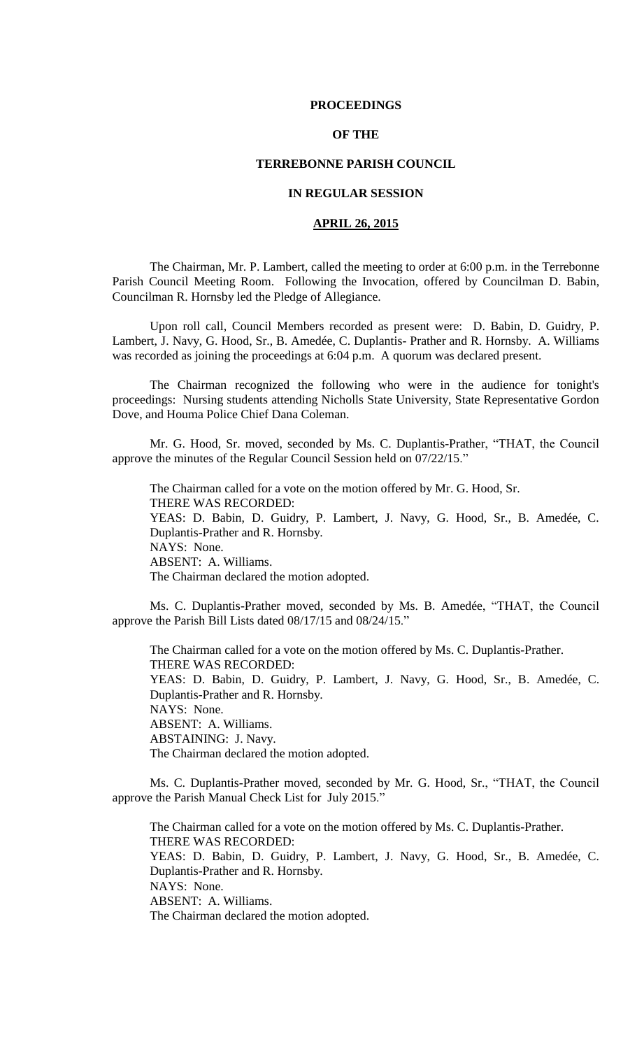**PROCEEDINGS**

**OF THE**

**TERREBONNE PARISH COUNCIL**

**IN REGULAR SESSION**

**APRIL 26, 2015**

The Chairman, Mr. P. Lambert, called the meeting to order at 6:00 p.m. in the Terrebonne Parish Council Meeting Room. Following the Invocation, offered by Councilman D. Babin, Councilman R. Hornsby led the Pledge of Allegiance.

Upon roll call, Council Members recorded as present were: D. Babin, D. Guidry, P. Lambert, J. Navy, G. Hood, Sr., B. Amedée, C. Duplantis- Prather and R. Hornsby. A. Williams was recorded as joining the proceedings at 6:04 p.m. A quorum was declared present.

The Chairman recognized the following who were in the audience for tonight's proceedings: Nursing students attending Nicholls State University, State Representative Gordon Dove, and Houma Police Chief Dana Coleman.

Mr. G. Hood, Sr. moved, seconded by Ms. C. Duplantis-Prather, "THAT, the Council approve the minutes of the Regular Council Session held on 07/22/15."

The Chairman called for a vote on the motion offered by Mr. G. Hood, Sr.
THERE WAS RECORDED:
YEAS: D. Babin, D. Guidry, P. Lambert, J. Navy, G. Hood, Sr., B. Amedée, C. Duplantis-Prather and R. Hornsby.
NAYS: None.
ABSENT: A. Williams.
The Chairman declared the motion adopted.

Ms. C. Duplantis-Prather moved, seconded by Ms. B. Amedée, "THAT, the Council approve the Parish Bill Lists dated 08/17/15 and 08/24/15."

The Chairman called for a vote on the motion offered by Ms. C. Duplantis-Prather.
THERE WAS RECORDED:
YEAS: D. Babin, D. Guidry, P. Lambert, J. Navy, G. Hood, Sr., B. Amedée, C. Duplantis-Prather and R. Hornsby.
NAYS: None.
ABSENT: A. Williams.
ABSTAINING: J. Navy.
The Chairman declared the motion adopted.

Ms. C. Duplantis-Prather moved, seconded by Mr. G. Hood, Sr., "THAT, the Council approve the Parish Manual Check List for July 2015."

The Chairman called for a vote on the motion offered by Ms. C. Duplantis-Prather.
THERE WAS RECORDED:
YEAS: D. Babin, D. Guidry, P. Lambert, J. Navy, G. Hood, Sr., B. Amedée, C. Duplantis-Prather and R. Hornsby.
NAYS: None.
ABSENT: A. Williams.
The Chairman declared the motion adopted.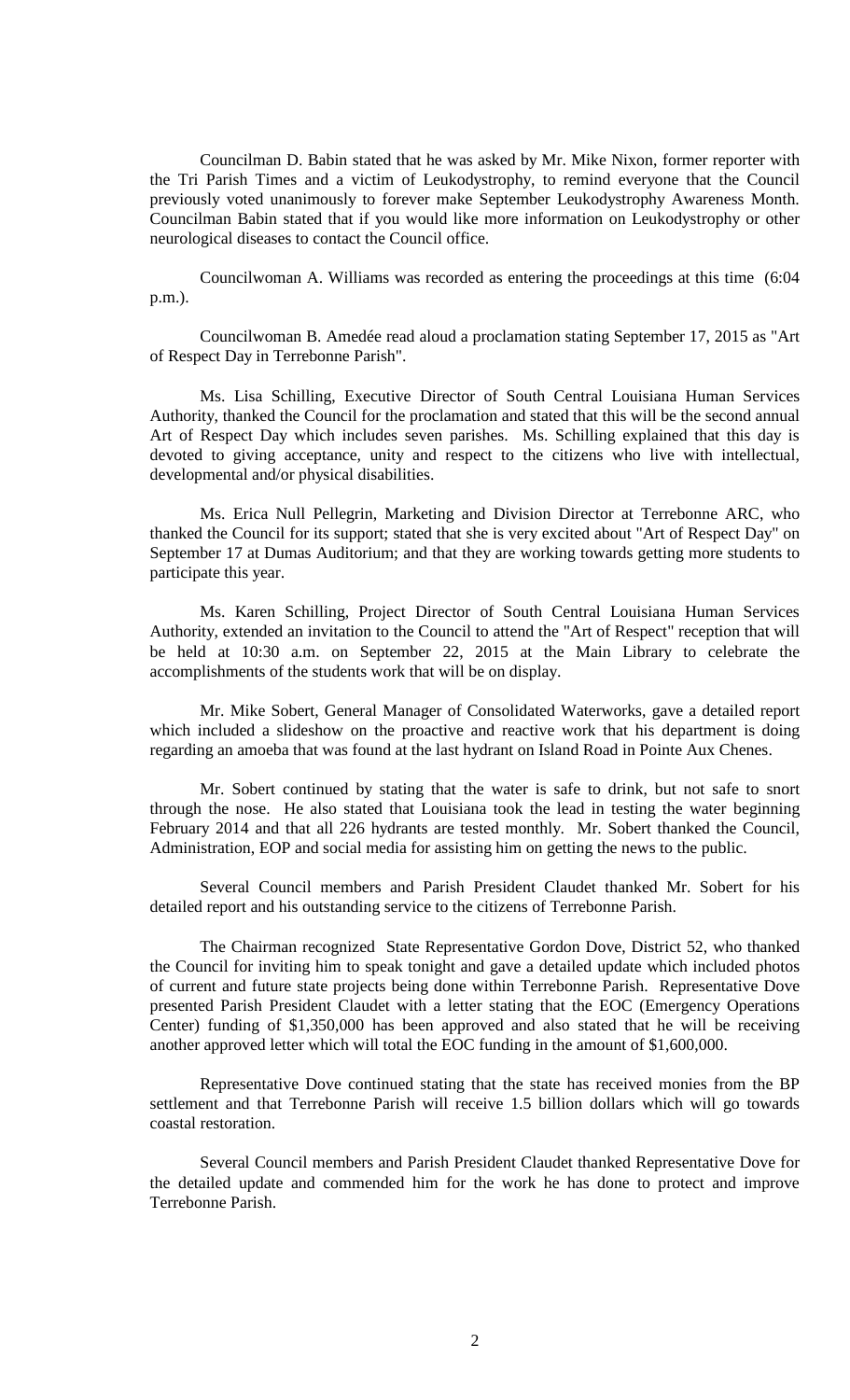Councilman D. Babin stated that he was asked by Mr. Mike Nixon, former reporter with the Tri Parish Times and a victim of Leukodystrophy, to remind everyone that the Council previously voted unanimously to forever make September Leukodystrophy Awareness Month. Councilman Babin stated that if you would like more information on Leukodystrophy or other neurological diseases to contact the Council office.

Councilwoman A. Williams was recorded as entering the proceedings at this time (6:04 p.m.).

Councilwoman B. Amedée read aloud a proclamation stating September 17, 2015 as "Art of Respect Day in Terrebonne Parish".

Ms. Lisa Schilling, Executive Director of South Central Louisiana Human Services Authority, thanked the Council for the proclamation and stated that this will be the second annual Art of Respect Day which includes seven parishes. Ms. Schilling explained that this day is devoted to giving acceptance, unity and respect to the citizens who live with intellectual, developmental and/or physical disabilities.

Ms. Erica Null Pellegrin, Marketing and Division Director at Terrebonne ARC, who thanked the Council for its support; stated that she is very excited about "Art of Respect Day" on September 17 at Dumas Auditorium; and that they are working towards getting more students to participate this year.

Ms. Karen Schilling, Project Director of South Central Louisiana Human Services Authority, extended an invitation to the Council to attend the "Art of Respect" reception that will be held at 10:30 a.m. on September 22, 2015 at the Main Library to celebrate the accomplishments of the students work that will be on display.

Mr. Mike Sobert, General Manager of Consolidated Waterworks, gave a detailed report which included a slideshow on the proactive and reactive work that his department is doing regarding an amoeba that was found at the last hydrant on Island Road in Pointe Aux Chenes.

Mr. Sobert continued by stating that the water is safe to drink, but not safe to snort through the nose. He also stated that Louisiana took the lead in testing the water beginning February 2014 and that all 226 hydrants are tested monthly. Mr. Sobert thanked the Council, Administration, EOP and social media for assisting him on getting the news to the public.

Several Council members and Parish President Claudet thanked Mr. Sobert for his detailed report and his outstanding service to the citizens of Terrebonne Parish.

The Chairman recognized State Representative Gordon Dove, District 52, who thanked the Council for inviting him to speak tonight and gave a detailed update which included photos of current and future state projects being done within Terrebonne Parish. Representative Dove presented Parish President Claudet with a letter stating that the EOC (Emergency Operations Center) funding of $1,350,000 has been approved and also stated that he will be receiving another approved letter which will total the EOC funding in the amount of $1,600,000.

Representative Dove continued stating that the state has received monies from the BP settlement and that Terrebonne Parish will receive 1.5 billion dollars which will go towards coastal restoration.

Several Council members and Parish President Claudet thanked Representative Dove for the detailed update and commended him for the work he has done to protect and improve Terrebonne Parish.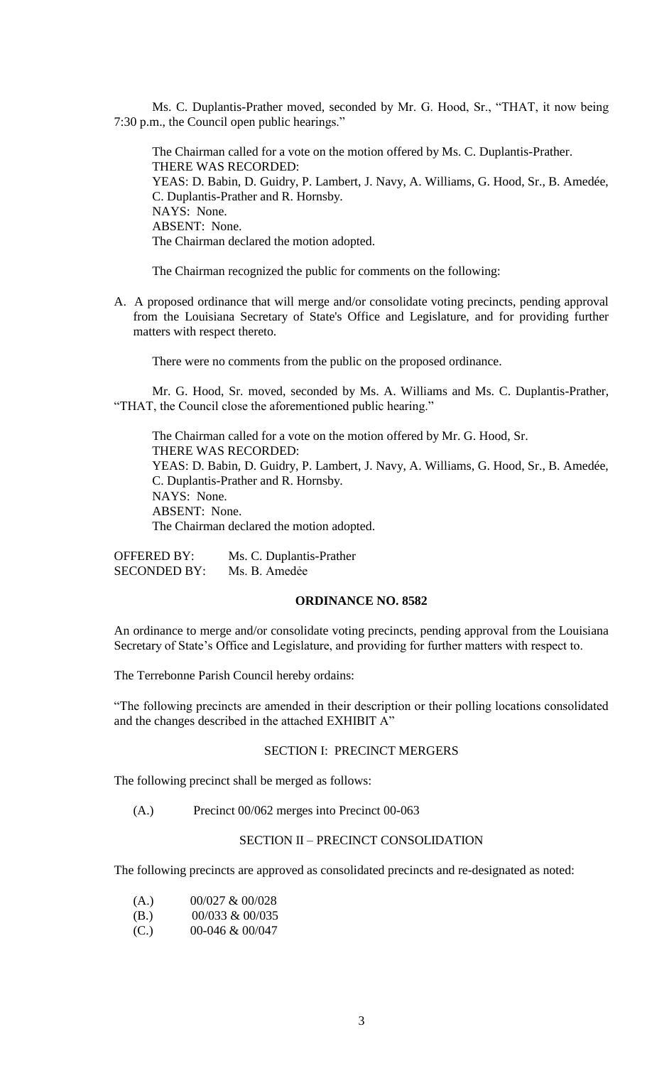Ms. C. Duplantis-Prather moved, seconded by Mr. G. Hood, Sr., "THAT, it now being 7:30 p.m., the Council open public hearings."

The Chairman called for a vote on the motion offered by Ms. C. Duplantis-Prather.
THERE WAS RECORDED:
YEAS: D. Babin, D. Guidry, P. Lambert, J. Navy, A. Williams, G. Hood, Sr., B. Amedée, C. Duplantis-Prather and R. Hornsby.
NAYS: None.
ABSENT: None.
The Chairman declared the motion adopted.

The Chairman recognized the public for comments on the following:

A. A proposed ordinance that will merge and/or consolidate voting precincts, pending approval from the Louisiana Secretary of State's Office and Legislature, and for providing further matters with respect thereto.

There were no comments from the public on the proposed ordinance.

Mr. G. Hood, Sr. moved, seconded by Ms. A. Williams and Ms. C. Duplantis-Prather, "THAT, the Council close the aforementioned public hearing."

The Chairman called for a vote on the motion offered by Mr. G. Hood, Sr.
THERE WAS RECORDED:
YEAS: D. Babin, D. Guidry, P. Lambert, J. Navy, A. Williams, G. Hood, Sr., B. Amedée, C. Duplantis-Prather and R. Hornsby.
NAYS: None.
ABSENT: None.
The Chairman declared the motion adopted.

OFFERED BY: Ms. C. Duplantis-Prather
SECONDED BY: Ms. B. Amedée

**ORDINANCE NO. 8582**

An ordinance to merge and/or consolidate voting precincts, pending approval from the Louisiana Secretary of State's Office and Legislature, and providing for further matters with respect to.

The Terrebonne Parish Council hereby ordains:

"The following precincts are amended in their description or their polling locations consolidated and the changes described in the attached EXHIBIT A"

SECTION I: PRECINCT MERGERS

The following precinct shall be merged as follows:

(A.) Precinct 00/062 merges into Precinct 00-063

SECTION II – PRECINCT CONSOLIDATION

The following precincts are approved as consolidated precincts and re-designated as noted:

(A.) 00/027 & 00/028
(B.) 00/033 & 00/035
(C.) 00-046 & 00/047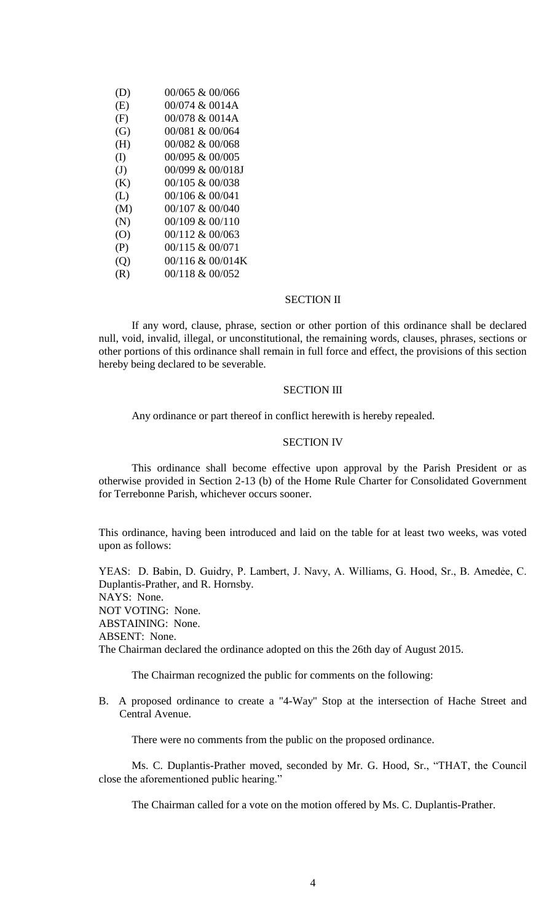(D) 00/065 & 00/066
(E) 00/074 & 0014A
(F) 00/078 & 0014A
(G) 00/081 & 00/064
(H) 00/082 & 00/068
(I) 00/095 & 00/005
(J) 00/099 & 00/018J
(K) 00/105 & 00/038
(L) 00/106 & 00/041
(M) 00/107 & 00/040
(N) 00/109 & 00/110
(O) 00/112 & 00/063
(P) 00/115 & 00/071
(Q) 00/116 & 00/014K
(R) 00/118 & 00/052

SECTION II

If any word, clause, phrase, section or other portion of this ordinance shall be declared null, void, invalid, illegal, or unconstitutional, the remaining words, clauses, phrases, sections or other portions of this ordinance shall remain in full force and effect, the provisions of this section hereby being declared to be severable.

SECTION III

Any ordinance or part thereof in conflict herewith is hereby repealed.

SECTION IV

This ordinance shall become effective upon approval by the Parish President or as otherwise provided in Section 2-13 (b) of the Home Rule Charter for Consolidated Government for Terrebonne Parish, whichever occurs sooner.

This ordinance, having been introduced and laid on the table for at least two weeks, was voted upon as follows:

YEAS: D. Babin, D. Guidry, P. Lambert, J. Navy, A. Williams, G. Hood, Sr., B. Amedèe, C. Duplantis-Prather, and R. Hornsby.
NAYS: None.
NOT VOTING: None.
ABSTAINING: None.
ABSENT: None.
The Chairman declared the ordinance adopted on this the 26th day of August 2015.

The Chairman recognized the public for comments on the following:

B. A proposed ordinance to create a "4-Way" Stop at the intersection of Hache Street and Central Avenue.

There were no comments from the public on the proposed ordinance.

Ms. C. Duplantis-Prather moved, seconded by Mr. G. Hood, Sr., "THAT, the Council close the aforementioned public hearing."

The Chairman called for a vote on the motion offered by Ms. C. Duplantis-Prather.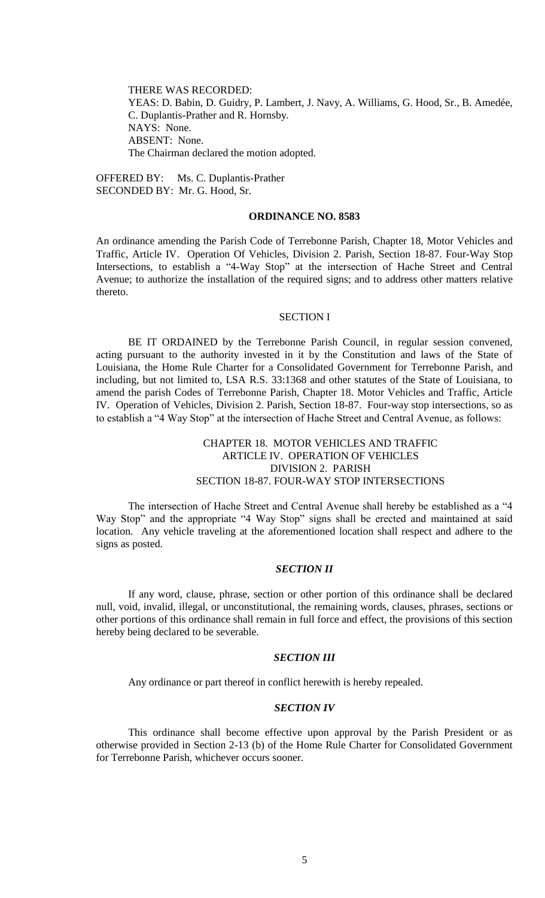THERE WAS RECORDED:
YEAS: D. Babin, D. Guidry, P. Lambert, J. Navy, A. Williams, G. Hood, Sr., B. Amedée, C. Duplantis-Prather and R. Hornsby.
NAYS: None.
ABSENT: None.
The Chairman declared the motion adopted.

OFFERED BY: Ms. C. Duplantis-Prather
SECONDED BY: Mr. G. Hood, Sr.

**ORDINANCE NO. 8583**

An ordinance amending the Parish Code of Terrebonne Parish, Chapter 18, Motor Vehicles and Traffic, Article IV. Operation Of Vehicles, Division 2. Parish, Section 18-87. Four-Way Stop Intersections, to establish a "4-Way Stop" at the intersection of Hache Street and Central Avenue; to authorize the installation of the required signs; and to address other matters relative thereto.

SECTION I

BE IT ORDAINED by the Terrebonne Parish Council, in regular session convened, acting pursuant to the authority invested in it by the Constitution and laws of the State of Louisiana, the Home Rule Charter for a Consolidated Government for Terrebonne Parish, and including, but not limited to, LSA R.S. 33:1368 and other statutes of the State of Louisiana, to amend the parish Codes of Terrebonne Parish, Chapter 18. Motor Vehicles and Traffic, Article IV. Operation of Vehicles, Division 2. Parish, Section 18-87. Four-way stop intersections, so as to establish a "4 Way Stop" at the intersection of Hache Street and Central Avenue, as follows:

CHAPTER 18. MOTOR VEHICLES AND TRAFFIC
ARTICLE IV. OPERATION OF VEHICLES
DIVISION 2. PARISH
SECTION 18-87. FOUR-WAY STOP INTERSECTIONS

The intersection of Hache Street and Central Avenue shall hereby be established as a "4 Way Stop" and the appropriate "4 Way Stop" signs shall be erected and maintained at said location. Any vehicle traveling at the aforementioned location shall respect and adhere to the signs as posted.

***SECTION II***

If any word, clause, phrase, section or other portion of this ordinance shall be declared null, void, invalid, illegal, or unconstitutional, the remaining words, clauses, phrases, sections or other portions of this ordinance shall remain in full force and effect, the provisions of this section hereby being declared to be severable.

***SECTION III***

Any ordinance or part thereof in conflict herewith is hereby repealed.

***SECTION IV***

This ordinance shall become effective upon approval by the Parish President or as otherwise provided in Section 2-13 (b) of the Home Rule Charter for Consolidated Government for Terrebonne Parish, whichever occurs sooner.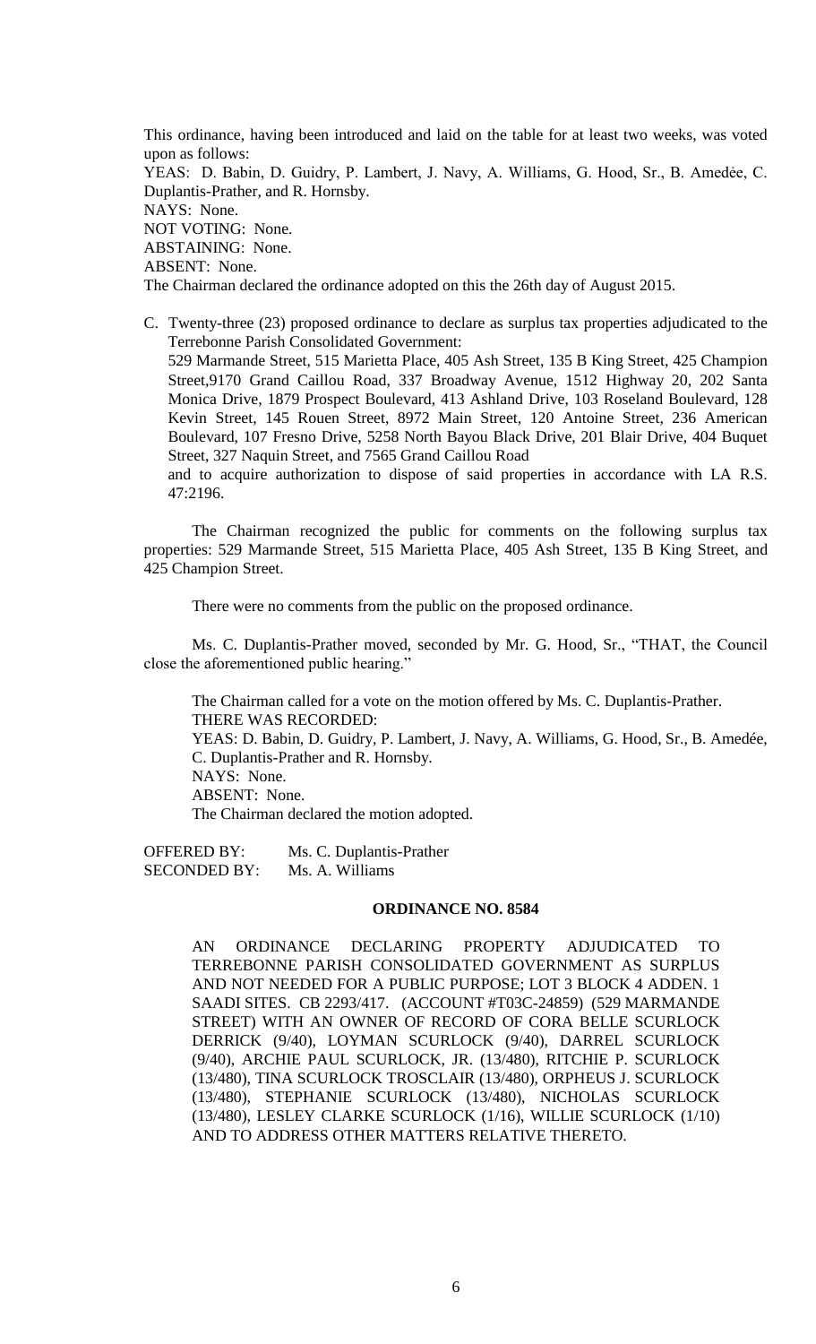This ordinance, having been introduced and laid on the table for at least two weeks, was voted upon as follows:

YEAS: D. Babin, D. Guidry, P. Lambert, J. Navy, A. Williams, G. Hood, Sr., B. Amedėe, C. Duplantis-Prather, and R. Hornsby.

NAYS: None.

NOT VOTING: None.

ABSTAINING: None.

ABSENT: None.

The Chairman declared the ordinance adopted on this the 26th day of August 2015.

C. Twenty-three (23) proposed ordinance to declare as surplus tax properties adjudicated to the Terrebonne Parish Consolidated Government:
529 Marmande Street, 515 Marietta Place, 405 Ash Street, 135 B King Street, 425 Champion Street,9170 Grand Caillou Road, 337 Broadway Avenue, 1512 Highway 20, 202 Santa Monica Drive, 1879 Prospect Boulevard, 413 Ashland Drive, 103 Roseland Boulevard, 128 Kevin Street, 145 Rouen Street, 8972 Main Street, 120 Antoine Street, 236 American Boulevard, 107 Fresno Drive, 5258 North Bayou Black Drive, 201 Blair Drive, 404 Buquet Street, 327 Naquin Street, and 7565 Grand Caillou Road
and to acquire authorization to dispose of said properties in accordance with LA R.S. 47:2196.

The Chairman recognized the public for comments on the following surplus tax properties: 529 Marmande Street, 515 Marietta Place, 405 Ash Street, 135 B King Street, and 425 Champion Street.

There were no comments from the public on the proposed ordinance.

Ms. C. Duplantis-Prather moved, seconded by Mr. G. Hood, Sr., "THAT, the Council close the aforementioned public hearing."

The Chairman called for a vote on the motion offered by Ms. C. Duplantis-Prather.
THERE WAS RECORDED:
YEAS: D. Babin, D. Guidry, P. Lambert, J. Navy, A. Williams, G. Hood, Sr., B. Amedée, C. Duplantis-Prather and R. Hornsby.
NAYS: None.
ABSENT: None.
The Chairman declared the motion adopted.

OFFERED BY: Ms. C. Duplantis-Prather
SECONDED BY: Ms. A. Williams

**ORDINANCE NO. 8584**

AN ORDINANCE DECLARING PROPERTY ADJUDICATED TO TERREBONNE PARISH CONSOLIDATED GOVERNMENT AS SURPLUS AND NOT NEEDED FOR A PUBLIC PURPOSE; LOT 3 BLOCK 4 ADDEN. 1 SAADI SITES. CB 2293/417. (ACCOUNT #T03C-24859) (529 MARMANDE STREET) WITH AN OWNER OF RECORD OF CORA BELLE SCURLOCK DERRICK (9/40), LOYMAN SCURLOCK (9/40), DARREL SCURLOCK (9/40), ARCHIE PAUL SCURLOCK, JR. (13/480), RITCHIE P. SCURLOCK (13/480), TINA SCURLOCK TROSCLAIR (13/480), ORPHEUS J. SCURLOCK (13/480), STEPHANIE SCURLOCK (13/480), NICHOLAS SCURLOCK (13/480), LESLEY CLARKE SCURLOCK (1/16), WILLIE SCURLOCK (1/10) AND TO ADDRESS OTHER MATTERS RELATIVE THERETO.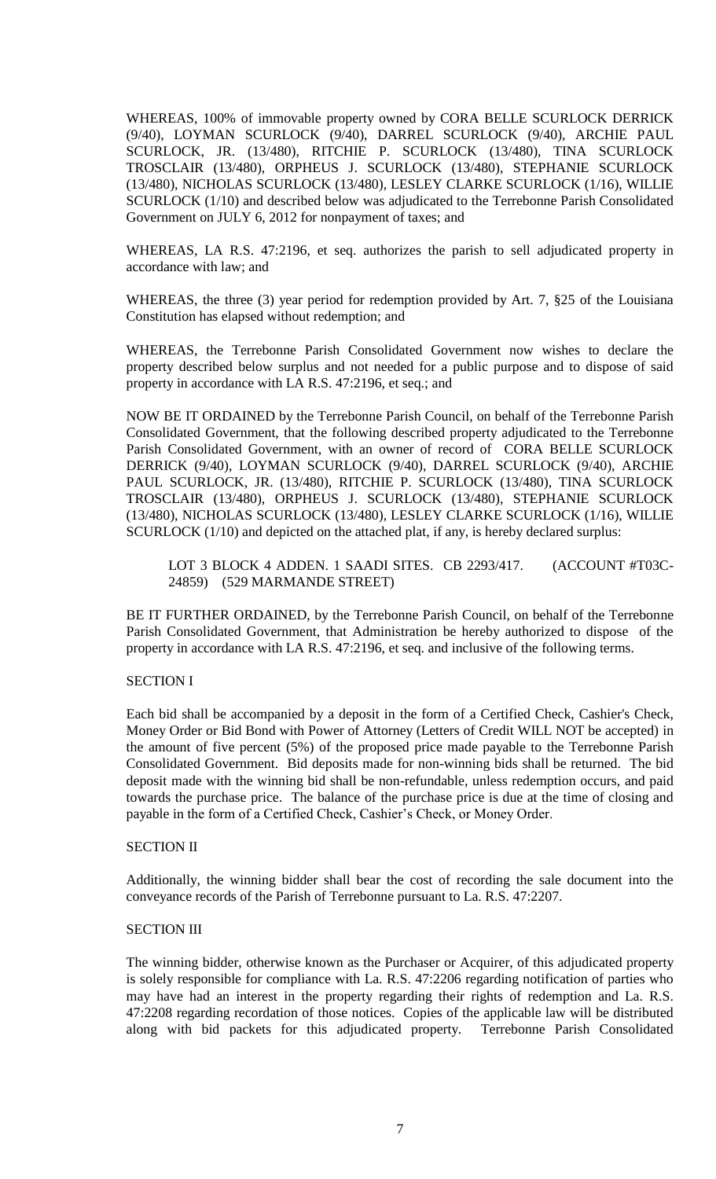WHEREAS, 100% of immovable property owned by CORA BELLE SCURLOCK DERRICK (9/40), LOYMAN SCURLOCK (9/40), DARREL SCURLOCK (9/40), ARCHIE PAUL SCURLOCK, JR. (13/480), RITCHIE P. SCURLOCK (13/480), TINA SCURLOCK TROSCLAIR (13/480), ORPHEUS J. SCURLOCK (13/480), STEPHANIE SCURLOCK (13/480), NICHOLAS SCURLOCK (13/480), LESLEY CLARKE SCURLOCK (1/16), WILLIE SCURLOCK (1/10) and described below was adjudicated to the Terrebonne Parish Consolidated Government on JULY 6, 2012 for nonpayment of taxes; and

WHEREAS, LA R.S. 47:2196, et seq. authorizes the parish to sell adjudicated property in accordance with law; and

WHEREAS, the three (3) year period for redemption provided by Art. 7, §25 of the Louisiana Constitution has elapsed without redemption; and

WHEREAS, the Terrebonne Parish Consolidated Government now wishes to declare the property described below surplus and not needed for a public purpose and to dispose of said property in accordance with LA R.S. 47:2196, et seq.; and

NOW BE IT ORDAINED by the Terrebonne Parish Council, on behalf of the Terrebonne Parish Consolidated Government, that the following described property adjudicated to the Terrebonne Parish Consolidated Government, with an owner of record of CORA BELLE SCURLOCK DERRICK (9/40), LOYMAN SCURLOCK (9/40), DARREL SCURLOCK (9/40), ARCHIE PAUL SCURLOCK, JR. (13/480), RITCHIE P. SCURLOCK (13/480), TINA SCURLOCK TROSCLAIR (13/480), ORPHEUS J. SCURLOCK (13/480), STEPHANIE SCURLOCK (13/480), NICHOLAS SCURLOCK (13/480), LESLEY CLARKE SCURLOCK (1/16), WILLIE SCURLOCK (1/10) and depicted on the attached plat, if any, is hereby declared surplus:

> LOT 3 BLOCK 4 ADDEN. 1 SAADI SITES. CB 2293/417. (ACCOUNT #T03C-24859) (529 MARMANDE STREET)

BE IT FURTHER ORDAINED, by the Terrebonne Parish Council, on behalf of the Terrebonne Parish Consolidated Government, that Administration be hereby authorized to dispose of the property in accordance with LA R.S. 47:2196, et seq. and inclusive of the following terms.

SECTION I

Each bid shall be accompanied by a deposit in the form of a Certified Check, Cashier's Check, Money Order or Bid Bond with Power of Attorney (Letters of Credit WILL NOT be accepted) in the amount of five percent (5%) of the proposed price made payable to the Terrebonne Parish Consolidated Government. Bid deposits made for non-winning bids shall be returned. The bid deposit made with the winning bid shall be non-refundable, unless redemption occurs, and paid towards the purchase price. The balance of the purchase price is due at the time of closing and payable in the form of a Certified Check, Cashier's Check, or Money Order.

SECTION II

Additionally, the winning bidder shall bear the cost of recording the sale document into the conveyance records of the Parish of Terrebonne pursuant to La. R.S. 47:2207.

SECTION III

The winning bidder, otherwise known as the Purchaser or Acquirer, of this adjudicated property is solely responsible for compliance with La. R.S. 47:2206 regarding notification of parties who may have had an interest in the property regarding their rights of redemption and La. R.S. 47:2208 regarding recordation of those notices. Copies of the applicable law will be distributed along with bid packets for this adjudicated property. Terrebonne Parish Consolidated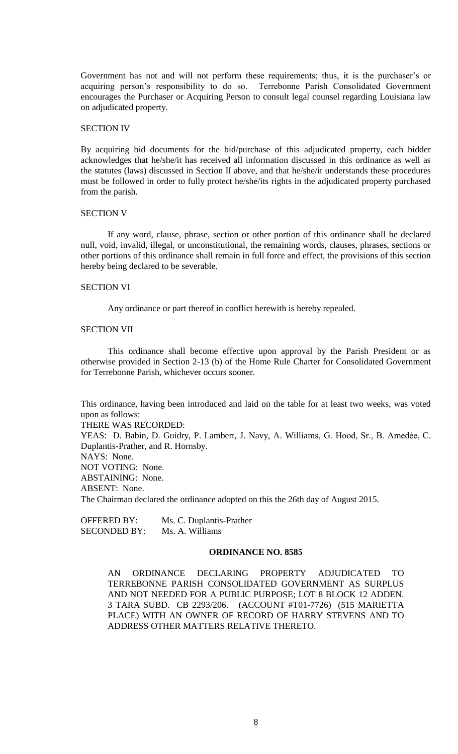Government has not and will not perform these requirements; thus, it is the purchaser's or acquiring person's responsibility to do so. Terrebonne Parish Consolidated Government encourages the Purchaser or Acquiring Person to consult legal counsel regarding Louisiana law on adjudicated property.

SECTION IV

By acquiring bid documents for the bid/purchase of this adjudicated property, each bidder acknowledges that he/she/it has received all information discussed in this ordinance as well as the statutes (laws) discussed in Section II above, and that he/she/it understands these procedures must be followed in order to fully protect he/she/its rights in the adjudicated property purchased from the parish.

SECTION V

If any word, clause, phrase, section or other portion of this ordinance shall be declared null, void, invalid, illegal, or unconstitutional, the remaining words, clauses, phrases, sections or other portions of this ordinance shall remain in full force and effect, the provisions of this section hereby being declared to be severable.

SECTION VI

Any ordinance or part thereof in conflict herewith is hereby repealed.

SECTION VII

This ordinance shall become effective upon approval by the Parish President or as otherwise provided in Section 2-13 (b) of the Home Rule Charter for Consolidated Government for Terrebonne Parish, whichever occurs sooner.

This ordinance, having been introduced and laid on the table for at least two weeks, was voted upon as follows:
THERE WAS RECORDED:
YEAS: D. Babin, D. Guidry, P. Lambert, J. Navy, A. Williams, G. Hood, Sr., B. Amedée, C. Duplantis-Prather, and R. Hornsby.
NAYS: None.
NOT VOTING: None.
ABSTAINING: None.
ABSENT: None.
The Chairman declared the ordinance adopted on this the 26th day of August 2015.

OFFERED BY: Ms. C. Duplantis-Prather
SECONDED BY: Ms. A. Williams

**ORDINANCE NO. 8585**

AN ORDINANCE DECLARING PROPERTY ADJUDICATED TO TERREBONNE PARISH CONSOLIDATED GOVERNMENT AS SURPLUS AND NOT NEEDED FOR A PUBLIC PURPOSE; LOT 8 BLOCK 12 ADDEN. 3 TARA SUBD. CB 2293/206. (ACCOUNT #T01-7726) (515 MARIETTA PLACE) WITH AN OWNER OF RECORD OF HARRY STEVENS AND TO ADDRESS OTHER MATTERS RELATIVE THERETO.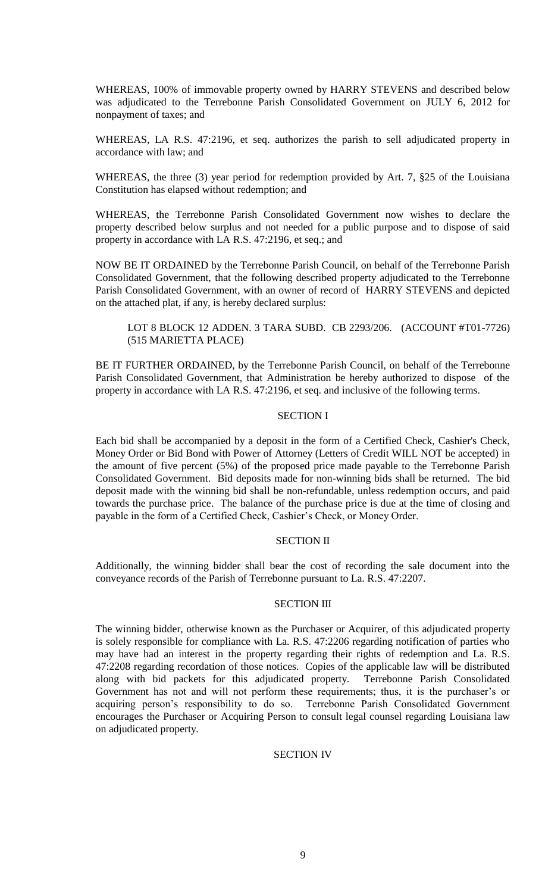WHEREAS, 100% of immovable property owned by HARRY STEVENS and described below was adjudicated to the Terrebonne Parish Consolidated Government on JULY 6, 2012 for nonpayment of taxes; and

WHEREAS, LA R.S. 47:2196, et seq. authorizes the parish to sell adjudicated property in accordance with law; and

WHEREAS, the three (3) year period for redemption provided by Art. 7, §25 of the Louisiana Constitution has elapsed without redemption; and

WHEREAS, the Terrebonne Parish Consolidated Government now wishes to declare the property described below surplus and not needed for a public purpose and to dispose of said property in accordance with LA R.S. 47:2196, et seq.; and

NOW BE IT ORDAINED by the Terrebonne Parish Council, on behalf of the Terrebonne Parish Consolidated Government, that the following described property adjudicated to the Terrebonne Parish Consolidated Government, with an owner of record of HARRY STEVENS and depicted on the attached plat, if any, is hereby declared surplus:

LOT 8 BLOCK 12 ADDEN. 3 TARA SUBD. CB 2293/206. (ACCOUNT #T01-7726) (515 MARIETTA PLACE)

BE IT FURTHER ORDAINED, by the Terrebonne Parish Council, on behalf of the Terrebonne Parish Consolidated Government, that Administration be hereby authorized to dispose of the property in accordance with LA R.S. 47:2196, et seq. and inclusive of the following terms.

SECTION I

Each bid shall be accompanied by a deposit in the form of a Certified Check, Cashier's Check, Money Order or Bid Bond with Power of Attorney (Letters of Credit WILL NOT be accepted) in the amount of five percent (5%) of the proposed price made payable to the Terrebonne Parish Consolidated Government. Bid deposits made for non-winning bids shall be returned. The bid deposit made with the winning bid shall be non-refundable, unless redemption occurs, and paid towards the purchase price. The balance of the purchase price is due at the time of closing and payable in the form of a Certified Check, Cashier's Check, or Money Order.

SECTION II

Additionally, the winning bidder shall bear the cost of recording the sale document into the conveyance records of the Parish of Terrebonne pursuant to La. R.S. 47:2207.

SECTION III

The winning bidder, otherwise known as the Purchaser or Acquirer, of this adjudicated property is solely responsible for compliance with La. R.S. 47:2206 regarding notification of parties who may have had an interest in the property regarding their rights of redemption and La. R.S. 47:2208 regarding recordation of those notices. Copies of the applicable law will be distributed along with bid packets for this adjudicated property. Terrebonne Parish Consolidated Government has not and will not perform these requirements; thus, it is the purchaser's or acquiring person's responsibility to do so. Terrebonne Parish Consolidated Government encourages the Purchaser or Acquiring Person to consult legal counsel regarding Louisiana law on adjudicated property.

SECTION IV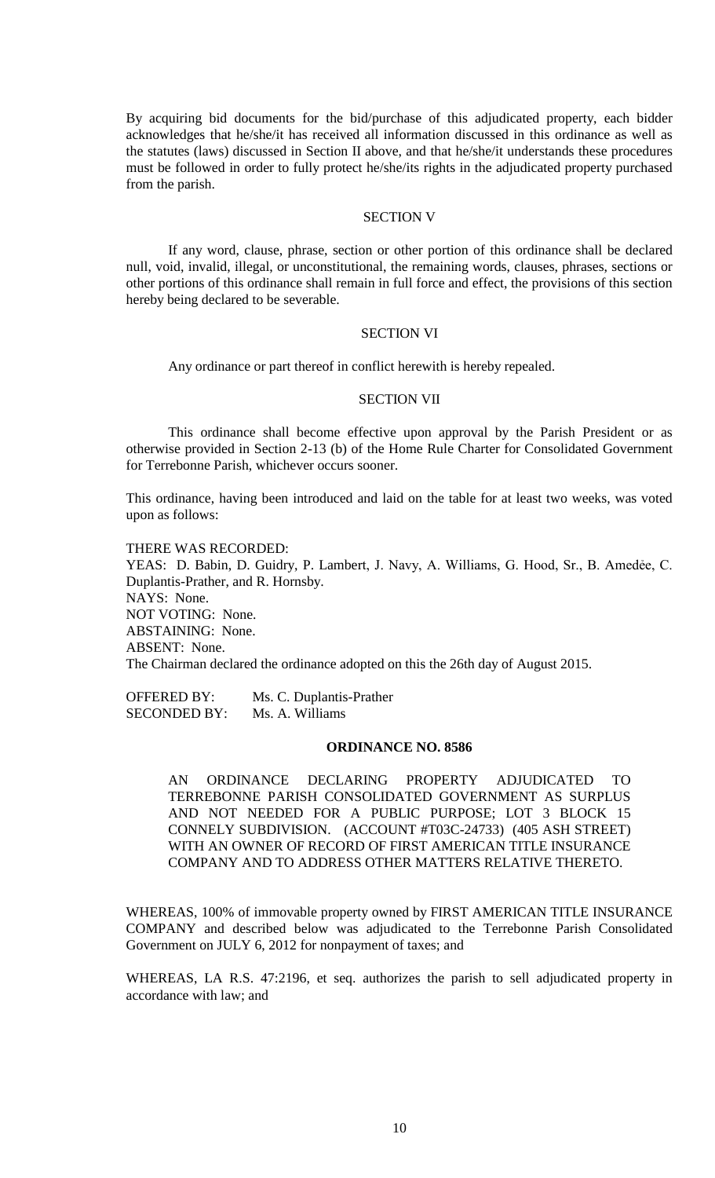By acquiring bid documents for the bid/purchase of this adjudicated property, each bidder acknowledges that he/she/it has received all information discussed in this ordinance as well as the statutes (laws) discussed in Section II above, and that he/she/it understands these procedures must be followed in order to fully protect he/she/its rights in the adjudicated property purchased from the parish.

SECTION V

If any word, clause, phrase, section or other portion of this ordinance shall be declared null, void, invalid, illegal, or unconstitutional, the remaining words, clauses, phrases, sections or other portions of this ordinance shall remain in full force and effect, the provisions of this section hereby being declared to be severable.

SECTION VI

Any ordinance or part thereof in conflict herewith is hereby repealed.

SECTION VII

This ordinance shall become effective upon approval by the Parish President or as otherwise provided in Section 2-13 (b) of the Home Rule Charter for Consolidated Government for Terrebonne Parish, whichever occurs sooner.

This ordinance, having been introduced and laid on the table for at least two weeks, was voted upon as follows:

THERE WAS RECORDED:
YEAS: D. Babin, D. Guidry, P. Lambert, J. Navy, A. Williams, G. Hood, Sr., B. Amedée, C. Duplantis-Prather, and R. Hornsby.
NAYS: None.
NOT VOTING: None.
ABSTAINING: None.
ABSENT: None.
The Chairman declared the ordinance adopted on this the 26th day of August 2015.

OFFERED BY: Ms. C. Duplantis-Prather
SECONDED BY: Ms. A. Williams

**ORDINANCE NO. 8586**

AN ORDINANCE DECLARING PROPERTY ADJUDICATED TO TERREBONNE PARISH CONSOLIDATED GOVERNMENT AS SURPLUS AND NOT NEEDED FOR A PUBLIC PURPOSE; LOT 3 BLOCK 15 CONNELY SUBDIVISION. (ACCOUNT #T03C-24733) (405 ASH STREET) WITH AN OWNER OF RECORD OF FIRST AMERICAN TITLE INSURANCE COMPANY AND TO ADDRESS OTHER MATTERS RELATIVE THERETO.

WHEREAS, 100% of immovable property owned by FIRST AMERICAN TITLE INSURANCE COMPANY and described below was adjudicated to the Terrebonne Parish Consolidated Government on JULY 6, 2012 for nonpayment of taxes; and

WHEREAS, LA R.S. 47:2196, et seq. authorizes the parish to sell adjudicated property in accordance with law; and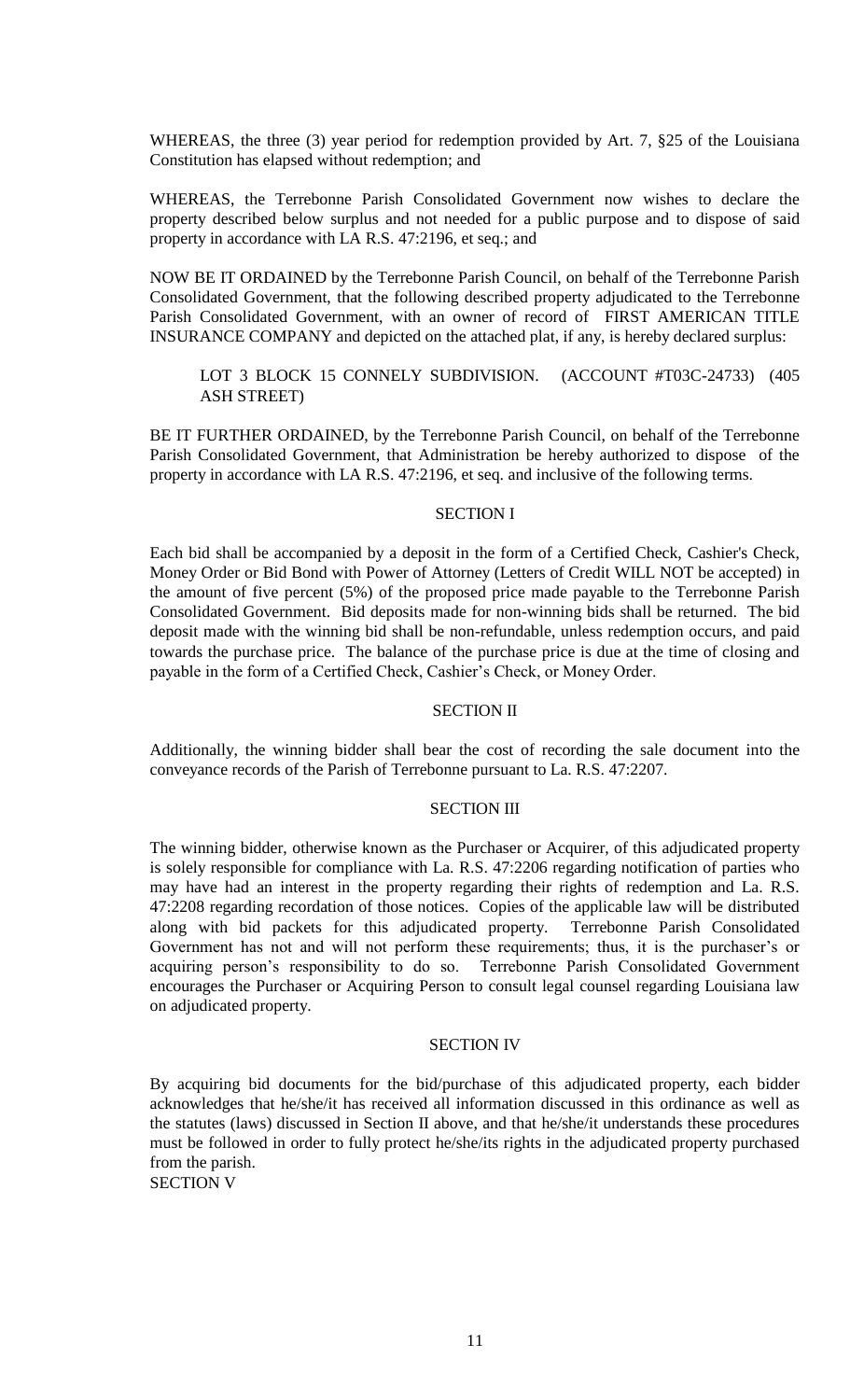WHEREAS, the three (3) year period for redemption provided by Art. 7, §25 of the Louisiana Constitution has elapsed without redemption; and

WHEREAS, the Terrebonne Parish Consolidated Government now wishes to declare the property described below surplus and not needed for a public purpose and to dispose of said property in accordance with LA R.S. 47:2196, et seq.; and

NOW BE IT ORDAINED by the Terrebonne Parish Council, on behalf of the Terrebonne Parish Consolidated Government, that the following described property adjudicated to the Terrebonne Parish Consolidated Government, with an owner of record of FIRST AMERICAN TITLE INSURANCE COMPANY and depicted on the attached plat, if any, is hereby declared surplus:

> LOT 3 BLOCK 15 CONNELY SUBDIVISION. (ACCOUNT #T03C-24733) (405 ASH STREET)

BE IT FURTHER ORDAINED, by the Terrebonne Parish Council, on behalf of the Terrebonne Parish Consolidated Government, that Administration be hereby authorized to dispose of the property in accordance with LA R.S. 47:2196, et seq. and inclusive of the following terms.

SECTION I

Each bid shall be accompanied by a deposit in the form of a Certified Check, Cashier's Check, Money Order or Bid Bond with Power of Attorney (Letters of Credit WILL NOT be accepted) in the amount of five percent (5%) of the proposed price made payable to the Terrebonne Parish Consolidated Government. Bid deposits made for non-winning bids shall be returned. The bid deposit made with the winning bid shall be non-refundable, unless redemption occurs, and paid towards the purchase price. The balance of the purchase price is due at the time of closing and payable in the form of a Certified Check, Cashier's Check, or Money Order.

SECTION II

Additionally, the winning bidder shall bear the cost of recording the sale document into the conveyance records of the Parish of Terrebonne pursuant to La. R.S. 47:2207.

SECTION III

The winning bidder, otherwise known as the Purchaser or Acquirer, of this adjudicated property is solely responsible for compliance with La. R.S. 47:2206 regarding notification of parties who may have had an interest in the property regarding their rights of redemption and La. R.S. 47:2208 regarding recordation of those notices. Copies of the applicable law will be distributed along with bid packets for this adjudicated property. Terrebonne Parish Consolidated Government has not and will not perform these requirements; thus, it is the purchaser's or acquiring person's responsibility to do so. Terrebonne Parish Consolidated Government encourages the Purchaser or Acquiring Person to consult legal counsel regarding Louisiana law on adjudicated property.

SECTION IV

By acquiring bid documents for the bid/purchase of this adjudicated property, each bidder acknowledges that he/she/it has received all information discussed in this ordinance as well as the statutes (laws) discussed in Section II above, and that he/she/it understands these procedures must be followed in order to fully protect he/she/its rights in the adjudicated property purchased from the parish.

SECTION V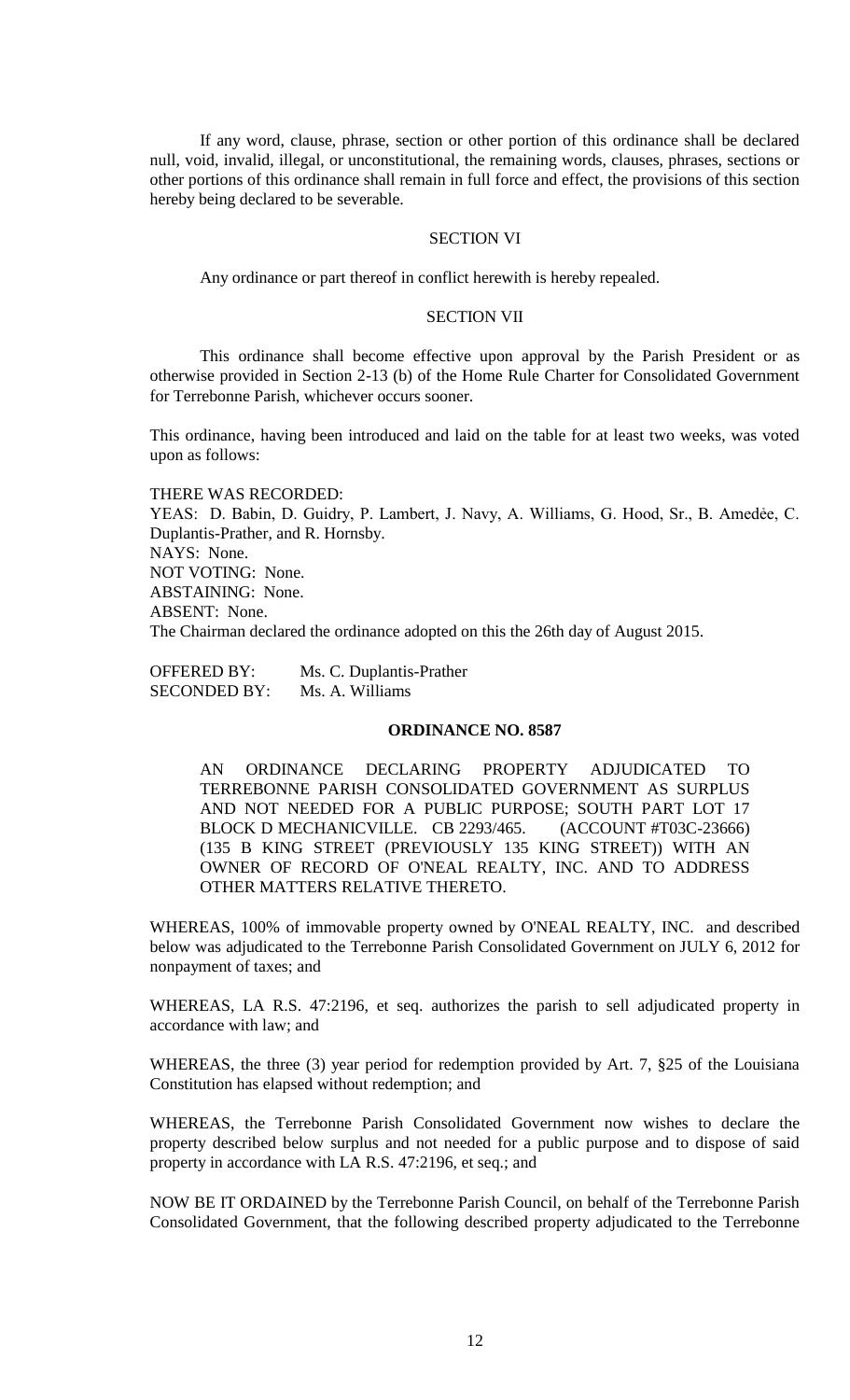If any word, clause, phrase, section or other portion of this ordinance shall be declared null, void, invalid, illegal, or unconstitutional, the remaining words, clauses, phrases, sections or other portions of this ordinance shall remain in full force and effect, the provisions of this section hereby being declared to be severable.

SECTION VI

Any ordinance or part thereof in conflict herewith is hereby repealed.

SECTION VII

This ordinance shall become effective upon approval by the Parish President or as otherwise provided in Section 2-13 (b) of the Home Rule Charter for Consolidated Government for Terrebonne Parish, whichever occurs sooner.

This ordinance, having been introduced and laid on the table for at least two weeks, was voted upon as follows:

THERE WAS RECORDED:
YEAS: D. Babin, D. Guidry, P. Lambert, J. Navy, A. Williams, G. Hood, Sr., B. Amedėe, C. Duplantis-Prather, and R. Hornsby.
NAYS: None.
NOT VOTING: None.
ABSTAINING: None.
ABSENT: None.
The Chairman declared the ordinance adopted on this the 26th day of August 2015.

OFFERED BY: Ms. C. Duplantis-Prather
SECONDED BY: Ms. A. Williams

**ORDINANCE NO. 8587**

AN ORDINANCE DECLARING PROPERTY ADJUDICATED TO TERREBONNE PARISH CONSOLIDATED GOVERNMENT AS SURPLUS AND NOT NEEDED FOR A PUBLIC PURPOSE; SOUTH PART LOT 17 BLOCK D MECHANICVILLE. CB 2293/465. (ACCOUNT #T03C-23666) (135 B KING STREET (PREVIOUSLY 135 KING STREET)) WITH AN OWNER OF RECORD OF O'NEAL REALTY, INC. AND TO ADDRESS OTHER MATTERS RELATIVE THERETO.

WHEREAS, 100% of immovable property owned by O'NEAL REALTY, INC. and described below was adjudicated to the Terrebonne Parish Consolidated Government on JULY 6, 2012 for nonpayment of taxes; and

WHEREAS, LA R.S. 47:2196, et seq. authorizes the parish to sell adjudicated property in accordance with law; and

WHEREAS, the three (3) year period for redemption provided by Art. 7, §25 of the Louisiana Constitution has elapsed without redemption; and

WHEREAS, the Terrebonne Parish Consolidated Government now wishes to declare the property described below surplus and not needed for a public purpose and to dispose of said property in accordance with LA R.S. 47:2196, et seq.; and

NOW BE IT ORDAINED by the Terrebonne Parish Council, on behalf of the Terrebonne Parish Consolidated Government, that the following described property adjudicated to the Terrebonne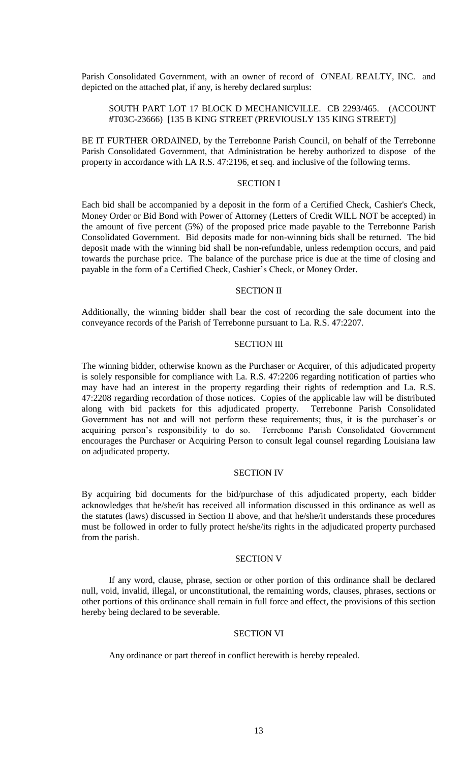Parish Consolidated Government, with an owner of record of O'NEAL REALTY, INC. and depicted on the attached plat, if any, is hereby declared surplus:

SOUTH PART LOT 17 BLOCK D MECHANICVILLE. CB 2293/465. (ACCOUNT #T03C-23666) [135 B KING STREET (PREVIOUSLY 135 KING STREET)]

BE IT FURTHER ORDAINED, by the Terrebonne Parish Council, on behalf of the Terrebonne Parish Consolidated Government, that Administration be hereby authorized to dispose of the property in accordance with LA R.S. 47:2196, et seq. and inclusive of the following terms.

SECTION I

Each bid shall be accompanied by a deposit in the form of a Certified Check, Cashier's Check, Money Order or Bid Bond with Power of Attorney (Letters of Credit WILL NOT be accepted) in the amount of five percent (5%) of the proposed price made payable to the Terrebonne Parish Consolidated Government. Bid deposits made for non-winning bids shall be returned. The bid deposit made with the winning bid shall be non-refundable, unless redemption occurs, and paid towards the purchase price. The balance of the purchase price is due at the time of closing and payable in the form of a Certified Check, Cashier's Check, or Money Order.

SECTION II

Additionally, the winning bidder shall bear the cost of recording the sale document into the conveyance records of the Parish of Terrebonne pursuant to La. R.S. 47:2207.

SECTION III

The winning bidder, otherwise known as the Purchaser or Acquirer, of this adjudicated property is solely responsible for compliance with La. R.S. 47:2206 regarding notification of parties who may have had an interest in the property regarding their rights of redemption and La. R.S. 47:2208 regarding recordation of those notices. Copies of the applicable law will be distributed along with bid packets for this adjudicated property. Terrebonne Parish Consolidated Government has not and will not perform these requirements; thus, it is the purchaser's or acquiring person's responsibility to do so. Terrebonne Parish Consolidated Government encourages the Purchaser or Acquiring Person to consult legal counsel regarding Louisiana law on adjudicated property.

SECTION IV

By acquiring bid documents for the bid/purchase of this adjudicated property, each bidder acknowledges that he/she/it has received all information discussed in this ordinance as well as the statutes (laws) discussed in Section II above, and that he/she/it understands these procedures must be followed in order to fully protect he/she/its rights in the adjudicated property purchased from the parish.

SECTION V

If any word, clause, phrase, section or other portion of this ordinance shall be declared null, void, invalid, illegal, or unconstitutional, the remaining words, clauses, phrases, sections or other portions of this ordinance shall remain in full force and effect, the provisions of this section hereby being declared to be severable.

SECTION VI

Any ordinance or part thereof in conflict herewith is hereby repealed.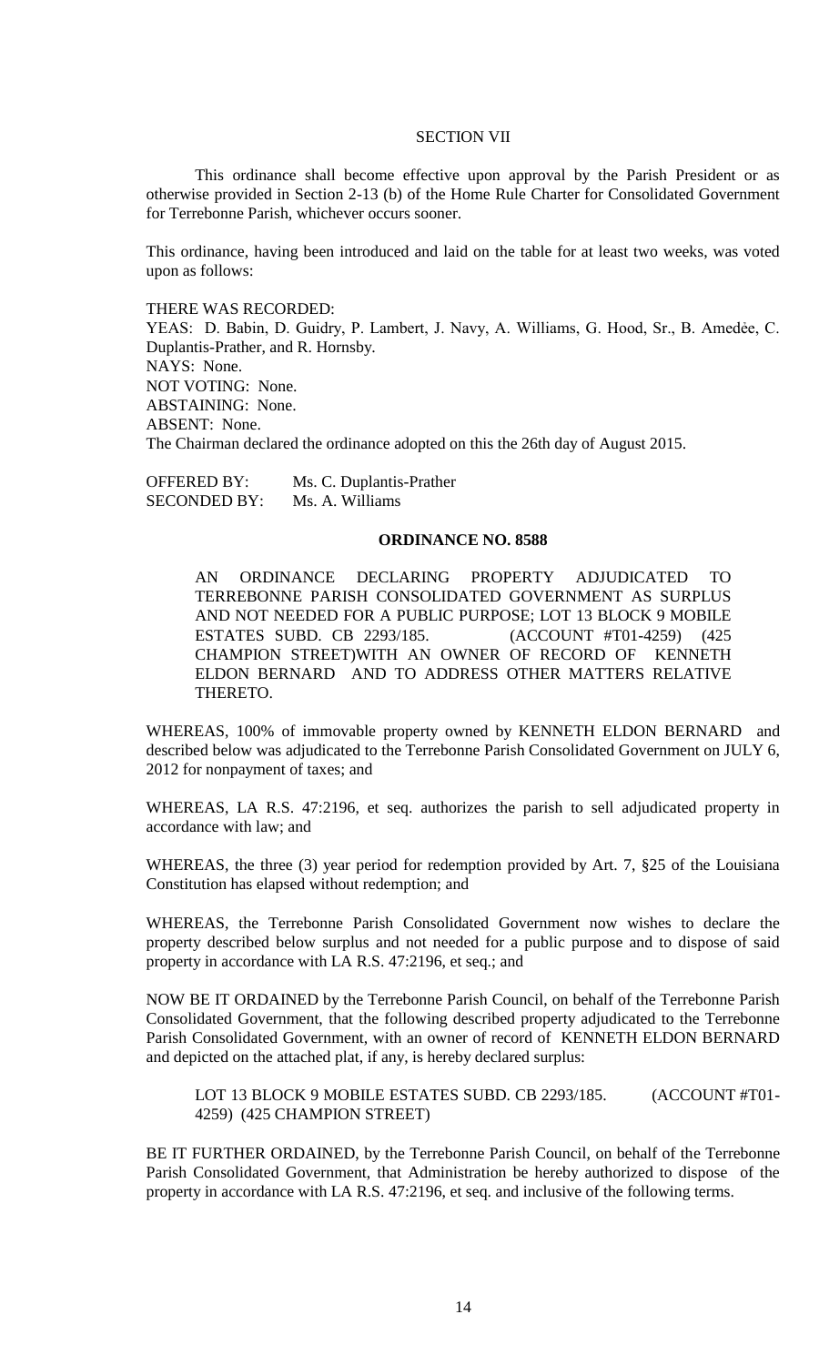SECTION VII

This ordinance shall become effective upon approval by the Parish President or as otherwise provided in Section 2-13 (b) of the Home Rule Charter for Consolidated Government for Terrebonne Parish, whichever occurs sooner.

This ordinance, having been introduced and laid on the table for at least two weeks, was voted upon as follows:

THERE WAS RECORDED:
YEAS: D. Babin, D. Guidry, P. Lambert, J. Navy, A. Williams, G. Hood, Sr., B. Amedée, C. Duplantis-Prather, and R. Hornsby.
NAYS: None.
NOT VOTING: None.
ABSTAINING: None.
ABSENT: None.
The Chairman declared the ordinance adopted on this the 26th day of August 2015.

OFFERED BY: Ms. C. Duplantis-Prather
SECONDED BY: Ms. A. Williams

**ORDINANCE NO. 8588**

AN ORDINANCE DECLARING PROPERTY ADJUDICATED TO TERREBONNE PARISH CONSOLIDATED GOVERNMENT AS SURPLUS AND NOT NEEDED FOR A PUBLIC PURPOSE; LOT 13 BLOCK 9 MOBILE ESTATES SUBD. CB 2293/185. (ACCOUNT #T01-4259) (425 CHAMPION STREET)WITH AN OWNER OF RECORD OF KENNETH ELDON BERNARD AND TO ADDRESS OTHER MATTERS RELATIVE THERETO.

WHEREAS, 100% of immovable property owned by KENNETH ELDON BERNARD and described below was adjudicated to the Terrebonne Parish Consolidated Government on JULY 6, 2012 for nonpayment of taxes; and

WHEREAS, LA R.S. 47:2196, et seq. authorizes the parish to sell adjudicated property in accordance with law; and

WHEREAS, the three (3) year period for redemption provided by Art. 7, §25 of the Louisiana Constitution has elapsed without redemption; and

WHEREAS, the Terrebonne Parish Consolidated Government now wishes to declare the property described below surplus and not needed for a public purpose and to dispose of said property in accordance with LA R.S. 47:2196, et seq.; and

NOW BE IT ORDAINED by the Terrebonne Parish Council, on behalf of the Terrebonne Parish Consolidated Government, that the following described property adjudicated to the Terrebonne Parish Consolidated Government, with an owner of record of KENNETH ELDON BERNARD and depicted on the attached plat, if any, is hereby declared surplus:

LOT 13 BLOCK 9 MOBILE ESTATES SUBD. CB 2293/185. (ACCOUNT #T01-4259) (425 CHAMPION STREET)

BE IT FURTHER ORDAINED, by the Terrebonne Parish Council, on behalf of the Terrebonne Parish Consolidated Government, that Administration be hereby authorized to dispose of the property in accordance with LA R.S. 47:2196, et seq. and inclusive of the following terms.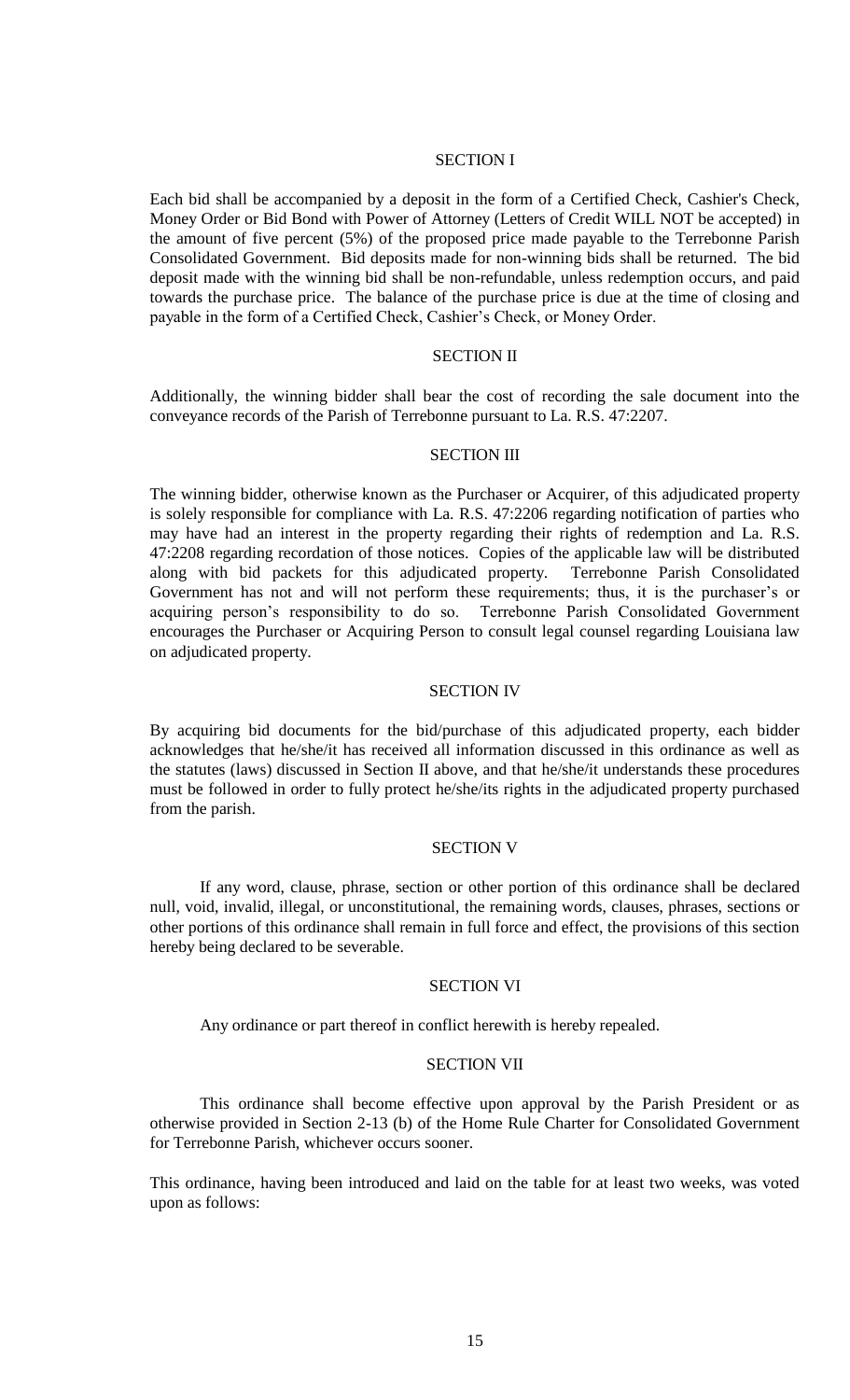## SECTION I

Each bid shall be accompanied by a deposit in the form of a Certified Check, Cashier's Check, Money Order or Bid Bond with Power of Attorney (Letters of Credit WILL NOT be accepted) in the amount of five percent (5%) of the proposed price made payable to the Terrebonne Parish Consolidated Government. Bid deposits made for non-winning bids shall be returned. The bid deposit made with the winning bid shall be non-refundable, unless redemption occurs, and paid towards the purchase price. The balance of the purchase price is due at the time of closing and payable in the form of a Certified Check, Cashier's Check, or Money Order.

## SECTION II

Additionally, the winning bidder shall bear the cost of recording the sale document into the conveyance records of the Parish of Terrebonne pursuant to La. R.S. 47:2207.

## SECTION III

The winning bidder, otherwise known as the Purchaser or Acquirer, of this adjudicated property is solely responsible for compliance with La. R.S. 47:2206 regarding notification of parties who may have had an interest in the property regarding their rights of redemption and La. R.S. 47:2208 regarding recordation of those notices. Copies of the applicable law will be distributed along with bid packets for this adjudicated property. Terrebonne Parish Consolidated Government has not and will not perform these requirements; thus, it is the purchaser's or acquiring person's responsibility to do so. Terrebonne Parish Consolidated Government encourages the Purchaser or Acquiring Person to consult legal counsel regarding Louisiana law on adjudicated property.

## SECTION IV

By acquiring bid documents for the bid/purchase of this adjudicated property, each bidder acknowledges that he/she/it has received all information discussed in this ordinance as well as the statutes (laws) discussed in Section II above, and that he/she/it understands these procedures must be followed in order to fully protect he/she/its rights in the adjudicated property purchased from the parish.

## SECTION V

If any word, clause, phrase, section or other portion of this ordinance shall be declared null, void, invalid, illegal, or unconstitutional, the remaining words, clauses, phrases, sections or other portions of this ordinance shall remain in full force and effect, the provisions of this section hereby being declared to be severable.

## SECTION VI

Any ordinance or part thereof in conflict herewith is hereby repealed.

## SECTION VII

This ordinance shall become effective upon approval by the Parish President or as otherwise provided in Section 2-13 (b) of the Home Rule Charter for Consolidated Government for Terrebonne Parish, whichever occurs sooner.

This ordinance, having been introduced and laid on the table for at least two weeks, was voted upon as follows: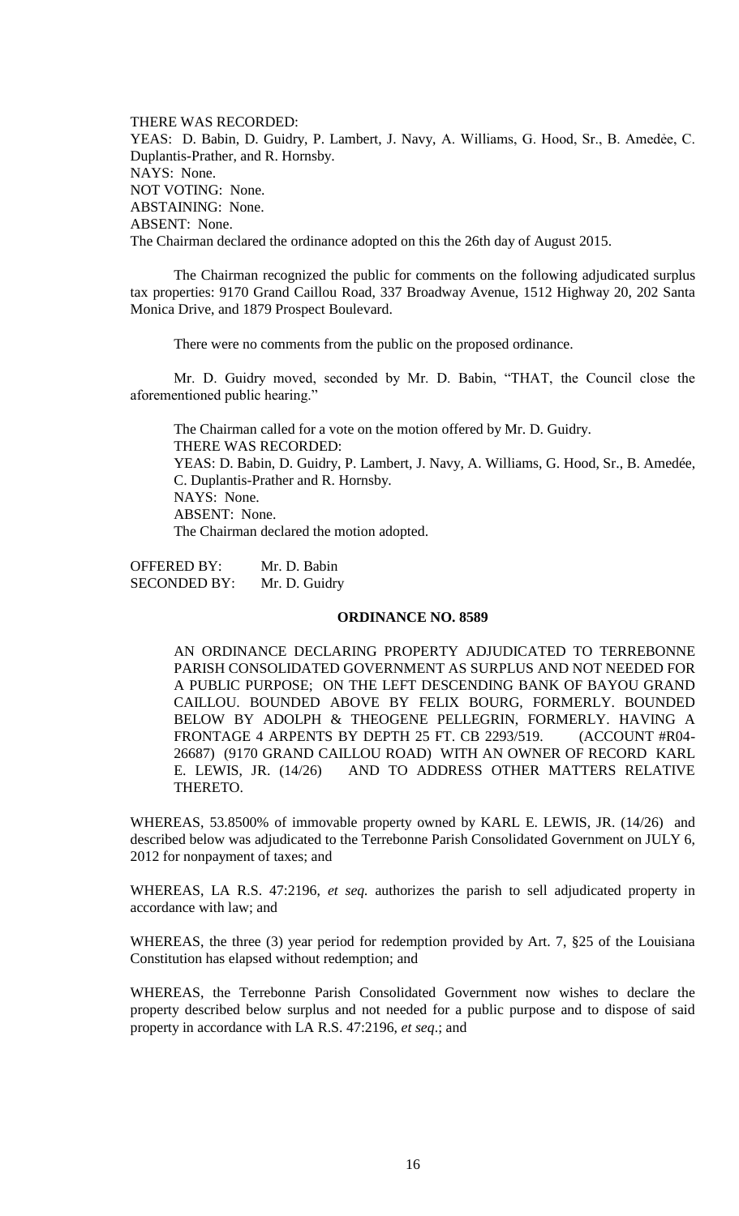THERE WAS RECORDED:
YEAS: D. Babin, D. Guidry, P. Lambert, J. Navy, A. Williams, G. Hood, Sr., B. Amedẻe, C. Duplantis-Prather, and R. Hornsby.
NAYS: None.
NOT VOTING: None.
ABSTAINING: None.
ABSENT: None.
The Chairman declared the ordinance adopted on this the 26th day of August 2015.

The Chairman recognized the public for comments on the following adjudicated surplus tax properties: 9170 Grand Caillou Road, 337 Broadway Avenue, 1512 Highway 20, 202 Santa Monica Drive, and 1879 Prospect Boulevard.

There were no comments from the public on the proposed ordinance.

Mr. D. Guidry moved, seconded by Mr. D. Babin, "THAT, the Council close the aforementioned public hearing."

The Chairman called for a vote on the motion offered by Mr. D. Guidry.
THERE WAS RECORDED:
YEAS: D. Babin, D. Guidry, P. Lambert, J. Navy, A. Williams, G. Hood, Sr., B. Amedée, C. Duplantis-Prather and R. Hornsby.
NAYS: None.
ABSENT: None.
The Chairman declared the motion adopted.

OFFERED BY: Mr. D. Babin
SECONDED BY: Mr. D. Guidry

**ORDINANCE NO. 8589**

AN ORDINANCE DECLARING PROPERTY ADJUDICATED TO TERREBONNE PARISH CONSOLIDATED GOVERNMENT AS SURPLUS AND NOT NEEDED FOR A PUBLIC PURPOSE; ON THE LEFT DESCENDING BANK OF BAYOU GRAND CAILLOU. BOUNDED ABOVE BY FELIX BOURG, FORMERLY. BOUNDED BELOW BY ADOLPH & THEOGENE PELLEGRIN, FORMERLY. HAVING A FRONTAGE 4 ARPENTS BY DEPTH 25 FT. CB 2293/519. (ACCOUNT #R04-26687) (9170 GRAND CAILLOU ROAD) WITH AN OWNER OF RECORD KARL E. LEWIS, JR. (14/26) AND TO ADDRESS OTHER MATTERS RELATIVE THERETO.

WHEREAS, 53.8500% of immovable property owned by KARL E. LEWIS, JR. (14/26) and described below was adjudicated to the Terrebonne Parish Consolidated Government on JULY 6, 2012 for nonpayment of taxes; and

WHEREAS, LA R.S. 47:2196, *et seq.* authorizes the parish to sell adjudicated property in accordance with law; and

WHEREAS, the three (3) year period for redemption provided by Art. 7, §25 of the Louisiana Constitution has elapsed without redemption; and

WHEREAS, the Terrebonne Parish Consolidated Government now wishes to declare the property described below surplus and not needed for a public purpose and to dispose of said property in accordance with LA R.S. 47:2196, *et seq*.; and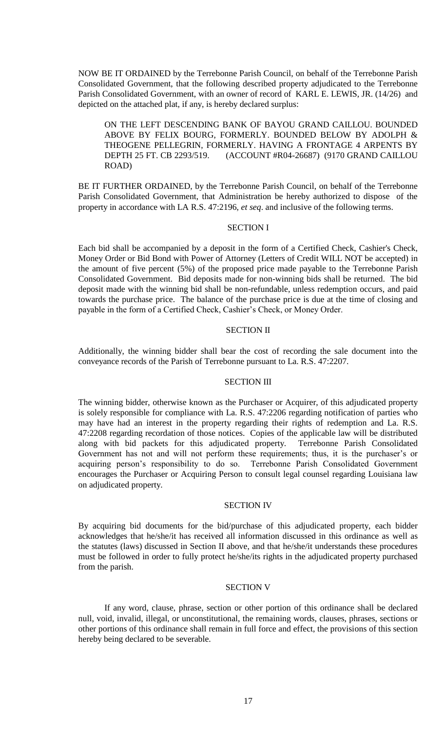NOW BE IT ORDAINED by the Terrebonne Parish Council, on behalf of the Terrebonne Parish Consolidated Government, that the following described property adjudicated to the Terrebonne Parish Consolidated Government, with an owner of record of KARL E. LEWIS, JR. (14/26) and depicted on the attached plat, if any, is hereby declared surplus:

> ON THE LEFT DESCENDING BANK OF BAYOU GRAND CAILLOU. BOUNDED ABOVE BY FELIX BOURG, FORMERLY. BOUNDED BELOW BY ADOLPH & THEOGENE PELLEGRIN, FORMERLY. HAVING A FRONTAGE 4 ARPENTS BY DEPTH 25 FT. CB 2293/519. (ACCOUNT #R04-26687) (9170 GRAND CAILLOU ROAD)

BE IT FURTHER ORDAINED, by the Terrebonne Parish Council, on behalf of the Terrebonne Parish Consolidated Government, that Administration be hereby authorized to dispose of the property in accordance with LA R.S. 47:2196, *et seq*. and inclusive of the following terms.

## SECTION I

Each bid shall be accompanied by a deposit in the form of a Certified Check, Cashier's Check, Money Order or Bid Bond with Power of Attorney (Letters of Credit WILL NOT be accepted) in the amount of five percent (5%) of the proposed price made payable to the Terrebonne Parish Consolidated Government. Bid deposits made for non-winning bids shall be returned. The bid deposit made with the winning bid shall be non-refundable, unless redemption occurs, and paid towards the purchase price. The balance of the purchase price is due at the time of closing and payable in the form of a Certified Check, Cashier's Check, or Money Order.

## SECTION II

Additionally, the winning bidder shall bear the cost of recording the sale document into the conveyance records of the Parish of Terrebonne pursuant to La. R.S. 47:2207.

## SECTION III

The winning bidder, otherwise known as the Purchaser or Acquirer, of this adjudicated property is solely responsible for compliance with La. R.S. 47:2206 regarding notification of parties who may have had an interest in the property regarding their rights of redemption and La. R.S. 47:2208 regarding recordation of those notices. Copies of the applicable law will be distributed along with bid packets for this adjudicated property. Terrebonne Parish Consolidated Government has not and will not perform these requirements; thus, it is the purchaser's or acquiring person's responsibility to do so. Terrebonne Parish Consolidated Government encourages the Purchaser or Acquiring Person to consult legal counsel regarding Louisiana law on adjudicated property.

## SECTION IV

By acquiring bid documents for the bid/purchase of this adjudicated property, each bidder acknowledges that he/she/it has received all information discussed in this ordinance as well as the statutes (laws) discussed in Section II above, and that he/she/it understands these procedures must be followed in order to fully protect he/she/its rights in the adjudicated property purchased from the parish.

## SECTION V

If any word, clause, phrase, section or other portion of this ordinance shall be declared null, void, invalid, illegal, or unconstitutional, the remaining words, clauses, phrases, sections or other portions of this ordinance shall remain in full force and effect, the provisions of this section hereby being declared to be severable.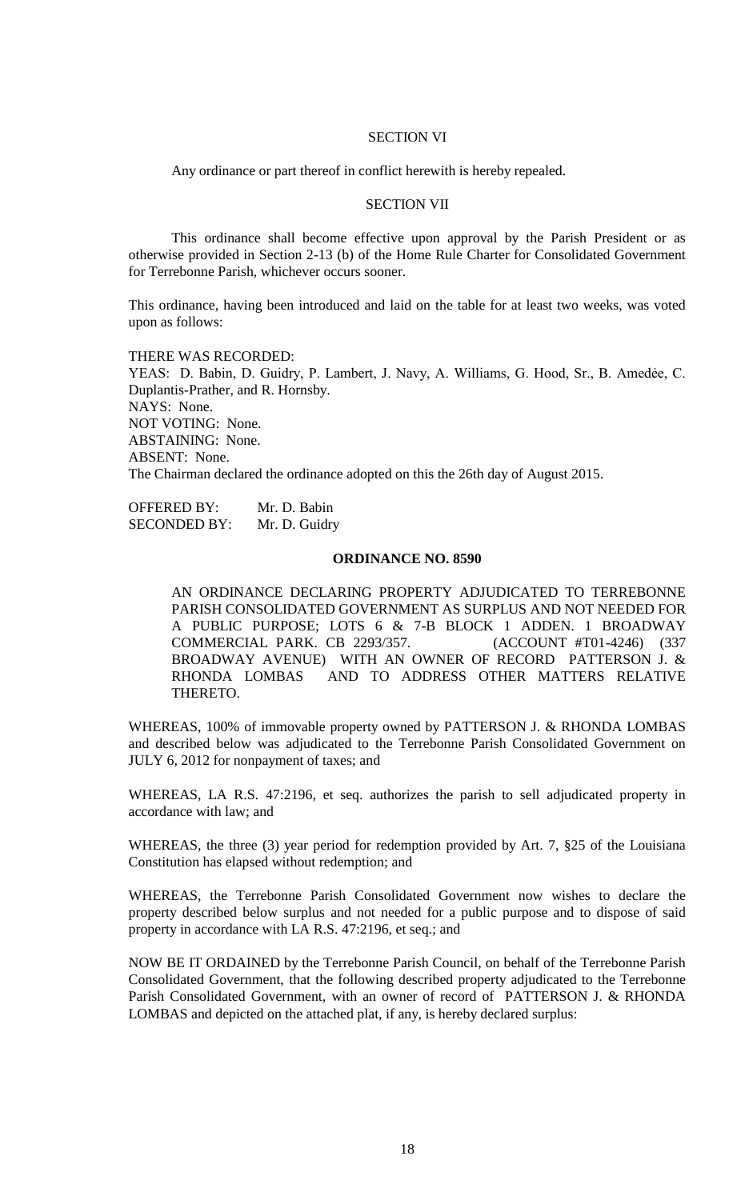SECTION VI

Any ordinance or part thereof in conflict herewith is hereby repealed.

SECTION VII

This ordinance shall become effective upon approval by the Parish President or as otherwise provided in Section 2-13 (b) of the Home Rule Charter for Consolidated Government for Terrebonne Parish, whichever occurs sooner.

This ordinance, having been introduced and laid on the table for at least two weeks, was voted upon as follows:

THERE WAS RECORDED:
YEAS: D. Babin, D. Guidry, P. Lambert, J. Navy, A. Williams, G. Hood, Sr., B. Amedẻe, C. Duplantis-Prather, and R. Hornsby.
NAYS: None.
NOT VOTING: None.
ABSTAINING: None.
ABSENT: None.
The Chairman declared the ordinance adopted on this the 26th day of August 2015.

OFFERED BY: Mr. D. Babin
SECONDED BY: Mr. D. Guidry

**ORDINANCE NO. 8590**

AN ORDINANCE DECLARING PROPERTY ADJUDICATED TO TERREBONNE PARISH CONSOLIDATED GOVERNMENT AS SURPLUS AND NOT NEEDED FOR A PUBLIC PURPOSE; LOTS 6 & 7-B BLOCK 1 ADDEN. 1 BROADWAY COMMERCIAL PARK. CB 2293/357. (ACCOUNT #T01-4246) (337 BROADWAY AVENUE) WITH AN OWNER OF RECORD PATTERSON J. & RHONDA LOMBAS AND TO ADDRESS OTHER MATTERS RELATIVE THERETO.

WHEREAS, 100% of immovable property owned by PATTERSON J. & RHONDA LOMBAS and described below was adjudicated to the Terrebonne Parish Consolidated Government on JULY 6, 2012 for nonpayment of taxes; and

WHEREAS, LA R.S. 47:2196, et seq. authorizes the parish to sell adjudicated property in accordance with law; and

WHEREAS, the three (3) year period for redemption provided by Art. 7, §25 of the Louisiana Constitution has elapsed without redemption; and

WHEREAS, the Terrebonne Parish Consolidated Government now wishes to declare the property described below surplus and not needed for a public purpose and to dispose of said property in accordance with LA R.S. 47:2196, et seq.; and

NOW BE IT ORDAINED by the Terrebonne Parish Council, on behalf of the Terrebonne Parish Consolidated Government, that the following described property adjudicated to the Terrebonne Parish Consolidated Government, with an owner of record of PATTERSON J. & RHONDA LOMBAS and depicted on the attached plat, if any, is hereby declared surplus: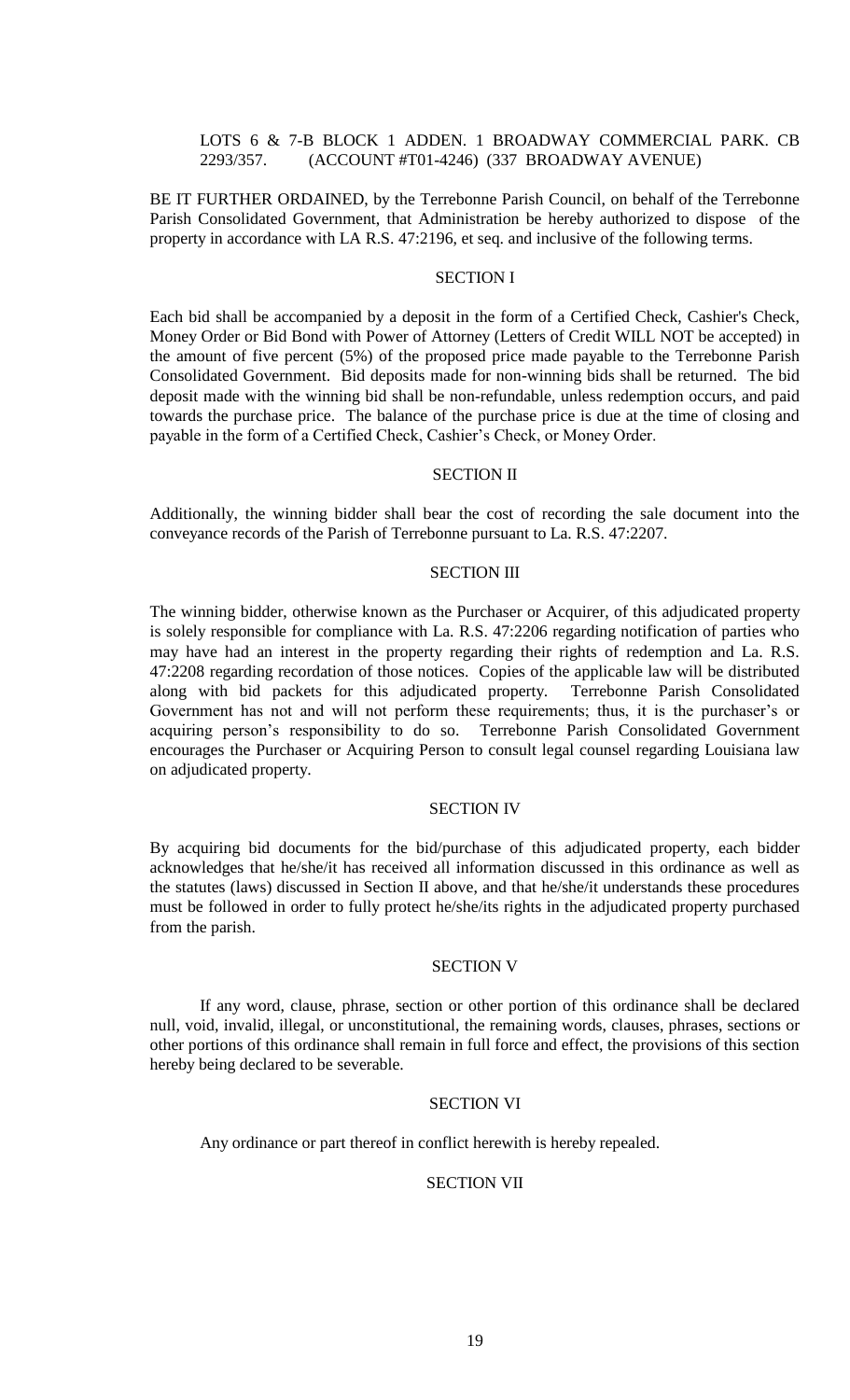LOTS 6 & 7-B BLOCK 1 ADDEN. 1 BROADWAY COMMERCIAL PARK. CB 2293/357. (ACCOUNT #T01-4246) (337 BROADWAY AVENUE)

BE IT FURTHER ORDAINED, by the Terrebonne Parish Council, on behalf of the Terrebonne Parish Consolidated Government, that Administration be hereby authorized to dispose of the property in accordance with LA R.S. 47:2196, et seq. and inclusive of the following terms.

SECTION I

Each bid shall be accompanied by a deposit in the form of a Certified Check, Cashier's Check, Money Order or Bid Bond with Power of Attorney (Letters of Credit WILL NOT be accepted) in the amount of five percent (5%) of the proposed price made payable to the Terrebonne Parish Consolidated Government. Bid deposits made for non-winning bids shall be returned. The bid deposit made with the winning bid shall be non-refundable, unless redemption occurs, and paid towards the purchase price. The balance of the purchase price is due at the time of closing and payable in the form of a Certified Check, Cashier's Check, or Money Order.

SECTION II

Additionally, the winning bidder shall bear the cost of recording the sale document into the conveyance records of the Parish of Terrebonne pursuant to La. R.S. 47:2207.

SECTION III

The winning bidder, otherwise known as the Purchaser or Acquirer, of this adjudicated property is solely responsible for compliance with La. R.S. 47:2206 regarding notification of parties who may have had an interest in the property regarding their rights of redemption and La. R.S. 47:2208 regarding recordation of those notices. Copies of the applicable law will be distributed along with bid packets for this adjudicated property. Terrebonne Parish Consolidated Government has not and will not perform these requirements; thus, it is the purchaser's or acquiring person's responsibility to do so. Terrebonne Parish Consolidated Government encourages the Purchaser or Acquiring Person to consult legal counsel regarding Louisiana law on adjudicated property.

SECTION IV

By acquiring bid documents for the bid/purchase of this adjudicated property, each bidder acknowledges that he/she/it has received all information discussed in this ordinance as well as the statutes (laws) discussed in Section II above, and that he/she/it understands these procedures must be followed in order to fully protect he/she/its rights in the adjudicated property purchased from the parish.

SECTION V

If any word, clause, phrase, section or other portion of this ordinance shall be declared null, void, invalid, illegal, or unconstitutional, the remaining words, clauses, phrases, sections or other portions of this ordinance shall remain in full force and effect, the provisions of this section hereby being declared to be severable.

SECTION VI

Any ordinance or part thereof in conflict herewith is hereby repealed.

SECTION VII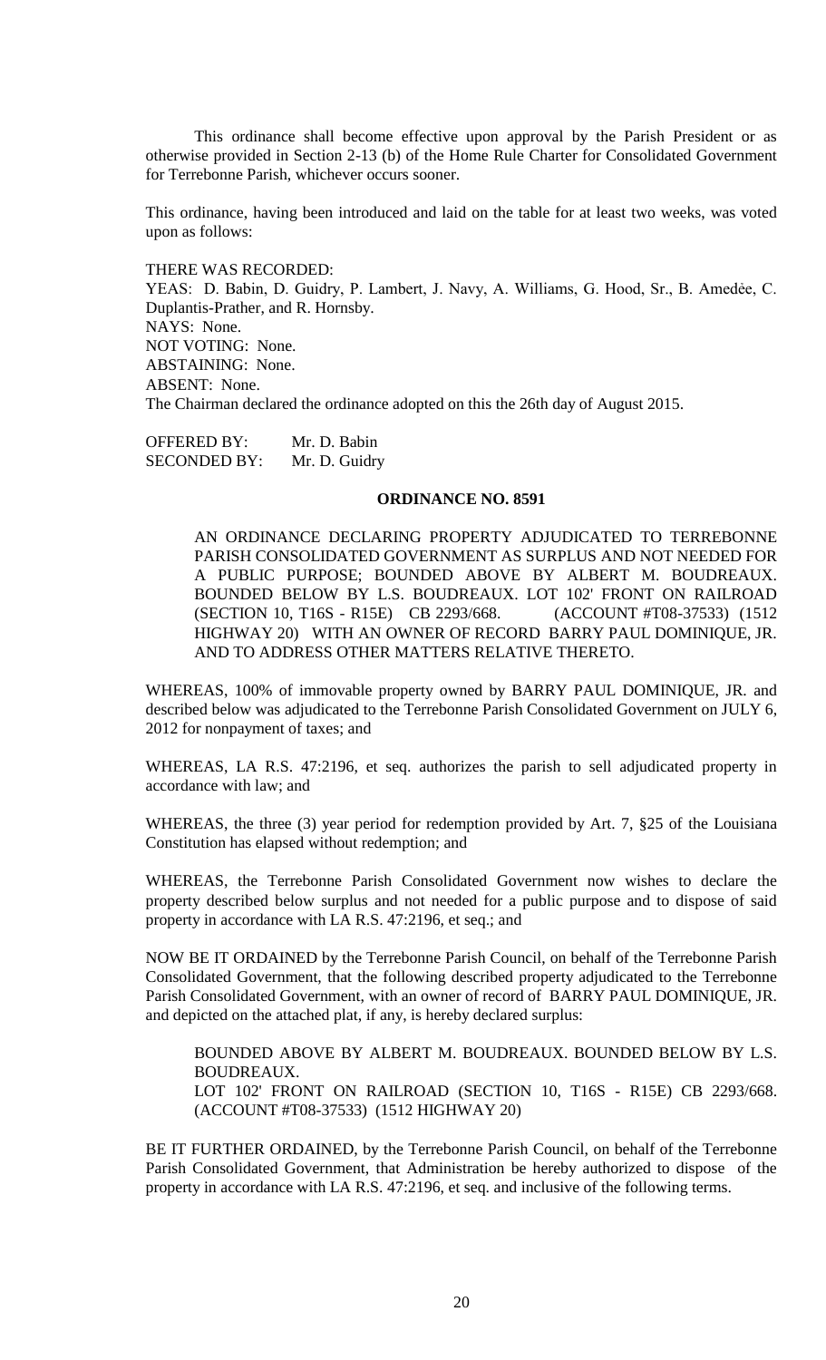This ordinance shall become effective upon approval by the Parish President or as otherwise provided in Section 2-13 (b) of the Home Rule Charter for Consolidated Government for Terrebonne Parish, whichever occurs sooner.

This ordinance, having been introduced and laid on the table for at least two weeks, was voted upon as follows:

THERE WAS RECORDED:
YEAS: D. Babin, D. Guidry, P. Lambert, J. Navy, A. Williams, G. Hood, Sr., B. Amedèe, C. Duplantis-Prather, and R. Hornsby.
NAYS: None.
NOT VOTING: None.
ABSTAINING: None.
ABSENT: None.
The Chairman declared the ordinance adopted on this the 26th day of August 2015.

OFFERED BY: Mr. D. Babin
SECONDED BY: Mr. D. Guidry

**ORDINANCE NO. 8591**

AN ORDINANCE DECLARING PROPERTY ADJUDICATED TO TERREBONNE PARISH CONSOLIDATED GOVERNMENT AS SURPLUS AND NOT NEEDED FOR A PUBLIC PURPOSE; BOUNDED ABOVE BY ALBERT M. BOUDREAUX. BOUNDED BELOW BY L.S. BOUDREAUX. LOT 102' FRONT ON RAILROAD (SECTION 10, T16S - R15E) CB 2293/668. (ACCOUNT #T08-37533) (1512 HIGHWAY 20) WITH AN OWNER OF RECORD BARRY PAUL DOMINIQUE, JR. AND TO ADDRESS OTHER MATTERS RELATIVE THERETO.

WHEREAS, 100% of immovable property owned by BARRY PAUL DOMINIQUE, JR. and described below was adjudicated to the Terrebonne Parish Consolidated Government on JULY 6, 2012 for nonpayment of taxes; and

WHEREAS, LA R.S. 47:2196, et seq. authorizes the parish to sell adjudicated property in accordance with law; and

WHEREAS, the three (3) year period for redemption provided by Art. 7, §25 of the Louisiana Constitution has elapsed without redemption; and

WHEREAS, the Terrebonne Parish Consolidated Government now wishes to declare the property described below surplus and not needed for a public purpose and to dispose of said property in accordance with LA R.S. 47:2196, et seq.; and

NOW BE IT ORDAINED by the Terrebonne Parish Council, on behalf of the Terrebonne Parish Consolidated Government, that the following described property adjudicated to the Terrebonne Parish Consolidated Government, with an owner of record of BARRY PAUL DOMINIQUE, JR. and depicted on the attached plat, if any, is hereby declared surplus:

BOUNDED ABOVE BY ALBERT M. BOUDREAUX. BOUNDED BELOW BY L.S. BOUDREAUX.
LOT 102' FRONT ON RAILROAD (SECTION 10, T16S - R15E) CB 2293/668. (ACCOUNT #T08-37533) (1512 HIGHWAY 20)

BE IT FURTHER ORDAINED, by the Terrebonne Parish Council, on behalf of the Terrebonne Parish Consolidated Government, that Administration be hereby authorized to dispose of the property in accordance with LA R.S. 47:2196, et seq. and inclusive of the following terms.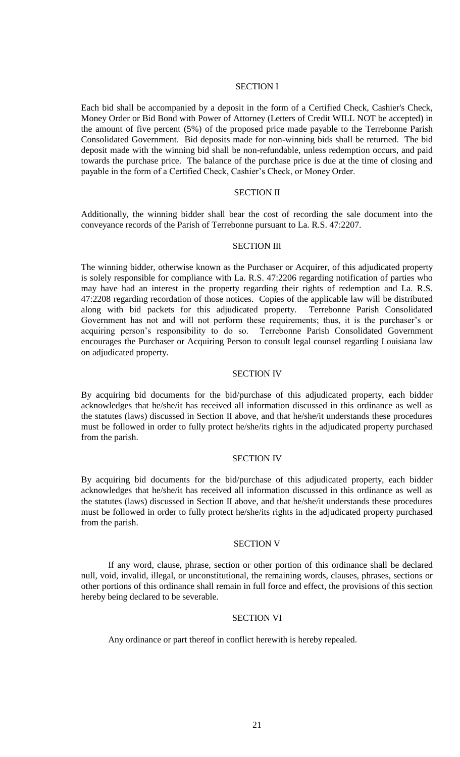## SECTION I

Each bid shall be accompanied by a deposit in the form of a Certified Check, Cashier's Check, Money Order or Bid Bond with Power of Attorney (Letters of Credit WILL NOT be accepted) in the amount of five percent (5%) of the proposed price made payable to the Terrebonne Parish Consolidated Government. Bid deposits made for non-winning bids shall be returned. The bid deposit made with the winning bid shall be non-refundable, unless redemption occurs, and paid towards the purchase price. The balance of the purchase price is due at the time of closing and payable in the form of a Certified Check, Cashier's Check, or Money Order.

## SECTION II

Additionally, the winning bidder shall bear the cost of recording the sale document into the conveyance records of the Parish of Terrebonne pursuant to La. R.S. 47:2207.

## SECTION III

The winning bidder, otherwise known as the Purchaser or Acquirer, of this adjudicated property is solely responsible for compliance with La. R.S. 47:2206 regarding notification of parties who may have had an interest in the property regarding their rights of redemption and La. R.S. 47:2208 regarding recordation of those notices. Copies of the applicable law will be distributed along with bid packets for this adjudicated property. Terrebonne Parish Consolidated Government has not and will not perform these requirements; thus, it is the purchaser's or acquiring person's responsibility to do so. Terrebonne Parish Consolidated Government encourages the Purchaser or Acquiring Person to consult legal counsel regarding Louisiana law on adjudicated property.

## SECTION IV

By acquiring bid documents for the bid/purchase of this adjudicated property, each bidder acknowledges that he/she/it has received all information discussed in this ordinance as well as the statutes (laws) discussed in Section II above, and that he/she/it understands these procedures must be followed in order to fully protect he/she/its rights in the adjudicated property purchased from the parish.

## SECTION IV

By acquiring bid documents for the bid/purchase of this adjudicated property, each bidder acknowledges that he/she/it has received all information discussed in this ordinance as well as the statutes (laws) discussed in Section II above, and that he/she/it understands these procedures must be followed in order to fully protect he/she/its rights in the adjudicated property purchased from the parish.

## SECTION V

If any word, clause, phrase, section or other portion of this ordinance shall be declared null, void, invalid, illegal, or unconstitutional, the remaining words, clauses, phrases, sections or other portions of this ordinance shall remain in full force and effect, the provisions of this section hereby being declared to be severable.

## SECTION VI

Any ordinance or part thereof in conflict herewith is hereby repealed.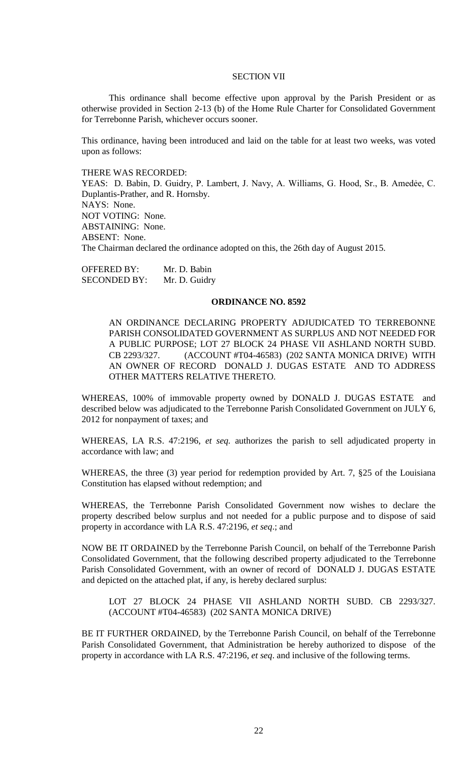SECTION VII

This ordinance shall become effective upon approval by the Parish President or as otherwise provided in Section 2-13 (b) of the Home Rule Charter for Consolidated Government for Terrebonne Parish, whichever occurs sooner.

This ordinance, having been introduced and laid on the table for at least two weeks, was voted upon as follows:

THERE WAS RECORDED:
YEAS: D. Babin, D. Guidry, P. Lambert, J. Navy, A. Williams, G. Hood, Sr., B. Amedèe, C. Duplantis-Prather, and R. Hornsby.
NAYS: None.
NOT VOTING: None.
ABSTAINING: None.
ABSENT: None.
The Chairman declared the ordinance adopted on this, the 26th day of August 2015.

OFFERED BY: Mr. D. Babin
SECONDED BY: Mr. D. Guidry

**ORDINANCE NO. 8592**

AN ORDINANCE DECLARING PROPERTY ADJUDICATED TO TERREBONNE PARISH CONSOLIDATED GOVERNMENT AS SURPLUS AND NOT NEEDED FOR A PUBLIC PURPOSE; LOT 27 BLOCK 24 PHASE VII ASHLAND NORTH SUBD. CB 2293/327. (ACCOUNT #T04-46583) (202 SANTA MONICA DRIVE) WITH AN OWNER OF RECORD DONALD J. DUGAS ESTATE AND TO ADDRESS OTHER MATTERS RELATIVE THERETO.

WHEREAS, 100% of immovable property owned by DONALD J. DUGAS ESTATE and described below was adjudicated to the Terrebonne Parish Consolidated Government on JULY 6, 2012 for nonpayment of taxes; and

WHEREAS, LA R.S. 47:2196, *et seq.* authorizes the parish to sell adjudicated property in accordance with law; and

WHEREAS, the three (3) year period for redemption provided by Art. 7, §25 of the Louisiana Constitution has elapsed without redemption; and

WHEREAS, the Terrebonne Parish Consolidated Government now wishes to declare the property described below surplus and not needed for a public purpose and to dispose of said property in accordance with LA R.S. 47:2196, *et seq*.; and

NOW BE IT ORDAINED by the Terrebonne Parish Council, on behalf of the Terrebonne Parish Consolidated Government, that the following described property adjudicated to the Terrebonne Parish Consolidated Government, with an owner of record of DONALD J. DUGAS ESTATE and depicted on the attached plat, if any, is hereby declared surplus:

LOT 27 BLOCK 24 PHASE VII ASHLAND NORTH SUBD. CB 2293/327. (ACCOUNT #T04-46583) (202 SANTA MONICA DRIVE)

BE IT FURTHER ORDAINED, by the Terrebonne Parish Council, on behalf of the Terrebonne Parish Consolidated Government, that Administration be hereby authorized to dispose of the property in accordance with LA R.S. 47:2196, *et seq*. and inclusive of the following terms.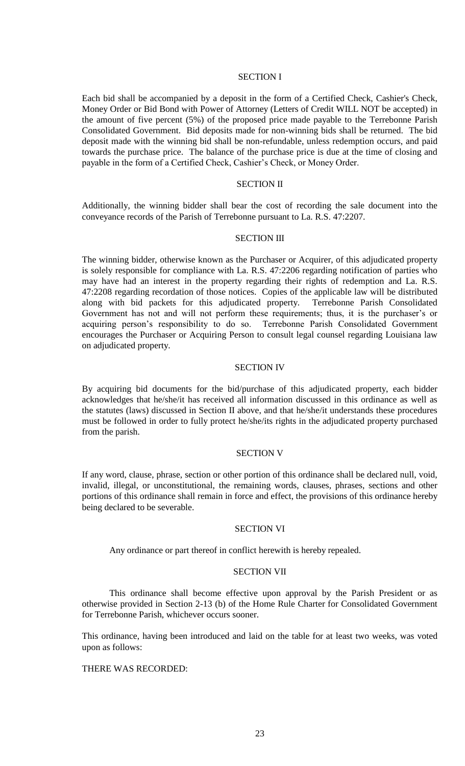## SECTION I

Each bid shall be accompanied by a deposit in the form of a Certified Check, Cashier's Check, Money Order or Bid Bond with Power of Attorney (Letters of Credit WILL NOT be accepted) in the amount of five percent (5%) of the proposed price made payable to the Terrebonne Parish Consolidated Government. Bid deposits made for non-winning bids shall be returned. The bid deposit made with the winning bid shall be non-refundable, unless redemption occurs, and paid towards the purchase price. The balance of the purchase price is due at the time of closing and payable in the form of a Certified Check, Cashier's Check, or Money Order.

## SECTION II

Additionally, the winning bidder shall bear the cost of recording the sale document into the conveyance records of the Parish of Terrebonne pursuant to La. R.S. 47:2207.

## SECTION III

The winning bidder, otherwise known as the Purchaser or Acquirer, of this adjudicated property is solely responsible for compliance with La. R.S. 47:2206 regarding notification of parties who may have had an interest in the property regarding their rights of redemption and La. R.S. 47:2208 regarding recordation of those notices. Copies of the applicable law will be distributed along with bid packets for this adjudicated property. Terrebonne Parish Consolidated Government has not and will not perform these requirements; thus, it is the purchaser's or acquiring person's responsibility to do so. Terrebonne Parish Consolidated Government encourages the Purchaser or Acquiring Person to consult legal counsel regarding Louisiana law on adjudicated property.

## SECTION IV

By acquiring bid documents for the bid/purchase of this adjudicated property, each bidder acknowledges that he/she/it has received all information discussed in this ordinance as well as the statutes (laws) discussed in Section II above, and that he/she/it understands these procedures must be followed in order to fully protect he/she/its rights in the adjudicated property purchased from the parish.

## SECTION V

If any word, clause, phrase, section or other portion of this ordinance shall be declared null, void, invalid, illegal, or unconstitutional, the remaining words, clauses, phrases, sections and other portions of this ordinance shall remain in force and effect, the provisions of this ordinance hereby being declared to be severable.

## SECTION VI

Any ordinance or part thereof in conflict herewith is hereby repealed.

## SECTION VII

This ordinance shall become effective upon approval by the Parish President or as otherwise provided in Section 2-13 (b) of the Home Rule Charter for Consolidated Government for Terrebonne Parish, whichever occurs sooner.

This ordinance, having been introduced and laid on the table for at least two weeks, was voted upon as follows:

THERE WAS RECORDED: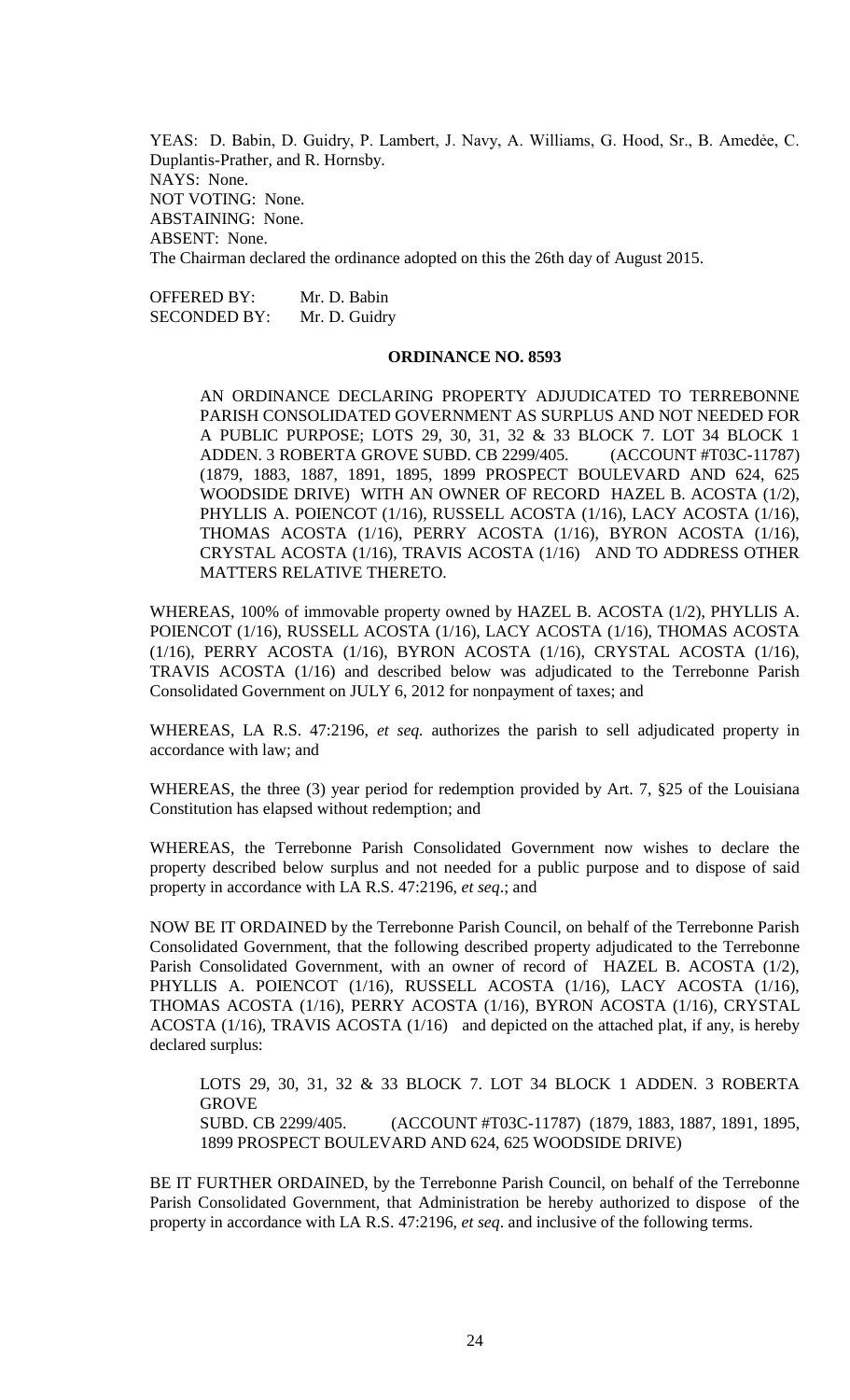YEAS: D. Babin, D. Guidry, P. Lambert, J. Navy, A. Williams, G. Hood, Sr., B. Amedėe, C. Duplantis-Prather, and R. Hornsby.
NAYS: None.
NOT VOTING: None.
ABSTAINING: None.
ABSENT: None.
The Chairman declared the ordinance adopted on this the 26th day of August 2015.

OFFERED BY: Mr. D. Babin
SECONDED BY: Mr. D. Guidry

**ORDINANCE NO. 8593**

AN ORDINANCE DECLARING PROPERTY ADJUDICATED TO TERREBONNE PARISH CONSOLIDATED GOVERNMENT AS SURPLUS AND NOT NEEDED FOR A PUBLIC PURPOSE; LOTS 29, 30, 31, 32 & 33 BLOCK 7. LOT 34 BLOCK 1 ADDEN. 3 ROBERTA GROVE SUBD. CB 2299/405. (ACCOUNT #T03C-11787) (1879, 1883, 1887, 1891, 1895, 1899 PROSPECT BOULEVARD AND 624, 625 WOODSIDE DRIVE) WITH AN OWNER OF RECORD HAZEL B. ACOSTA (1/2), PHYLLIS A. POIENCOT (1/16), RUSSELL ACOSTA (1/16), LACY ACOSTA (1/16), THOMAS ACOSTA (1/16), PERRY ACOSTA (1/16), BYRON ACOSTA (1/16), CRYSTAL ACOSTA (1/16), TRAVIS ACOSTA (1/16) AND TO ADDRESS OTHER MATTERS RELATIVE THERETO.

WHEREAS, 100% of immovable property owned by HAZEL B. ACOSTA (1/2), PHYLLIS A. POIENCOT (1/16), RUSSELL ACOSTA (1/16), LACY ACOSTA (1/16), THOMAS ACOSTA (1/16), PERRY ACOSTA (1/16), BYRON ACOSTA (1/16), CRYSTAL ACOSTA (1/16), TRAVIS ACOSTA (1/16) and described below was adjudicated to the Terrebonne Parish Consolidated Government on JULY 6, 2012 for nonpayment of taxes; and

WHEREAS, LA R.S. 47:2196, *et seq.* authorizes the parish to sell adjudicated property in accordance with law; and

WHEREAS, the three (3) year period for redemption provided by Art. 7, §25 of the Louisiana Constitution has elapsed without redemption; and

WHEREAS, the Terrebonne Parish Consolidated Government now wishes to declare the property described below surplus and not needed for a public purpose and to dispose of said property in accordance with LA R.S. 47:2196, *et seq*.; and

NOW BE IT ORDAINED by the Terrebonne Parish Council, on behalf of the Terrebonne Parish Consolidated Government, that the following described property adjudicated to the Terrebonne Parish Consolidated Government, with an owner of record of HAZEL B. ACOSTA (1/2), PHYLLIS A. POIENCOT (1/16), RUSSELL ACOSTA (1/16), LACY ACOSTA (1/16), THOMAS ACOSTA (1/16), PERRY ACOSTA (1/16), BYRON ACOSTA (1/16), CRYSTAL ACOSTA (1/16), TRAVIS ACOSTA (1/16) and depicted on the attached plat, if any, is hereby declared surplus:

LOTS 29, 30, 31, 32 & 33 BLOCK 7. LOT 34 BLOCK 1 ADDEN. 3 ROBERTA GROVE
SUBD. CB 2299/405. (ACCOUNT #T03C-11787) (1879, 1883, 1887, 1891, 1895, 1899 PROSPECT BOULEVARD AND 624, 625 WOODSIDE DRIVE)

BE IT FURTHER ORDAINED, by the Terrebonne Parish Council, on behalf of the Terrebonne Parish Consolidated Government, that Administration be hereby authorized to dispose of the property in accordance with LA R.S. 47:2196, *et seq*. and inclusive of the following terms.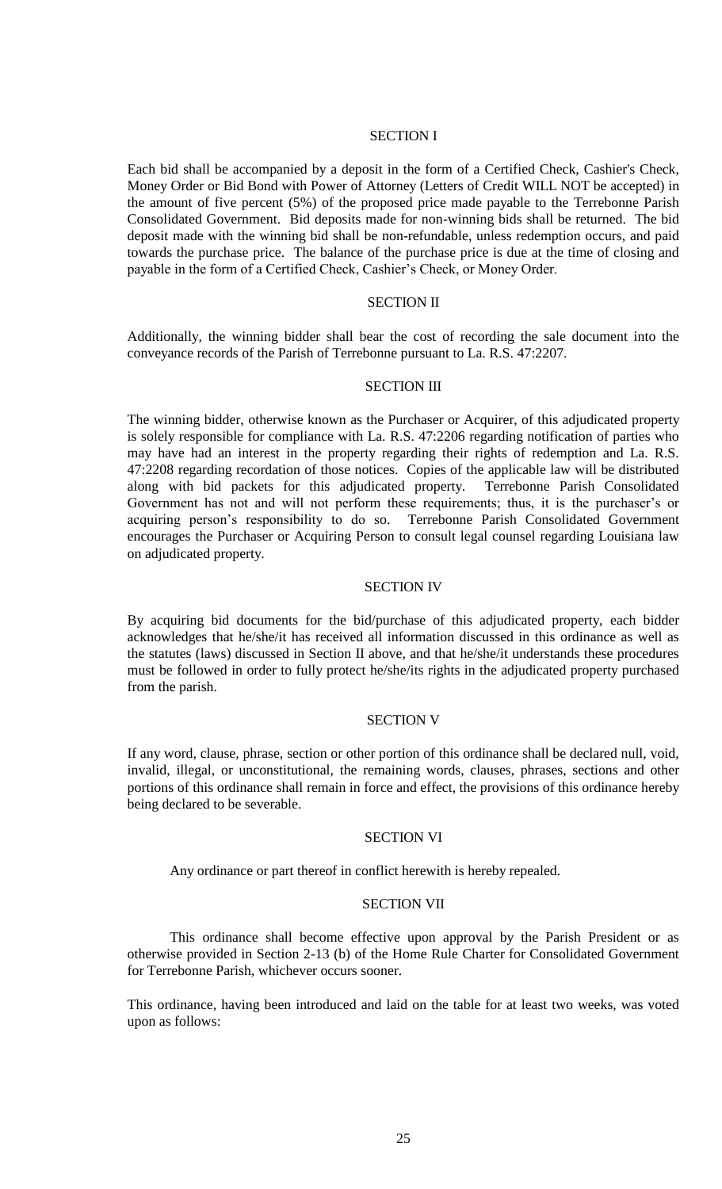## SECTION I

Each bid shall be accompanied by a deposit in the form of a Certified Check, Cashier's Check, Money Order or Bid Bond with Power of Attorney (Letters of Credit WILL NOT be accepted) in the amount of five percent (5%) of the proposed price made payable to the Terrebonne Parish Consolidated Government. Bid deposits made for non-winning bids shall be returned. The bid deposit made with the winning bid shall be non-refundable, unless redemption occurs, and paid towards the purchase price. The balance of the purchase price is due at the time of closing and payable in the form of a Certified Check, Cashier's Check, or Money Order.

## SECTION II

Additionally, the winning bidder shall bear the cost of recording the sale document into the conveyance records of the Parish of Terrebonne pursuant to La. R.S. 47:2207.

## SECTION III

The winning bidder, otherwise known as the Purchaser or Acquirer, of this adjudicated property is solely responsible for compliance with La. R.S. 47:2206 regarding notification of parties who may have had an interest in the property regarding their rights of redemption and La. R.S. 47:2208 regarding recordation of those notices. Copies of the applicable law will be distributed along with bid packets for this adjudicated property. Terrebonne Parish Consolidated Government has not and will not perform these requirements; thus, it is the purchaser's or acquiring person's responsibility to do so. Terrebonne Parish Consolidated Government encourages the Purchaser or Acquiring Person to consult legal counsel regarding Louisiana law on adjudicated property.

## SECTION IV

By acquiring bid documents for the bid/purchase of this adjudicated property, each bidder acknowledges that he/she/it has received all information discussed in this ordinance as well as the statutes (laws) discussed in Section II above, and that he/she/it understands these procedures must be followed in order to fully protect he/she/its rights in the adjudicated property purchased from the parish.

## SECTION V

If any word, clause, phrase, section or other portion of this ordinance shall be declared null, void, invalid, illegal, or unconstitutional, the remaining words, clauses, phrases, sections and other portions of this ordinance shall remain in force and effect, the provisions of this ordinance hereby being declared to be severable.

## SECTION VI

Any ordinance or part thereof in conflict herewith is hereby repealed.

## SECTION VII

This ordinance shall become effective upon approval by the Parish President or as otherwise provided in Section 2-13 (b) of the Home Rule Charter for Consolidated Government for Terrebonne Parish, whichever occurs sooner.

This ordinance, having been introduced and laid on the table for at least two weeks, was voted upon as follows: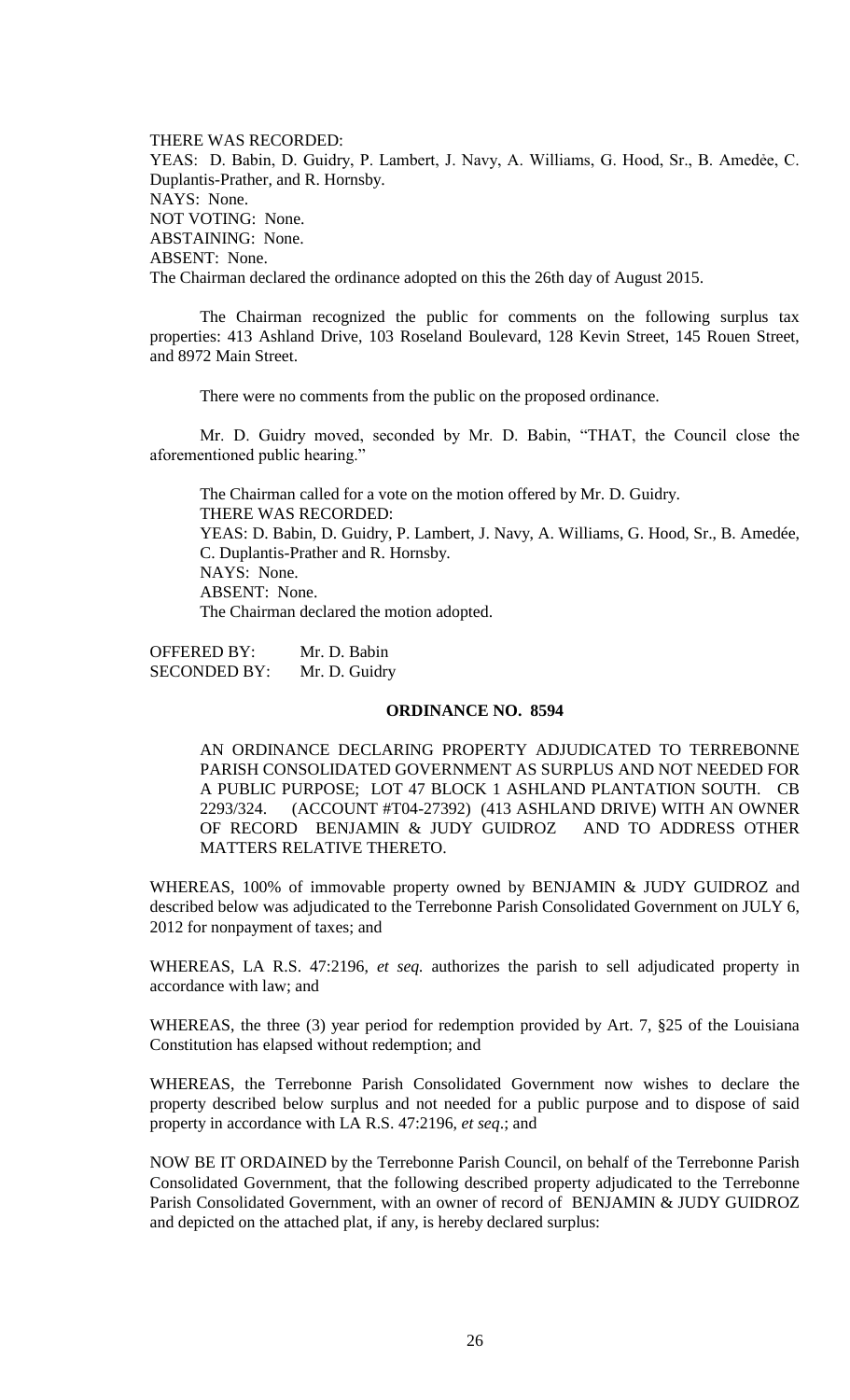THERE WAS RECORDED:
YEAS: D. Babin, D. Guidry, P. Lambert, J. Navy, A. Williams, G. Hood, Sr., B. Amedẻe, C. Duplantis-Prather, and R. Hornsby.
NAYS: None.
NOT VOTING: None.
ABSTAINING: None.
ABSENT: None.
The Chairman declared the ordinance adopted on this the 26th day of August 2015.

The Chairman recognized the public for comments on the following surplus tax properties: 413 Ashland Drive, 103 Roseland Boulevard, 128 Kevin Street, 145 Rouen Street, and 8972 Main Street.

There were no comments from the public on the proposed ordinance.

Mr. D. Guidry moved, seconded by Mr. D. Babin, "THAT, the Council close the aforementioned public hearing."

The Chairman called for a vote on the motion offered by Mr. D. Guidry.
THERE WAS RECORDED:
YEAS: D. Babin, D. Guidry, P. Lambert, J. Navy, A. Williams, G. Hood, Sr., B. Amedée, C. Duplantis-Prather and R. Hornsby.
NAYS: None.
ABSENT: None.
The Chairman declared the motion adopted.

OFFERED BY: Mr. D. Babin
SECONDED BY: Mr. D. Guidry

**ORDINANCE NO. 8594**

AN ORDINANCE DECLARING PROPERTY ADJUDICATED TO TERREBONNE PARISH CONSOLIDATED GOVERNMENT AS SURPLUS AND NOT NEEDED FOR A PUBLIC PURPOSE; LOT 47 BLOCK 1 ASHLAND PLANTATION SOUTH. CB 2293/324. (ACCOUNT #T04-27392) (413 ASHLAND DRIVE) WITH AN OWNER OF RECORD BENJAMIN & JUDY GUIDROZ AND TO ADDRESS OTHER MATTERS RELATIVE THERETO.

WHEREAS, 100% of immovable property owned by BENJAMIN & JUDY GUIDROZ and described below was adjudicated to the Terrebonne Parish Consolidated Government on JULY 6, 2012 for nonpayment of taxes; and

WHEREAS, LA R.S. 47:2196, *et seq.* authorizes the parish to sell adjudicated property in accordance with law; and

WHEREAS, the three (3) year period for redemption provided by Art. 7, §25 of the Louisiana Constitution has elapsed without redemption; and

WHEREAS, the Terrebonne Parish Consolidated Government now wishes to declare the property described below surplus and not needed for a public purpose and to dispose of said property in accordance with LA R.S. 47:2196, *et seq*.; and

NOW BE IT ORDAINED by the Terrebonne Parish Council, on behalf of the Terrebonne Parish Consolidated Government, that the following described property adjudicated to the Terrebonne Parish Consolidated Government, with an owner of record of BENJAMIN & JUDY GUIDROZ and depicted on the attached plat, if any, is hereby declared surplus: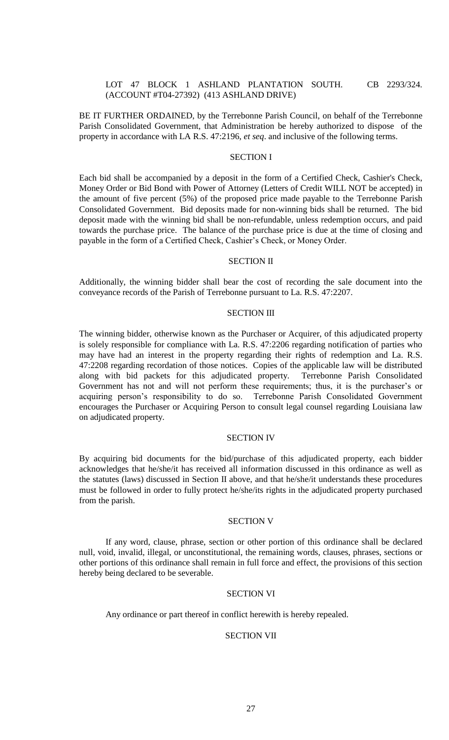LOT 47 BLOCK 1 ASHLAND PLANTATION SOUTH. CB 2293/324. (ACCOUNT #T04-27392) (413 ASHLAND DRIVE)

BE IT FURTHER ORDAINED, by the Terrebonne Parish Council, on behalf of the Terrebonne Parish Consolidated Government, that Administration be hereby authorized to dispose of the property in accordance with LA R.S. 47:2196, *et seq*. and inclusive of the following terms.

SECTION I

Each bid shall be accompanied by a deposit in the form of a Certified Check, Cashier's Check, Money Order or Bid Bond with Power of Attorney (Letters of Credit WILL NOT be accepted) in the amount of five percent (5%) of the proposed price made payable to the Terrebonne Parish Consolidated Government. Bid deposits made for non-winning bids shall be returned. The bid deposit made with the winning bid shall be non-refundable, unless redemption occurs, and paid towards the purchase price. The balance of the purchase price is due at the time of closing and payable in the form of a Certified Check, Cashier's Check, or Money Order.

SECTION II

Additionally, the winning bidder shall bear the cost of recording the sale document into the conveyance records of the Parish of Terrebonne pursuant to La. R.S. 47:2207.

SECTION III

The winning bidder, otherwise known as the Purchaser or Acquirer, of this adjudicated property is solely responsible for compliance with La. R.S. 47:2206 regarding notification of parties who may have had an interest in the property regarding their rights of redemption and La. R.S. 47:2208 regarding recordation of those notices. Copies of the applicable law will be distributed along with bid packets for this adjudicated property. Terrebonne Parish Consolidated Government has not and will not perform these requirements; thus, it is the purchaser's or acquiring person's responsibility to do so. Terrebonne Parish Consolidated Government encourages the Purchaser or Acquiring Person to consult legal counsel regarding Louisiana law on adjudicated property.

SECTION IV

By acquiring bid documents for the bid/purchase of this adjudicated property, each bidder acknowledges that he/she/it has received all information discussed in this ordinance as well as the statutes (laws) discussed in Section II above, and that he/she/it understands these procedures must be followed in order to fully protect he/she/its rights in the adjudicated property purchased from the parish.

SECTION V

If any word, clause, phrase, section or other portion of this ordinance shall be declared null, void, invalid, illegal, or unconstitutional, the remaining words, clauses, phrases, sections or other portions of this ordinance shall remain in full force and effect, the provisions of this section hereby being declared to be severable.

SECTION VI

Any ordinance or part thereof in conflict herewith is hereby repealed.

SECTION VII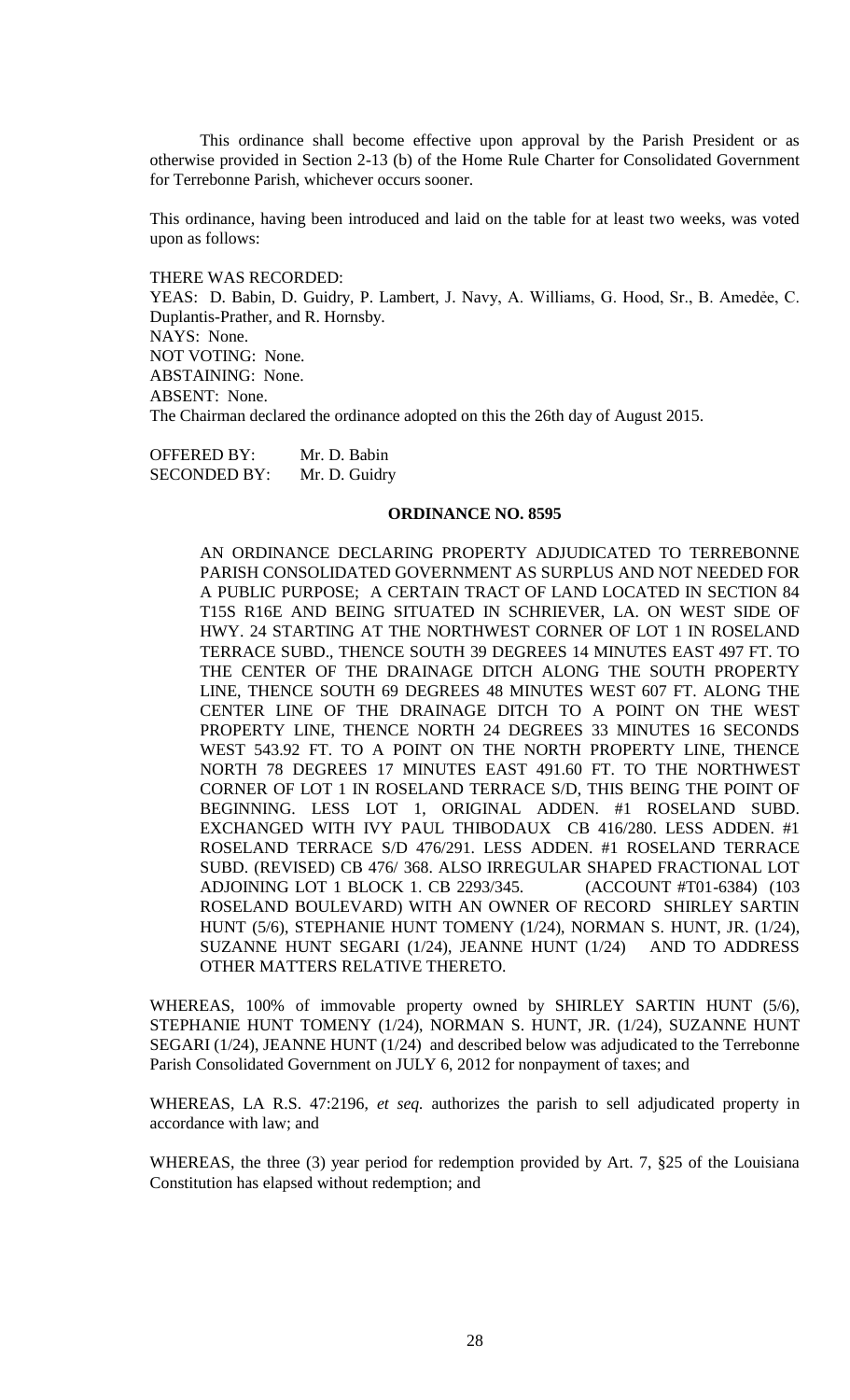This ordinance shall become effective upon approval by the Parish President or as otherwise provided in Section 2-13 (b) of the Home Rule Charter for Consolidated Government for Terrebonne Parish, whichever occurs sooner.

This ordinance, having been introduced and laid on the table for at least two weeks, was voted upon as follows:

THERE WAS RECORDED:
YEAS: D. Babin, D. Guidry, P. Lambert, J. Navy, A. Williams, G. Hood, Sr., B. Amedée, C. Duplantis-Prather, and R. Hornsby.
NAYS: None.
NOT VOTING: None.
ABSTAINING: None.
ABSENT: None.
The Chairman declared the ordinance adopted on this the 26th day of August 2015.

OFFERED BY: Mr. D. Babin
SECONDED BY: Mr. D. Guidry

**ORDINANCE NO. 8595**

AN ORDINANCE DECLARING PROPERTY ADJUDICATED TO TERREBONNE PARISH CONSOLIDATED GOVERNMENT AS SURPLUS AND NOT NEEDED FOR A PUBLIC PURPOSE; A CERTAIN TRACT OF LAND LOCATED IN SECTION 84 T15S R16E AND BEING SITUATED IN SCHRIEVER, LA. ON WEST SIDE OF HWY. 24 STARTING AT THE NORTHWEST CORNER OF LOT 1 IN ROSELAND TERRACE SUBD., THENCE SOUTH 39 DEGREES 14 MINUTES EAST 497 FT. TO THE CENTER OF THE DRAINAGE DITCH ALONG THE SOUTH PROPERTY LINE, THENCE SOUTH 69 DEGREES 48 MINUTES WEST 607 FT. ALONG THE CENTER LINE OF THE DRAINAGE DITCH TO A POINT ON THE WEST PROPERTY LINE, THENCE NORTH 24 DEGREES 33 MINUTES 16 SECONDS WEST 543.92 FT. TO A POINT ON THE NORTH PROPERTY LINE, THENCE NORTH 78 DEGREES 17 MINUTES EAST 491.60 FT. TO THE NORTHWEST CORNER OF LOT 1 IN ROSELAND TERRACE S/D, THIS BEING THE POINT OF BEGINNING. LESS LOT 1, ORIGINAL ADDEN. #1 ROSELAND SUBD. EXCHANGED WITH IVY PAUL THIBODAUX CB 416/280. LESS ADDEN. #1 ROSELAND TERRACE S/D 476/291. LESS ADDEN. #1 ROSELAND TERRACE SUBD. (REVISED) CB 476/ 368. ALSO IRREGULAR SHAPED FRACTIONAL LOT ADJOINING LOT 1 BLOCK 1. CB 2293/345. (ACCOUNT #T01-6384) (103 ROSELAND BOULEVARD) WITH AN OWNER OF RECORD SHIRLEY SARTIN HUNT (5/6), STEPHANIE HUNT TOMENY (1/24), NORMAN S. HUNT, JR. (1/24), SUZANNE HUNT SEGARI (1/24), JEANNE HUNT (1/24) AND TO ADDRESS OTHER MATTERS RELATIVE THERETO.

WHEREAS, 100% of immovable property owned by SHIRLEY SARTIN HUNT (5/6), STEPHANIE HUNT TOMENY (1/24), NORMAN S. HUNT, JR. (1/24), SUZANNE HUNT SEGARI (1/24), JEANNE HUNT (1/24) and described below was adjudicated to the Terrebonne Parish Consolidated Government on JULY 6, 2012 for nonpayment of taxes; and

WHEREAS, LA R.S. 47:2196, *et seq.* authorizes the parish to sell adjudicated property in accordance with law; and

WHEREAS, the three (3) year period for redemption provided by Art. 7, §25 of the Louisiana Constitution has elapsed without redemption; and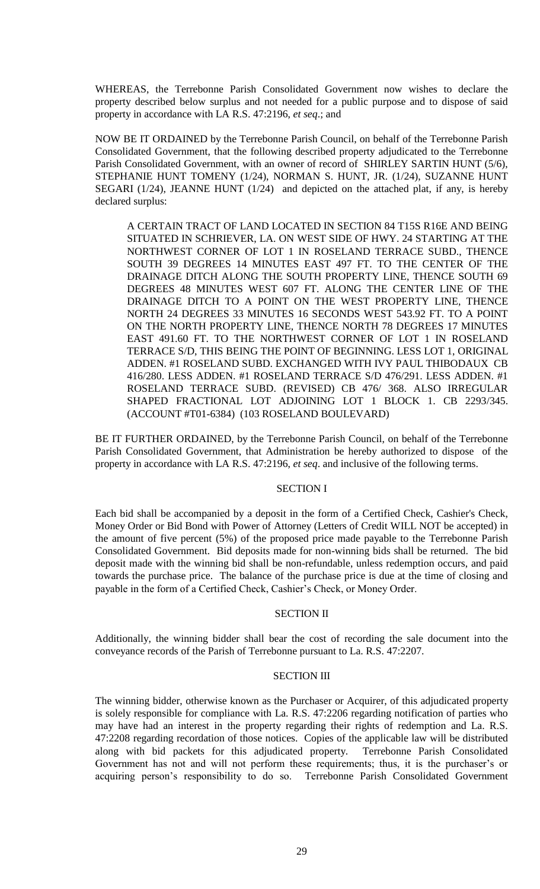WHEREAS, the Terrebonne Parish Consolidated Government now wishes to declare the property described below surplus and not needed for a public purpose and to dispose of said property in accordance with LA R.S. 47:2196, *et seq*.; and

NOW BE IT ORDAINED by the Terrebonne Parish Council, on behalf of the Terrebonne Parish Consolidated Government, that the following described property adjudicated to the Terrebonne Parish Consolidated Government, with an owner of record of SHIRLEY SARTIN HUNT (5/6), STEPHANIE HUNT TOMENY (1/24), NORMAN S. HUNT, JR. (1/24), SUZANNE HUNT SEGARI (1/24), JEANNE HUNT (1/24) and depicted on the attached plat, if any, is hereby declared surplus:

> A CERTAIN TRACT OF LAND LOCATED IN SECTION 84 T15S R16E AND BEING SITUATED IN SCHRIEVER, LA. ON WEST SIDE OF HWY. 24 STARTING AT THE NORTHWEST CORNER OF LOT 1 IN ROSELAND TERRACE SUBD., THENCE SOUTH 39 DEGREES 14 MINUTES EAST 497 FT. TO THE CENTER OF THE DRAINAGE DITCH ALONG THE SOUTH PROPERTY LINE, THENCE SOUTH 69 DEGREES 48 MINUTES WEST 607 FT. ALONG THE CENTER LINE OF THE DRAINAGE DITCH TO A POINT ON THE WEST PROPERTY LINE, THENCE NORTH 24 DEGREES 33 MINUTES 16 SECONDS WEST 543.92 FT. TO A POINT ON THE NORTH PROPERTY LINE, THENCE NORTH 78 DEGREES 17 MINUTES EAST 491.60 FT. TO THE NORTHWEST CORNER OF LOT 1 IN ROSELAND TERRACE S/D, THIS BEING THE POINT OF BEGINNING. LESS LOT 1, ORIGINAL ADDEN. #1 ROSELAND SUBD. EXCHANGED WITH IVY PAUL THIBODAUX CB 416/280. LESS ADDEN. #1 ROSELAND TERRACE S/D 476/291. LESS ADDEN. #1 ROSELAND TERRACE SUBD. (REVISED) CB 476/ 368. ALSO IRREGULAR SHAPED FRACTIONAL LOT ADJOINING LOT 1 BLOCK 1. CB 2293/345. (ACCOUNT #T01-6384) (103 ROSELAND BOULEVARD)

BE IT FURTHER ORDAINED, by the Terrebonne Parish Council, on behalf of the Terrebonne Parish Consolidated Government, that Administration be hereby authorized to dispose of the property in accordance with LA R.S. 47:2196, *et seq*. and inclusive of the following terms.

SECTION I

Each bid shall be accompanied by a deposit in the form of a Certified Check, Cashier's Check, Money Order or Bid Bond with Power of Attorney (Letters of Credit WILL NOT be accepted) in the amount of five percent (5%) of the proposed price made payable to the Terrebonne Parish Consolidated Government. Bid deposits made for non-winning bids shall be returned. The bid deposit made with the winning bid shall be non-refundable, unless redemption occurs, and paid towards the purchase price. The balance of the purchase price is due at the time of closing and payable in the form of a Certified Check, Cashier's Check, or Money Order.

SECTION II

Additionally, the winning bidder shall bear the cost of recording the sale document into the conveyance records of the Parish of Terrebonne pursuant to La. R.S. 47:2207.

SECTION III

The winning bidder, otherwise known as the Purchaser or Acquirer, of this adjudicated property is solely responsible for compliance with La. R.S. 47:2206 regarding notification of parties who may have had an interest in the property regarding their rights of redemption and La. R.S. 47:2208 regarding recordation of those notices. Copies of the applicable law will be distributed along with bid packets for this adjudicated property. Terrebonne Parish Consolidated Government has not and will not perform these requirements; thus, it is the purchaser's or acquiring person's responsibility to do so. Terrebonne Parish Consolidated Government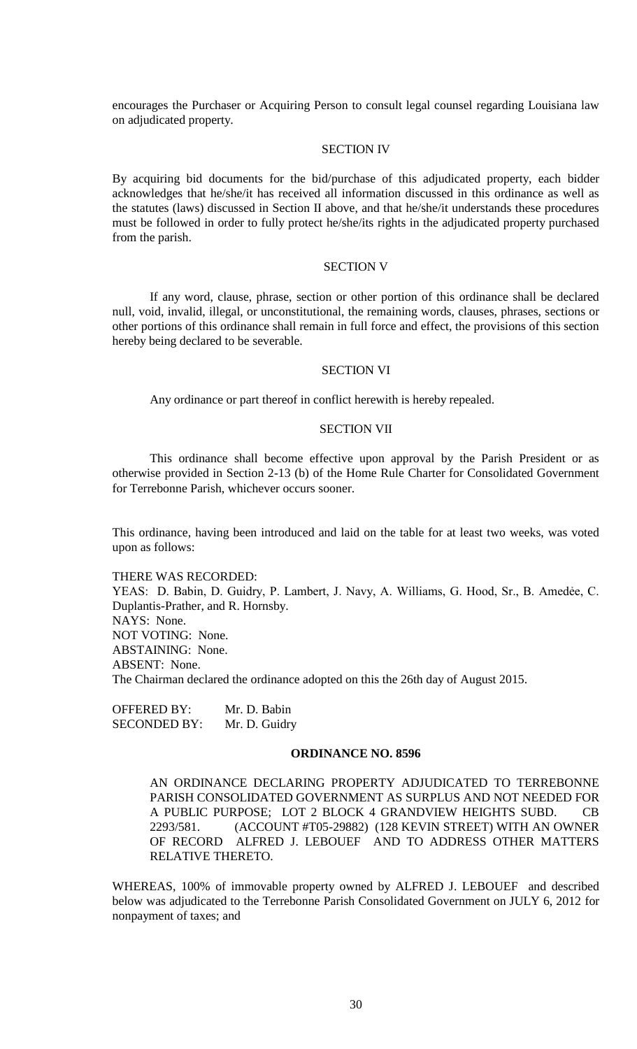encourages the Purchaser or Acquiring Person to consult legal counsel regarding Louisiana law on adjudicated property.

SECTION IV

By acquiring bid documents for the bid/purchase of this adjudicated property, each bidder acknowledges that he/she/it has received all information discussed in this ordinance as well as the statutes (laws) discussed in Section II above, and that he/she/it understands these procedures must be followed in order to fully protect he/she/its rights in the adjudicated property purchased from the parish.

SECTION V

If any word, clause, phrase, section or other portion of this ordinance shall be declared null, void, invalid, illegal, or unconstitutional, the remaining words, clauses, phrases, sections or other portions of this ordinance shall remain in full force and effect, the provisions of this section hereby being declared to be severable.

SECTION VI

Any ordinance or part thereof in conflict herewith is hereby repealed.

SECTION VII

This ordinance shall become effective upon approval by the Parish President or as otherwise provided in Section 2-13 (b) of the Home Rule Charter for Consolidated Government for Terrebonne Parish, whichever occurs sooner.

This ordinance, having been introduced and laid on the table for at least two weeks, was voted upon as follows:

THERE WAS RECORDED:
YEAS: D. Babin, D. Guidry, P. Lambert, J. Navy, A. Williams, G. Hood, Sr., B. Amedėe, C. Duplantis-Prather, and R. Hornsby.
NAYS: None.
NOT VOTING: None.
ABSTAINING: None.
ABSENT: None.
The Chairman declared the ordinance adopted on this the 26th day of August 2015.

OFFERED BY: Mr. D. Babin
SECONDED BY: Mr. D. Guidry

**ORDINANCE NO. 8596**

AN ORDINANCE DECLARING PROPERTY ADJUDICATED TO TERREBONNE PARISH CONSOLIDATED GOVERNMENT AS SURPLUS AND NOT NEEDED FOR A PUBLIC PURPOSE; LOT 2 BLOCK 4 GRANDVIEW HEIGHTS SUBD. CB 2293/581. (ACCOUNT #T05-29882) (128 KEVIN STREET) WITH AN OWNER OF RECORD ALFRED J. LEBOUEF AND TO ADDRESS OTHER MATTERS RELATIVE THERETO.

WHEREAS, 100% of immovable property owned by ALFRED J. LEBOUEF and described below was adjudicated to the Terrebonne Parish Consolidated Government on JULY 6, 2012 for nonpayment of taxes; and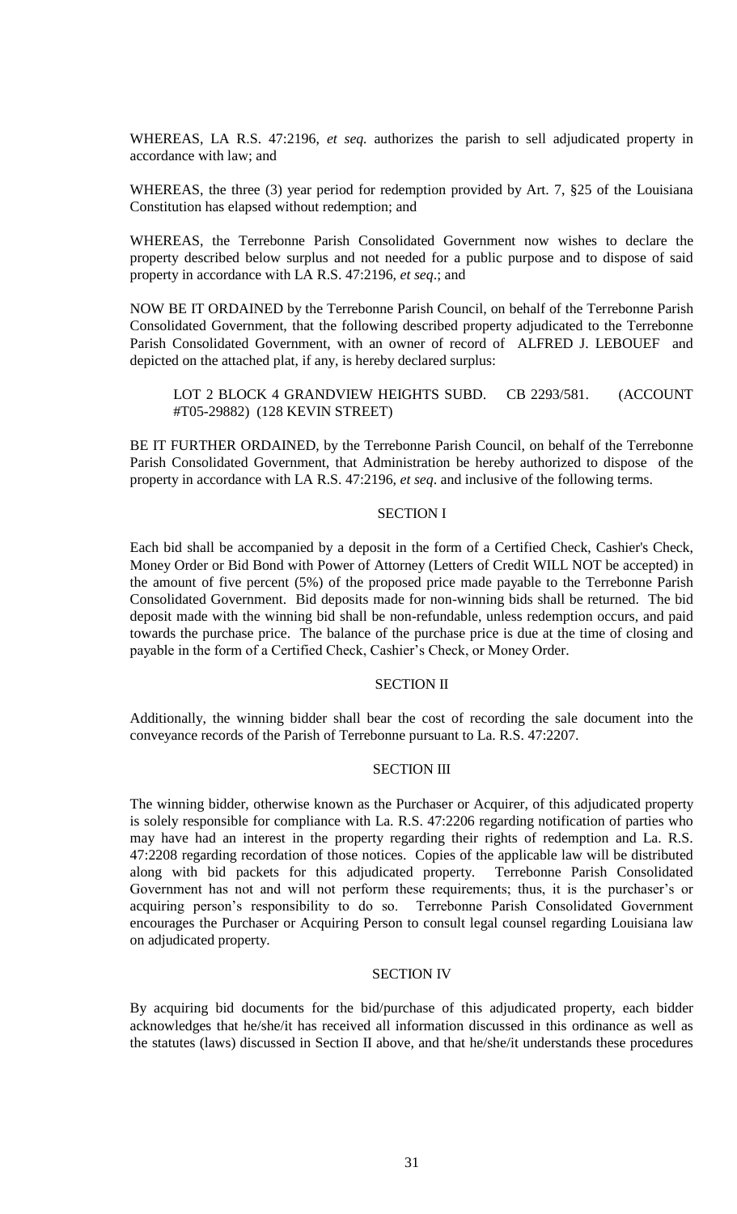WHEREAS, LA R.S. 47:2196, *et seq.* authorizes the parish to sell adjudicated property in accordance with law; and

WHEREAS, the three (3) year period for redemption provided by Art. 7, §25 of the Louisiana Constitution has elapsed without redemption; and

WHEREAS, the Terrebonne Parish Consolidated Government now wishes to declare the property described below surplus and not needed for a public purpose and to dispose of said property in accordance with LA R.S. 47:2196, *et seq*.; and

NOW BE IT ORDAINED by the Terrebonne Parish Council, on behalf of the Terrebonne Parish Consolidated Government, that the following described property adjudicated to the Terrebonne Parish Consolidated Government, with an owner of record of ALFRED J. LEBOUEF and depicted on the attached plat, if any, is hereby declared surplus:

> LOT 2 BLOCK 4 GRANDVIEW HEIGHTS SUBD. CB 2293/581. (ACCOUNT #T05-29882) (128 KEVIN STREET)

BE IT FURTHER ORDAINED, by the Terrebonne Parish Council, on behalf of the Terrebonne Parish Consolidated Government, that Administration be hereby authorized to dispose of the property in accordance with LA R.S. 47:2196, *et seq*. and inclusive of the following terms.

SECTION I

Each bid shall be accompanied by a deposit in the form of a Certified Check, Cashier's Check, Money Order or Bid Bond with Power of Attorney (Letters of Credit WILL NOT be accepted) in the amount of five percent (5%) of the proposed price made payable to the Terrebonne Parish Consolidated Government. Bid deposits made for non-winning bids shall be returned. The bid deposit made with the winning bid shall be non-refundable, unless redemption occurs, and paid towards the purchase price. The balance of the purchase price is due at the time of closing and payable in the form of a Certified Check, Cashier's Check, or Money Order.

SECTION II

Additionally, the winning bidder shall bear the cost of recording the sale document into the conveyance records of the Parish of Terrebonne pursuant to La. R.S. 47:2207.

SECTION III

The winning bidder, otherwise known as the Purchaser or Acquirer, of this adjudicated property is solely responsible for compliance with La. R.S. 47:2206 regarding notification of parties who may have had an interest in the property regarding their rights of redemption and La. R.S. 47:2208 regarding recordation of those notices. Copies of the applicable law will be distributed along with bid packets for this adjudicated property. Terrebonne Parish Consolidated Government has not and will not perform these requirements; thus, it is the purchaser's or acquiring person's responsibility to do so. Terrebonne Parish Consolidated Government encourages the Purchaser or Acquiring Person to consult legal counsel regarding Louisiana law on adjudicated property.

SECTION IV

By acquiring bid documents for the bid/purchase of this adjudicated property, each bidder acknowledges that he/she/it has received all information discussed in this ordinance as well as the statutes (laws) discussed in Section II above, and that he/she/it understands these procedures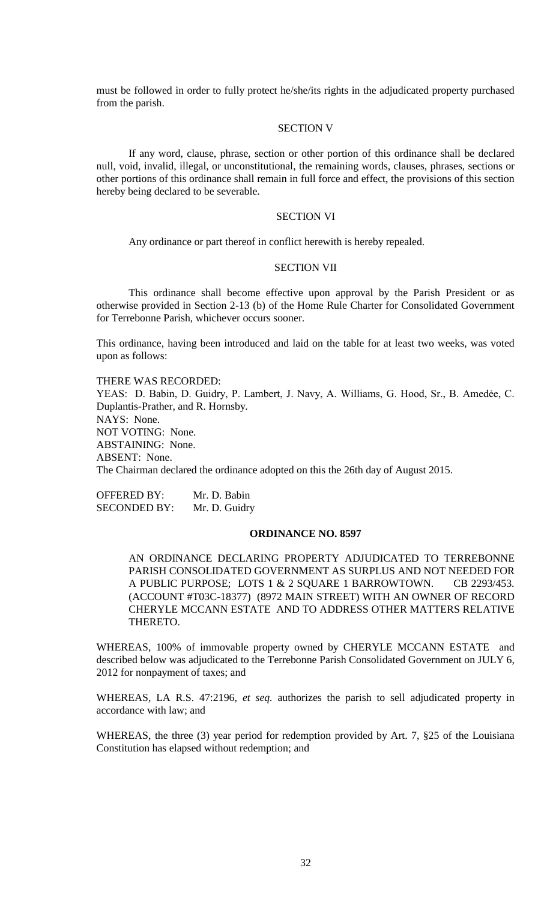must be followed in order to fully protect he/she/its rights in the adjudicated property purchased from the parish.

SECTION V

If any word, clause, phrase, section or other portion of this ordinance shall be declared null, void, invalid, illegal, or unconstitutional, the remaining words, clauses, phrases, sections or other portions of this ordinance shall remain in full force and effect, the provisions of this section hereby being declared to be severable.

SECTION VI

Any ordinance or part thereof in conflict herewith is hereby repealed.

SECTION VII

This ordinance shall become effective upon approval by the Parish President or as otherwise provided in Section 2-13 (b) of the Home Rule Charter for Consolidated Government for Terrebonne Parish, whichever occurs sooner.

This ordinance, having been introduced and laid on the table for at least two weeks, was voted upon as follows:

THERE WAS RECORDED:
YEAS: D. Babin, D. Guidry, P. Lambert, J. Navy, A. Williams, G. Hood, Sr., B. Amedée, C. Duplantis-Prather, and R. Hornsby.
NAYS: None.
NOT VOTING: None.
ABSTAINING: None.
ABSENT: None.
The Chairman declared the ordinance adopted on this the 26th day of August 2015.

OFFERED BY: Mr. D. Babin
SECONDED BY: Mr. D. Guidry

**ORDINANCE NO. 8597**

AN ORDINANCE DECLARING PROPERTY ADJUDICATED TO TERREBONNE PARISH CONSOLIDATED GOVERNMENT AS SURPLUS AND NOT NEEDED FOR A PUBLIC PURPOSE; LOTS 1 & 2 SQUARE 1 BARROWTOWN. CB 2293/453. (ACCOUNT #T03C-18377) (8972 MAIN STREET) WITH AN OWNER OF RECORD CHERYLE MCCANN ESTATE AND TO ADDRESS OTHER MATTERS RELATIVE THERETO.

WHEREAS, 100% of immovable property owned by CHERYLE MCCANN ESTATE and described below was adjudicated to the Terrebonne Parish Consolidated Government on JULY 6, 2012 for nonpayment of taxes; and

WHEREAS, LA R.S. 47:2196, *et seq.* authorizes the parish to sell adjudicated property in accordance with law; and

WHEREAS, the three (3) year period for redemption provided by Art. 7, §25 of the Louisiana Constitution has elapsed without redemption; and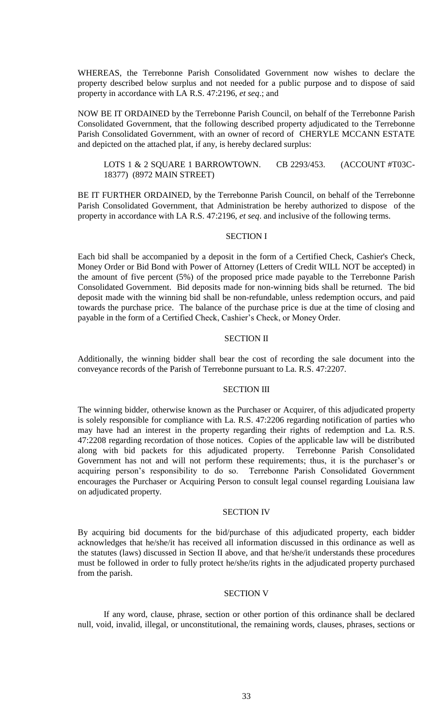WHEREAS, the Terrebonne Parish Consolidated Government now wishes to declare the property described below surplus and not needed for a public purpose and to dispose of said property in accordance with LA R.S. 47:2196, *et seq*.; and

NOW BE IT ORDAINED by the Terrebonne Parish Council, on behalf of the Terrebonne Parish Consolidated Government, that the following described property adjudicated to the Terrebonne Parish Consolidated Government, with an owner of record of CHERYLE MCCANN ESTATE and depicted on the attached plat, if any, is hereby declared surplus:

> LOTS 1 & 2 SQUARE 1 BARROWTOWN. CB 2293/453. (ACCOUNT #T03C-18377) (8972 MAIN STREET)

BE IT FURTHER ORDAINED, by the Terrebonne Parish Council, on behalf of the Terrebonne Parish Consolidated Government, that Administration be hereby authorized to dispose of the property in accordance with LA R.S. 47:2196, *et seq*. and inclusive of the following terms.

SECTION I

Each bid shall be accompanied by a deposit in the form of a Certified Check, Cashier's Check, Money Order or Bid Bond with Power of Attorney (Letters of Credit WILL NOT be accepted) in the amount of five percent (5%) of the proposed price made payable to the Terrebonne Parish Consolidated Government. Bid deposits made for non-winning bids shall be returned. The bid deposit made with the winning bid shall be non-refundable, unless redemption occurs, and paid towards the purchase price. The balance of the purchase price is due at the time of closing and payable in the form of a Certified Check, Cashier's Check, or Money Order.

SECTION II

Additionally, the winning bidder shall bear the cost of recording the sale document into the conveyance records of the Parish of Terrebonne pursuant to La. R.S. 47:2207.

SECTION III

The winning bidder, otherwise known as the Purchaser or Acquirer, of this adjudicated property is solely responsible for compliance with La. R.S. 47:2206 regarding notification of parties who may have had an interest in the property regarding their rights of redemption and La. R.S. 47:2208 regarding recordation of those notices. Copies of the applicable law will be distributed along with bid packets for this adjudicated property. Terrebonne Parish Consolidated Government has not and will not perform these requirements; thus, it is the purchaser's or acquiring person's responsibility to do so. Terrebonne Parish Consolidated Government encourages the Purchaser or Acquiring Person to consult legal counsel regarding Louisiana law on adjudicated property.

SECTION IV

By acquiring bid documents for the bid/purchase of this adjudicated property, each bidder acknowledges that he/she/it has received all information discussed in this ordinance as well as the statutes (laws) discussed in Section II above, and that he/she/it understands these procedures must be followed in order to fully protect he/she/its rights in the adjudicated property purchased from the parish.

SECTION V

If any word, clause, phrase, section or other portion of this ordinance shall be declared null, void, invalid, illegal, or unconstitutional, the remaining words, clauses, phrases, sections or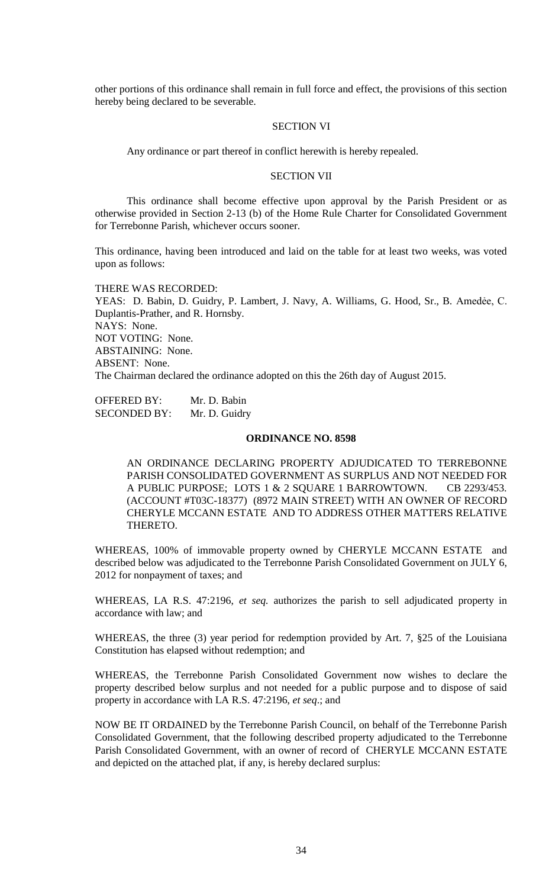other portions of this ordinance shall remain in full force and effect, the provisions of this section hereby being declared to be severable.

SECTION VI

Any ordinance or part thereof in conflict herewith is hereby repealed.

SECTION VII

This ordinance shall become effective upon approval by the Parish President or as otherwise provided in Section 2-13 (b) of the Home Rule Charter for Consolidated Government for Terrebonne Parish, whichever occurs sooner.

This ordinance, having been introduced and laid on the table for at least two weeks, was voted upon as follows:

THERE WAS RECORDED:
YEAS: D. Babin, D. Guidry, P. Lambert, J. Navy, A. Williams, G. Hood, Sr., B. Amedée, C. Duplantis-Prather, and R. Hornsby.
NAYS: None.
NOT VOTING: None.
ABSTAINING: None.
ABSENT: None.
The Chairman declared the ordinance adopted on this the 26th day of August 2015.

OFFERED BY: Mr. D. Babin
SECONDED BY: Mr. D. Guidry

**ORDINANCE NO. 8598**

AN ORDINANCE DECLARING PROPERTY ADJUDICATED TO TERREBONNE PARISH CONSOLIDATED GOVERNMENT AS SURPLUS AND NOT NEEDED FOR A PUBLIC PURPOSE; LOTS 1 & 2 SQUARE 1 BARROWTOWN. CB 2293/453. (ACCOUNT #T03C-18377) (8972 MAIN STREET) WITH AN OWNER OF RECORD CHERYLE MCCANN ESTATE AND TO ADDRESS OTHER MATTERS RELATIVE THERETO.

WHEREAS, 100% of immovable property owned by CHERYLE MCCANN ESTATE and described below was adjudicated to the Terrebonne Parish Consolidated Government on JULY 6, 2012 for nonpayment of taxes; and

WHEREAS, LA R.S. 47:2196, *et seq.* authorizes the parish to sell adjudicated property in accordance with law; and

WHEREAS, the three (3) year period for redemption provided by Art. 7, §25 of the Louisiana Constitution has elapsed without redemption; and

WHEREAS, the Terrebonne Parish Consolidated Government now wishes to declare the property described below surplus and not needed for a public purpose and to dispose of said property in accordance with LA R.S. 47:2196, *et seq*.; and

NOW BE IT ORDAINED by the Terrebonne Parish Council, on behalf of the Terrebonne Parish Consolidated Government, that the following described property adjudicated to the Terrebonne Parish Consolidated Government, with an owner of record of CHERYLE MCCANN ESTATE and depicted on the attached plat, if any, is hereby declared surplus: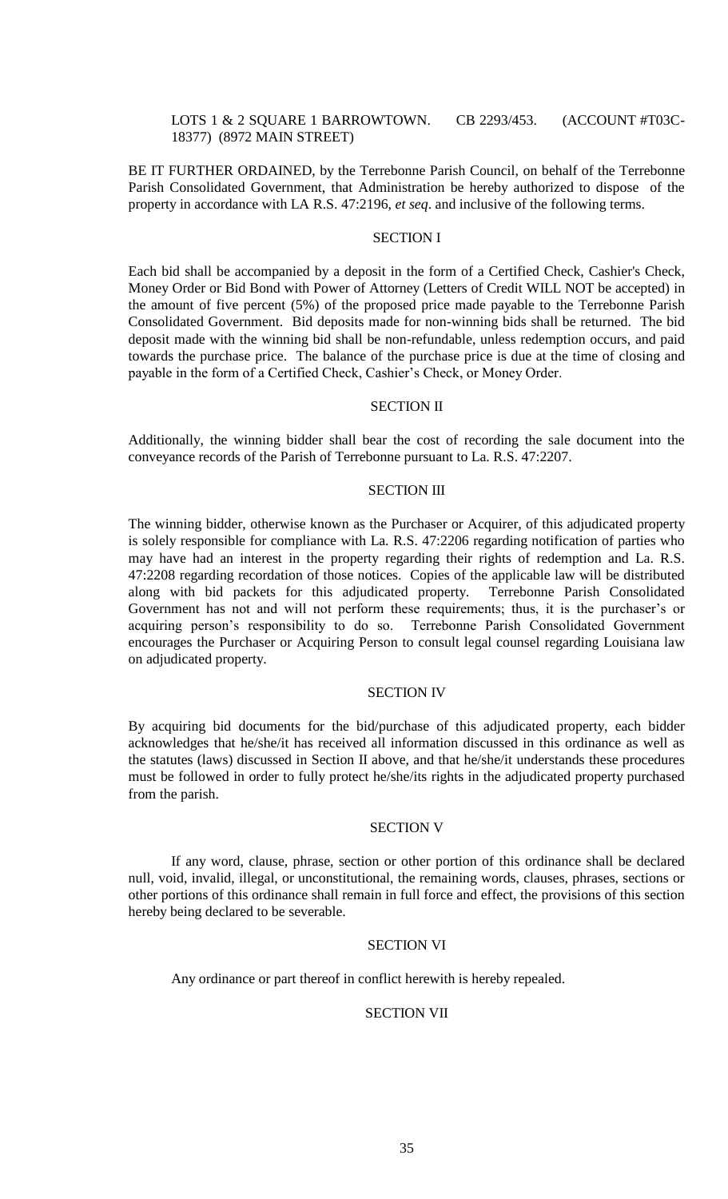LOTS 1 & 2 SQUARE 1 BARROWTOWN. CB 2293/453. (ACCOUNT #T03C-18377) (8972 MAIN STREET)

BE IT FURTHER ORDAINED, by the Terrebonne Parish Council, on behalf of the Terrebonne Parish Consolidated Government, that Administration be hereby authorized to dispose of the property in accordance with LA R.S. 47:2196, *et seq*. and inclusive of the following terms.

SECTION I

Each bid shall be accompanied by a deposit in the form of a Certified Check, Cashier's Check, Money Order or Bid Bond with Power of Attorney (Letters of Credit WILL NOT be accepted) in the amount of five percent (5%) of the proposed price made payable to the Terrebonne Parish Consolidated Government. Bid deposits made for non-winning bids shall be returned. The bid deposit made with the winning bid shall be non-refundable, unless redemption occurs, and paid towards the purchase price. The balance of the purchase price is due at the time of closing and payable in the form of a Certified Check, Cashier's Check, or Money Order.

SECTION II

Additionally, the winning bidder shall bear the cost of recording the sale document into the conveyance records of the Parish of Terrebonne pursuant to La. R.S. 47:2207.

SECTION III

The winning bidder, otherwise known as the Purchaser or Acquirer, of this adjudicated property is solely responsible for compliance with La. R.S. 47:2206 regarding notification of parties who may have had an interest in the property regarding their rights of redemption and La. R.S. 47:2208 regarding recordation of those notices. Copies of the applicable law will be distributed along with bid packets for this adjudicated property. Terrebonne Parish Consolidated Government has not and will not perform these requirements; thus, it is the purchaser's or acquiring person's responsibility to do so. Terrebonne Parish Consolidated Government encourages the Purchaser or Acquiring Person to consult legal counsel regarding Louisiana law on adjudicated property.

SECTION IV

By acquiring bid documents for the bid/purchase of this adjudicated property, each bidder acknowledges that he/she/it has received all information discussed in this ordinance as well as the statutes (laws) discussed in Section II above, and that he/she/it understands these procedures must be followed in order to fully protect he/she/its rights in the adjudicated property purchased from the parish.

SECTION V

If any word, clause, phrase, section or other portion of this ordinance shall be declared null, void, invalid, illegal, or unconstitutional, the remaining words, clauses, phrases, sections or other portions of this ordinance shall remain in full force and effect, the provisions of this section hereby being declared to be severable.

SECTION VI

Any ordinance or part thereof in conflict herewith is hereby repealed.

SECTION VII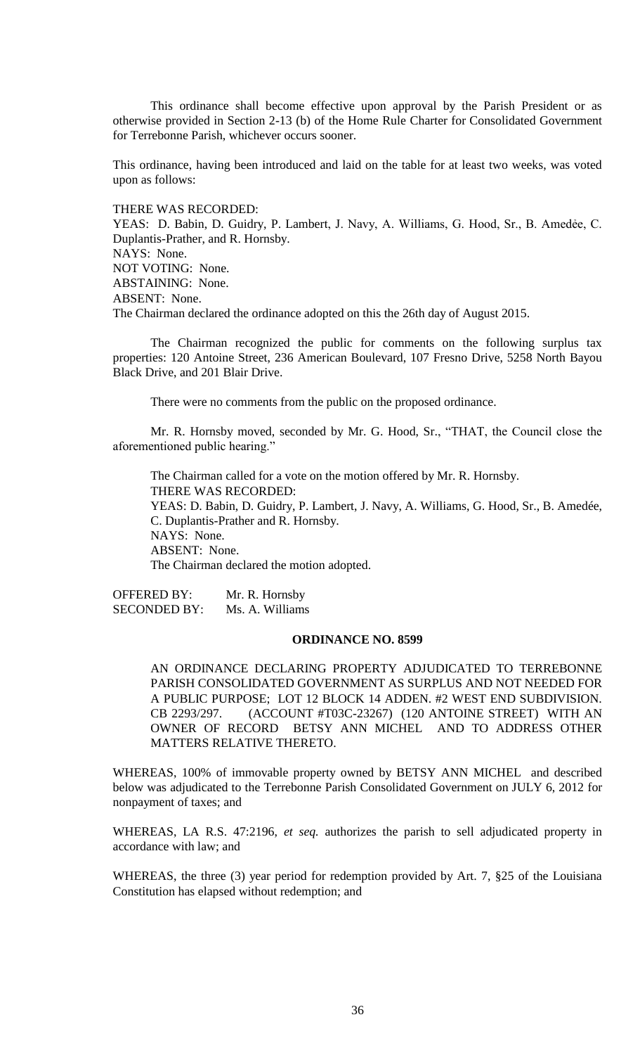This ordinance shall become effective upon approval by the Parish President or as otherwise provided in Section 2-13 (b) of the Home Rule Charter for Consolidated Government for Terrebonne Parish, whichever occurs sooner.

This ordinance, having been introduced and laid on the table for at least two weeks, was voted upon as follows:

THERE WAS RECORDED:
YEAS: D. Babin, D. Guidry, P. Lambert, J. Navy, A. Williams, G. Hood, Sr., B. Amedėe, C. Duplantis-Prather, and R. Hornsby.
NAYS: None.
NOT VOTING: None.
ABSTAINING: None.
ABSENT: None.
The Chairman declared the ordinance adopted on this the 26th day of August 2015.

The Chairman recognized the public for comments on the following surplus tax properties: 120 Antoine Street, 236 American Boulevard, 107 Fresno Drive, 5258 North Bayou Black Drive, and 201 Blair Drive.

There were no comments from the public on the proposed ordinance.

Mr. R. Hornsby moved, seconded by Mr. G. Hood, Sr., "THAT, the Council close the aforementioned public hearing."

The Chairman called for a vote on the motion offered by Mr. R. Hornsby.
THERE WAS RECORDED:
YEAS: D. Babin, D. Guidry, P. Lambert, J. Navy, A. Williams, G. Hood, Sr., B. Amedée, C. Duplantis-Prather and R. Hornsby.
NAYS: None.
ABSENT: None.
The Chairman declared the motion adopted.

OFFERED BY: Mr. R. Hornsby
SECONDED BY: Ms. A. Williams

**ORDINANCE NO. 8599**

AN ORDINANCE DECLARING PROPERTY ADJUDICATED TO TERREBONNE PARISH CONSOLIDATED GOVERNMENT AS SURPLUS AND NOT NEEDED FOR A PUBLIC PURPOSE; LOT 12 BLOCK 14 ADDEN. #2 WEST END SUBDIVISION. CB 2293/297. (ACCOUNT #T03C-23267) (120 ANTOINE STREET) WITH AN OWNER OF RECORD BETSY ANN MICHEL AND TO ADDRESS OTHER MATTERS RELATIVE THERETO.

WHEREAS, 100% of immovable property owned by BETSY ANN MICHEL and described below was adjudicated to the Terrebonne Parish Consolidated Government on JULY 6, 2012 for nonpayment of taxes; and

WHEREAS, LA R.S. 47:2196, *et seq.* authorizes the parish to sell adjudicated property in accordance with law; and

WHEREAS, the three (3) year period for redemption provided by Art. 7, §25 of the Louisiana Constitution has elapsed without redemption; and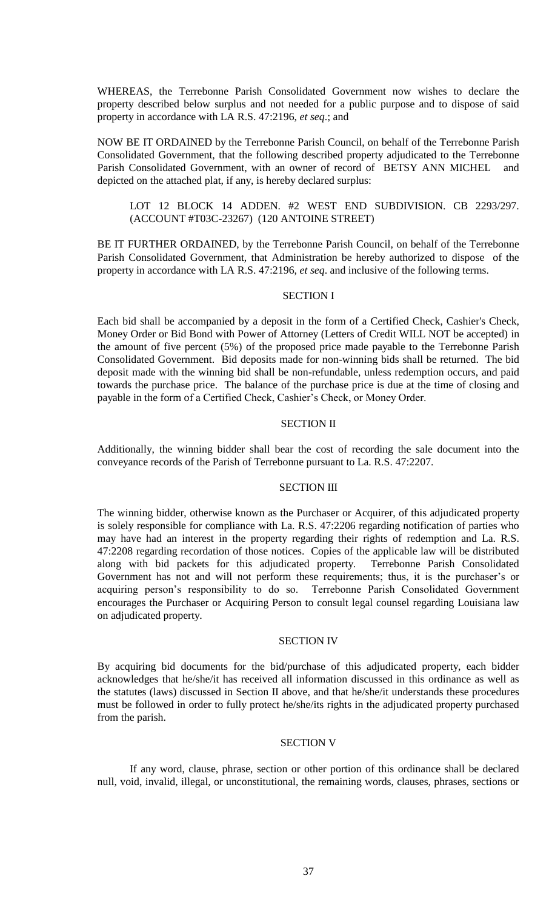WHEREAS, the Terrebonne Parish Consolidated Government now wishes to declare the property described below surplus and not needed for a public purpose and to dispose of said property in accordance with LA R.S. 47:2196, *et seq*.; and

NOW BE IT ORDAINED by the Terrebonne Parish Council, on behalf of the Terrebonne Parish Consolidated Government, that the following described property adjudicated to the Terrebonne Parish Consolidated Government, with an owner of record of BETSY ANN MICHEL and depicted on the attached plat, if any, is hereby declared surplus:

> LOT 12 BLOCK 14 ADDEN. #2 WEST END SUBDIVISION. CB 2293/297. (ACCOUNT #T03C-23267) (120 ANTOINE STREET)

BE IT FURTHER ORDAINED, by the Terrebonne Parish Council, on behalf of the Terrebonne Parish Consolidated Government, that Administration be hereby authorized to dispose of the property in accordance with LA R.S. 47:2196, *et seq*. and inclusive of the following terms.

## SECTION I

Each bid shall be accompanied by a deposit in the form of a Certified Check, Cashier's Check, Money Order or Bid Bond with Power of Attorney (Letters of Credit WILL NOT be accepted) in the amount of five percent (5%) of the proposed price made payable to the Terrebonne Parish Consolidated Government. Bid deposits made for non-winning bids shall be returned. The bid deposit made with the winning bid shall be non-refundable, unless redemption occurs, and paid towards the purchase price. The balance of the purchase price is due at the time of closing and payable in the form of a Certified Check, Cashier's Check, or Money Order.

## SECTION II

Additionally, the winning bidder shall bear the cost of recording the sale document into the conveyance records of the Parish of Terrebonne pursuant to La. R.S. 47:2207.

## SECTION III

The winning bidder, otherwise known as the Purchaser or Acquirer, of this adjudicated property is solely responsible for compliance with La. R.S. 47:2206 regarding notification of parties who may have had an interest in the property regarding their rights of redemption and La. R.S. 47:2208 regarding recordation of those notices. Copies of the applicable law will be distributed along with bid packets for this adjudicated property. Terrebonne Parish Consolidated Government has not and will not perform these requirements; thus, it is the purchaser's or acquiring person's responsibility to do so. Terrebonne Parish Consolidated Government encourages the Purchaser or Acquiring Person to consult legal counsel regarding Louisiana law on adjudicated property.

## SECTION IV

By acquiring bid documents for the bid/purchase of this adjudicated property, each bidder acknowledges that he/she/it has received all information discussed in this ordinance as well as the statutes (laws) discussed in Section II above, and that he/she/it understands these procedures must be followed in order to fully protect he/she/its rights in the adjudicated property purchased from the parish.

## SECTION V

If any word, clause, phrase, section or other portion of this ordinance shall be declared null, void, invalid, illegal, or unconstitutional, the remaining words, clauses, phrases, sections or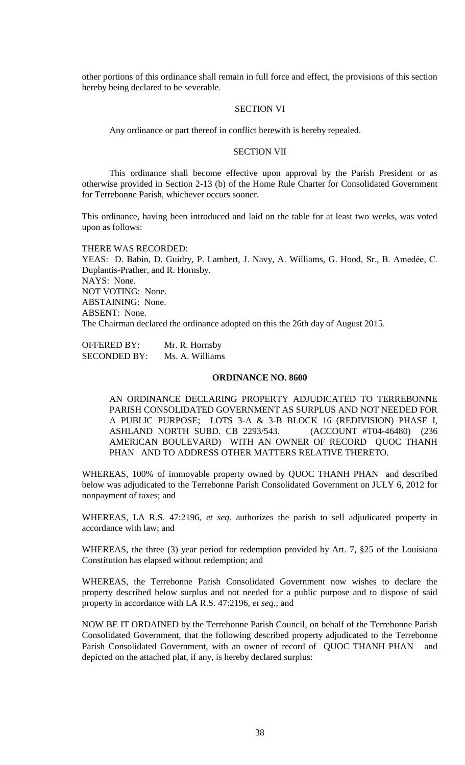other portions of this ordinance shall remain in full force and effect, the provisions of this section hereby being declared to be severable.

SECTION VI

Any ordinance or part thereof in conflict herewith is hereby repealed.

SECTION VII

This ordinance shall become effective upon approval by the Parish President or as otherwise provided in Section 2-13 (b) of the Home Rule Charter for Consolidated Government for Terrebonne Parish, whichever occurs sooner.

This ordinance, having been introduced and laid on the table for at least two weeks, was voted upon as follows:

THERE WAS RECORDED:
YEAS: D. Babin, D. Guidry, P. Lambert, J. Navy, A. Williams, G. Hood, Sr., B. Amedée, C. Duplantis-Prather, and R. Hornsby.
NAYS: None.
NOT VOTING: None.
ABSTAINING: None.
ABSENT: None.
The Chairman declared the ordinance adopted on this the 26th day of August 2015.

OFFERED BY: Mr. R. Hornsby
SECONDED BY: Ms. A. Williams

**ORDINANCE NO. 8600**

AN ORDINANCE DECLARING PROPERTY ADJUDICATED TO TERREBONNE PARISH CONSOLIDATED GOVERNMENT AS SURPLUS AND NOT NEEDED FOR A PUBLIC PURPOSE; LOTS 3-A & 3-B BLOCK 16 (REDIVISION) PHASE I, ASHLAND NORTH SUBD. CB 2293/543. (ACCOUNT #T04-46480) (236 AMERICAN BOULEVARD) WITH AN OWNER OF RECORD QUOC THANH PHAN AND TO ADDRESS OTHER MATTERS RELATIVE THERETO.

WHEREAS, 100% of immovable property owned by QUOC THANH PHAN and described below was adjudicated to the Terrebonne Parish Consolidated Government on JULY 6, 2012 for nonpayment of taxes; and

WHEREAS, LA R.S. 47:2196, *et seq.* authorizes the parish to sell adjudicated property in accordance with law; and

WHEREAS, the three (3) year period for redemption provided by Art. 7, §25 of the Louisiana Constitution has elapsed without redemption; and

WHEREAS, the Terrebonne Parish Consolidated Government now wishes to declare the property described below surplus and not needed for a public purpose and to dispose of said property in accordance with LA R.S. 47:2196, *et seq*.; and

NOW BE IT ORDAINED by the Terrebonne Parish Council, on behalf of the Terrebonne Parish Consolidated Government, that the following described property adjudicated to the Terrebonne Parish Consolidated Government, with an owner of record of QUOC THANH PHAN and depicted on the attached plat, if any, is hereby declared surplus: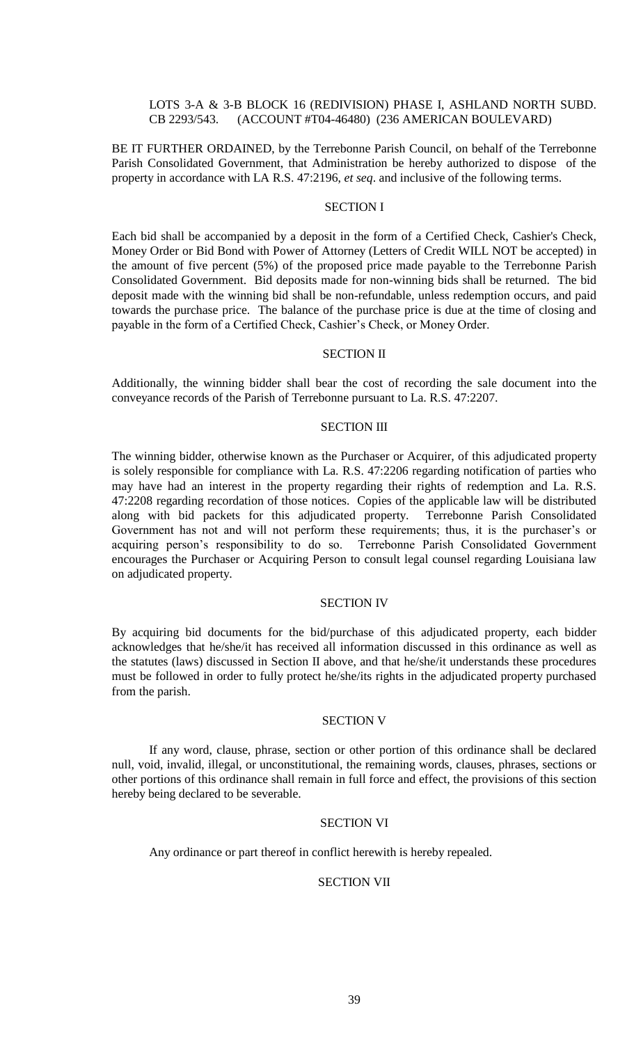LOTS 3-A & 3-B BLOCK 16 (REDIVISION) PHASE I, ASHLAND NORTH SUBD. CB 2293/543. (ACCOUNT #T04-46480) (236 AMERICAN BOULEVARD)

BE IT FURTHER ORDAINED, by the Terrebonne Parish Council, on behalf of the Terrebonne Parish Consolidated Government, that Administration be hereby authorized to dispose of the property in accordance with LA R.S. 47:2196, *et seq*. and inclusive of the following terms.

SECTION I

Each bid shall be accompanied by a deposit in the form of a Certified Check, Cashier's Check, Money Order or Bid Bond with Power of Attorney (Letters of Credit WILL NOT be accepted) in the amount of five percent (5%) of the proposed price made payable to the Terrebonne Parish Consolidated Government. Bid deposits made for non-winning bids shall be returned. The bid deposit made with the winning bid shall be non-refundable, unless redemption occurs, and paid towards the purchase price. The balance of the purchase price is due at the time of closing and payable in the form of a Certified Check, Cashier's Check, or Money Order.

SECTION II

Additionally, the winning bidder shall bear the cost of recording the sale document into the conveyance records of the Parish of Terrebonne pursuant to La. R.S. 47:2207.

SECTION III

The winning bidder, otherwise known as the Purchaser or Acquirer, of this adjudicated property is solely responsible for compliance with La. R.S. 47:2206 regarding notification of parties who may have had an interest in the property regarding their rights of redemption and La. R.S. 47:2208 regarding recordation of those notices. Copies of the applicable law will be distributed along with bid packets for this adjudicated property. Terrebonne Parish Consolidated Government has not and will not perform these requirements; thus, it is the purchaser's or acquiring person's responsibility to do so. Terrebonne Parish Consolidated Government encourages the Purchaser or Acquiring Person to consult legal counsel regarding Louisiana law on adjudicated property.

SECTION IV

By acquiring bid documents for the bid/purchase of this adjudicated property, each bidder acknowledges that he/she/it has received all information discussed in this ordinance as well as the statutes (laws) discussed in Section II above, and that he/she/it understands these procedures must be followed in order to fully protect he/she/its rights in the adjudicated property purchased from the parish.

SECTION V

If any word, clause, phrase, section or other portion of this ordinance shall be declared null, void, invalid, illegal, or unconstitutional, the remaining words, clauses, phrases, sections or other portions of this ordinance shall remain in full force and effect, the provisions of this section hereby being declared to be severable.

SECTION VI

Any ordinance or part thereof in conflict herewith is hereby repealed.

SECTION VII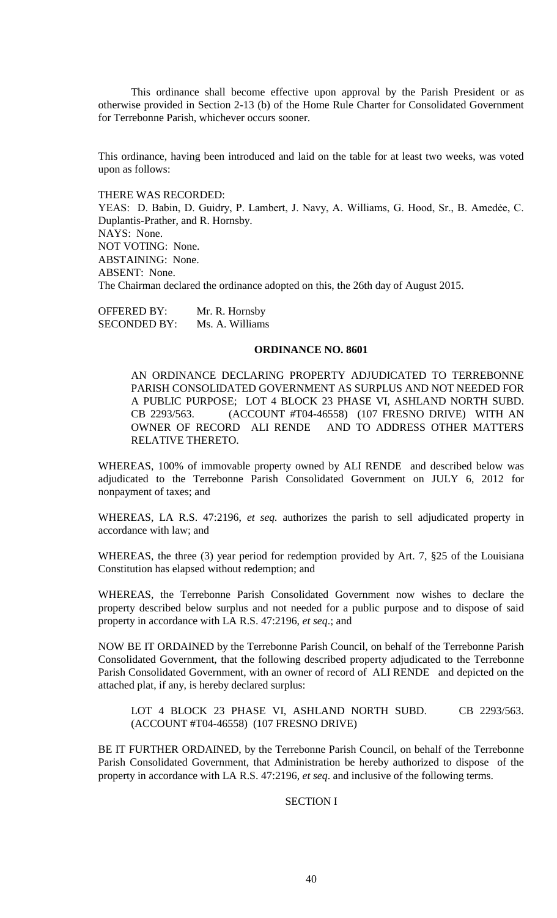This ordinance shall become effective upon approval by the Parish President or as otherwise provided in Section 2-13 (b) of the Home Rule Charter for Consolidated Government for Terrebonne Parish, whichever occurs sooner.

This ordinance, having been introduced and laid on the table for at least two weeks, was voted upon as follows:

THERE WAS RECORDED:
YEAS: D. Babin, D. Guidry, P. Lambert, J. Navy, A. Williams, G. Hood, Sr., B. Amedẻe, C. Duplantis-Prather, and R. Hornsby.
NAYS: None.
NOT VOTING: None.
ABSTAINING: None.
ABSENT: None.
The Chairman declared the ordinance adopted on this, the 26th day of August 2015.

OFFERED BY: Mr. R. Hornsby
SECONDED BY: Ms. A. Williams

**ORDINANCE NO. 8601**

AN ORDINANCE DECLARING PROPERTY ADJUDICATED TO TERREBONNE PARISH CONSOLIDATED GOVERNMENT AS SURPLUS AND NOT NEEDED FOR A PUBLIC PURPOSE; LOT 4 BLOCK 23 PHASE VI, ASHLAND NORTH SUBD. CB 2293/563. (ACCOUNT #T04-46558) (107 FRESNO DRIVE) WITH AN OWNER OF RECORD ALI RENDE AND TO ADDRESS OTHER MATTERS RELATIVE THERETO.

WHEREAS, 100% of immovable property owned by ALI RENDE and described below was adjudicated to the Terrebonne Parish Consolidated Government on JULY 6, 2012 for nonpayment of taxes; and

WHEREAS, LA R.S. 47:2196, *et seq.* authorizes the parish to sell adjudicated property in accordance with law; and

WHEREAS, the three (3) year period for redemption provided by Art. 7, §25 of the Louisiana Constitution has elapsed without redemption; and

WHEREAS, the Terrebonne Parish Consolidated Government now wishes to declare the property described below surplus and not needed for a public purpose and to dispose of said property in accordance with LA R.S. 47:2196, *et seq*.; and

NOW BE IT ORDAINED by the Terrebonne Parish Council, on behalf of the Terrebonne Parish Consolidated Government, that the following described property adjudicated to the Terrebonne Parish Consolidated Government, with an owner of record of ALI RENDE and depicted on the attached plat, if any, is hereby declared surplus:

LOT 4 BLOCK 23 PHASE VI, ASHLAND NORTH SUBD. CB 2293/563. (ACCOUNT #T04-46558) (107 FRESNO DRIVE)

BE IT FURTHER ORDAINED, by the Terrebonne Parish Council, on behalf of the Terrebonne Parish Consolidated Government, that Administration be hereby authorized to dispose of the property in accordance with LA R.S. 47:2196, *et seq*. and inclusive of the following terms.

SECTION I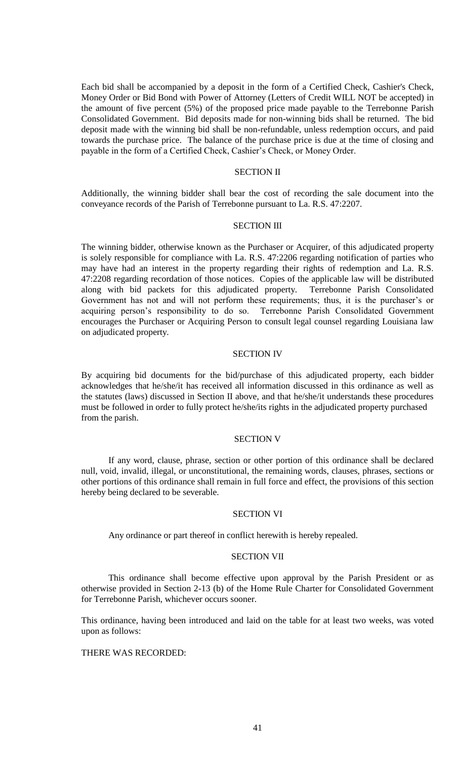Each bid shall be accompanied by a deposit in the form of a Certified Check, Cashier's Check, Money Order or Bid Bond with Power of Attorney (Letters of Credit WILL NOT be accepted) in the amount of five percent (5%) of the proposed price made payable to the Terrebonne Parish Consolidated Government. Bid deposits made for non-winning bids shall be returned. The bid deposit made with the winning bid shall be non-refundable, unless redemption occurs, and paid towards the purchase price. The balance of the purchase price is due at the time of closing and payable in the form of a Certified Check, Cashier's Check, or Money Order.

SECTION II

Additionally, the winning bidder shall bear the cost of recording the sale document into the conveyance records of the Parish of Terrebonne pursuant to La. R.S. 47:2207.

SECTION III

The winning bidder, otherwise known as the Purchaser or Acquirer, of this adjudicated property is solely responsible for compliance with La. R.S. 47:2206 regarding notification of parties who may have had an interest in the property regarding their rights of redemption and La. R.S. 47:2208 regarding recordation of those notices. Copies of the applicable law will be distributed along with bid packets for this adjudicated property. Terrebonne Parish Consolidated Government has not and will not perform these requirements; thus, it is the purchaser's or acquiring person's responsibility to do so. Terrebonne Parish Consolidated Government encourages the Purchaser or Acquiring Person to consult legal counsel regarding Louisiana law on adjudicated property.

SECTION IV

By acquiring bid documents for the bid/purchase of this adjudicated property, each bidder acknowledges that he/she/it has received all information discussed in this ordinance as well as the statutes (laws) discussed in Section II above, and that he/she/it understands these procedures must be followed in order to fully protect he/she/its rights in the adjudicated property purchased from the parish.

SECTION V

If any word, clause, phrase, section or other portion of this ordinance shall be declared null, void, invalid, illegal, or unconstitutional, the remaining words, clauses, phrases, sections or other portions of this ordinance shall remain in full force and effect, the provisions of this section hereby being declared to be severable.

SECTION VI

Any ordinance or part thereof in conflict herewith is hereby repealed.

SECTION VII

This ordinance shall become effective upon approval by the Parish President or as otherwise provided in Section 2-13 (b) of the Home Rule Charter for Consolidated Government for Terrebonne Parish, whichever occurs sooner.

This ordinance, having been introduced and laid on the table for at least two weeks, was voted upon as follows:

THERE WAS RECORDED: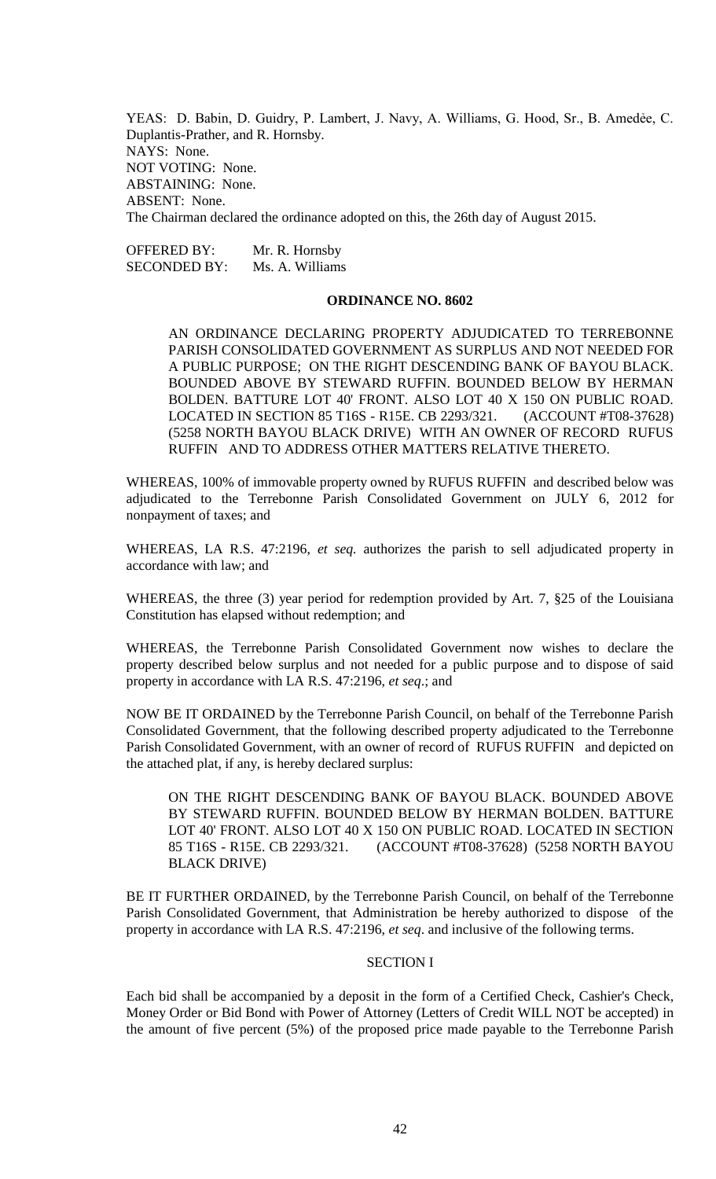YEAS: D. Babin, D. Guidry, P. Lambert, J. Navy, A. Williams, G. Hood, Sr., B. Amedėe, C. Duplantis-Prather, and R. Hornsby.
NAYS: None.
NOT VOTING: None.
ABSTAINING: None.
ABSENT: None.
The Chairman declared the ordinance adopted on this, the 26th day of August 2015.

OFFERED BY: Mr. R. Hornsby
SECONDED BY: Ms. A. Williams

## ORDINANCE NO. 8602

AN ORDINANCE DECLARING PROPERTY ADJUDICATED TO TERREBONNE PARISH CONSOLIDATED GOVERNMENT AS SURPLUS AND NOT NEEDED FOR A PUBLIC PURPOSE; ON THE RIGHT DESCENDING BANK OF BAYOU BLACK. BOUNDED ABOVE BY STEWARD RUFFIN. BOUNDED BELOW BY HERMAN BOLDEN. BATTURE LOT 40' FRONT. ALSO LOT 40 X 150 ON PUBLIC ROAD. LOCATED IN SECTION 85 T16S - R15E. CB 2293/321. (ACCOUNT #T08-37628) (5258 NORTH BAYOU BLACK DRIVE) WITH AN OWNER OF RECORD RUFUS RUFFIN AND TO ADDRESS OTHER MATTERS RELATIVE THERETO.

WHEREAS, 100% of immovable property owned by RUFUS RUFFIN and described below was adjudicated to the Terrebonne Parish Consolidated Government on JULY 6, 2012 for nonpayment of taxes; and

WHEREAS, LA R.S. 47:2196, *et seq.* authorizes the parish to sell adjudicated property in accordance with law; and

WHEREAS, the three (3) year period for redemption provided by Art. 7, §25 of the Louisiana Constitution has elapsed without redemption; and

WHEREAS, the Terrebonne Parish Consolidated Government now wishes to declare the property described below surplus and not needed for a public purpose and to dispose of said property in accordance with LA R.S. 47:2196, *et seq*.; and

NOW BE IT ORDAINED by the Terrebonne Parish Council, on behalf of the Terrebonne Parish Consolidated Government, that the following described property adjudicated to the Terrebonne Parish Consolidated Government, with an owner of record of RUFUS RUFFIN and depicted on the attached plat, if any, is hereby declared surplus:

ON THE RIGHT DESCENDING BANK OF BAYOU BLACK. BOUNDED ABOVE BY STEWARD RUFFIN. BOUNDED BELOW BY HERMAN BOLDEN. BATTURE LOT 40' FRONT. ALSO LOT 40 X 150 ON PUBLIC ROAD. LOCATED IN SECTION 85 T16S - R15E. CB 2293/321. (ACCOUNT #T08-37628) (5258 NORTH BAYOU BLACK DRIVE)

BE IT FURTHER ORDAINED, by the Terrebonne Parish Council, on behalf of the Terrebonne Parish Consolidated Government, that Administration be hereby authorized to dispose of the property in accordance with LA R.S. 47:2196, *et seq*. and inclusive of the following terms.

### SECTION I

Each bid shall be accompanied by a deposit in the form of a Certified Check, Cashier's Check, Money Order or Bid Bond with Power of Attorney (Letters of Credit WILL NOT be accepted) in the amount of five percent (5%) of the proposed price made payable to the Terrebonne Parish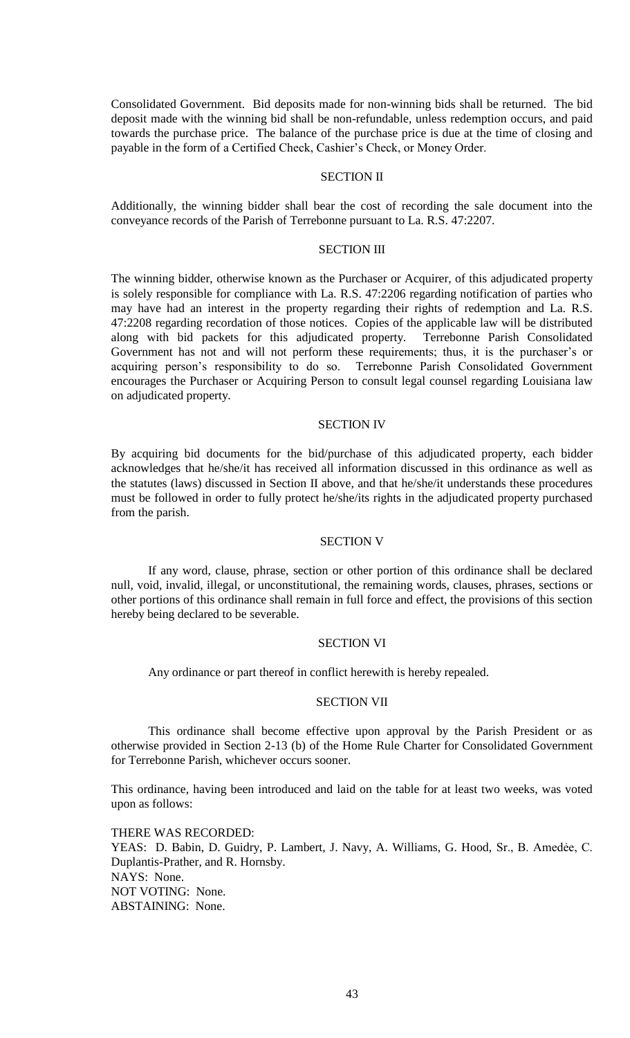Consolidated Government. Bid deposits made for non-winning bids shall be returned. The bid deposit made with the winning bid shall be non-refundable, unless redemption occurs, and paid towards the purchase price. The balance of the purchase price is due at the time of closing and payable in the form of a Certified Check, Cashier's Check, or Money Order.

SECTION II

Additionally, the winning bidder shall bear the cost of recording the sale document into the conveyance records of the Parish of Terrebonne pursuant to La. R.S. 47:2207.

SECTION III

The winning bidder, otherwise known as the Purchaser or Acquirer, of this adjudicated property is solely responsible for compliance with La. R.S. 47:2206 regarding notification of parties who may have had an interest in the property regarding their rights of redemption and La. R.S. 47:2208 regarding recordation of those notices. Copies of the applicable law will be distributed along with bid packets for this adjudicated property. Terrebonne Parish Consolidated Government has not and will not perform these requirements; thus, it is the purchaser's or acquiring person's responsibility to do so. Terrebonne Parish Consolidated Government encourages the Purchaser or Acquiring Person to consult legal counsel regarding Louisiana law on adjudicated property.

SECTION IV

By acquiring bid documents for the bid/purchase of this adjudicated property, each bidder acknowledges that he/she/it has received all information discussed in this ordinance as well as the statutes (laws) discussed in Section II above, and that he/she/it understands these procedures must be followed in order to fully protect he/she/its rights in the adjudicated property purchased from the parish.

SECTION V

If any word, clause, phrase, section or other portion of this ordinance shall be declared null, void, invalid, illegal, or unconstitutional, the remaining words, clauses, phrases, sections or other portions of this ordinance shall remain in full force and effect, the provisions of this section hereby being declared to be severable.

SECTION VI

Any ordinance or part thereof in conflict herewith is hereby repealed.

SECTION VII

This ordinance shall become effective upon approval by the Parish President or as otherwise provided in Section 2-13 (b) of the Home Rule Charter for Consolidated Government for Terrebonne Parish, whichever occurs sooner.

This ordinance, having been introduced and laid on the table for at least two weeks, was voted upon as follows:

THERE WAS RECORDED:
YEAS: D. Babin, D. Guidry, P. Lambert, J. Navy, A. Williams, G. Hood, Sr., B. Amedèe, C. Duplantis-Prather, and R. Hornsby.
NAYS: None.
NOT VOTING: None.
ABSTAINING: None.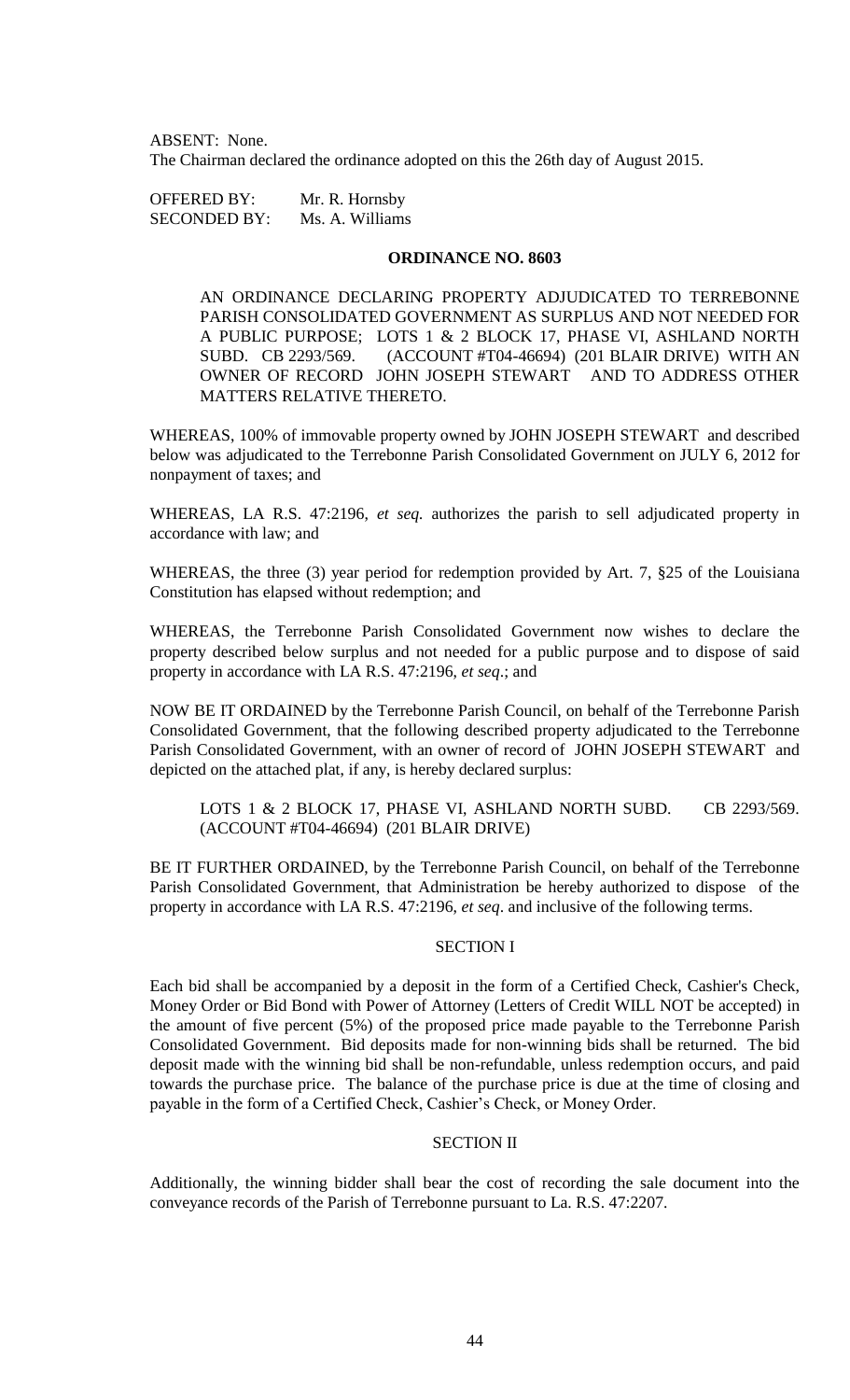ABSENT: None.
The Chairman declared the ordinance adopted on this the 26th day of August 2015.

OFFERED BY: Mr. R. Hornsby
SECONDED BY: Ms. A. Williams

**ORDINANCE NO. 8603**

AN ORDINANCE DECLARING PROPERTY ADJUDICATED TO TERREBONNE PARISH CONSOLIDATED GOVERNMENT AS SURPLUS AND NOT NEEDED FOR A PUBLIC PURPOSE; LOTS 1 & 2 BLOCK 17, PHASE VI, ASHLAND NORTH SUBD. CB 2293/569. (ACCOUNT #T04-46694) (201 BLAIR DRIVE) WITH AN OWNER OF RECORD JOHN JOSEPH STEWART AND TO ADDRESS OTHER MATTERS RELATIVE THERETO.

WHEREAS, 100% of immovable property owned by JOHN JOSEPH STEWART and described below was adjudicated to the Terrebonne Parish Consolidated Government on JULY 6, 2012 for nonpayment of taxes; and

WHEREAS, LA R.S. 47:2196, *et seq.* authorizes the parish to sell adjudicated property in accordance with law; and

WHEREAS, the three (3) year period for redemption provided by Art. 7, §25 of the Louisiana Constitution has elapsed without redemption; and

WHEREAS, the Terrebonne Parish Consolidated Government now wishes to declare the property described below surplus and not needed for a public purpose and to dispose of said property in accordance with LA R.S. 47:2196, *et seq*.; and

NOW BE IT ORDAINED by the Terrebonne Parish Council, on behalf of the Terrebonne Parish Consolidated Government, that the following described property adjudicated to the Terrebonne Parish Consolidated Government, with an owner of record of JOHN JOSEPH STEWART and depicted on the attached plat, if any, is hereby declared surplus:

LOTS 1 & 2 BLOCK 17, PHASE VI, ASHLAND NORTH SUBD. CB 2293/569. (ACCOUNT #T04-46694) (201 BLAIR DRIVE)

BE IT FURTHER ORDAINED, by the Terrebonne Parish Council, on behalf of the Terrebonne Parish Consolidated Government, that Administration be hereby authorized to dispose of the property in accordance with LA R.S. 47:2196, *et seq*. and inclusive of the following terms.

SECTION I

Each bid shall be accompanied by a deposit in the form of a Certified Check, Cashier's Check, Money Order or Bid Bond with Power of Attorney (Letters of Credit WILL NOT be accepted) in the amount of five percent (5%) of the proposed price made payable to the Terrebonne Parish Consolidated Government. Bid deposits made for non-winning bids shall be returned. The bid deposit made with the winning bid shall be non-refundable, unless redemption occurs, and paid towards the purchase price. The balance of the purchase price is due at the time of closing and payable in the form of a Certified Check, Cashier's Check, or Money Order.

SECTION II

Additionally, the winning bidder shall bear the cost of recording the sale document into the conveyance records of the Parish of Terrebonne pursuant to La. R.S. 47:2207.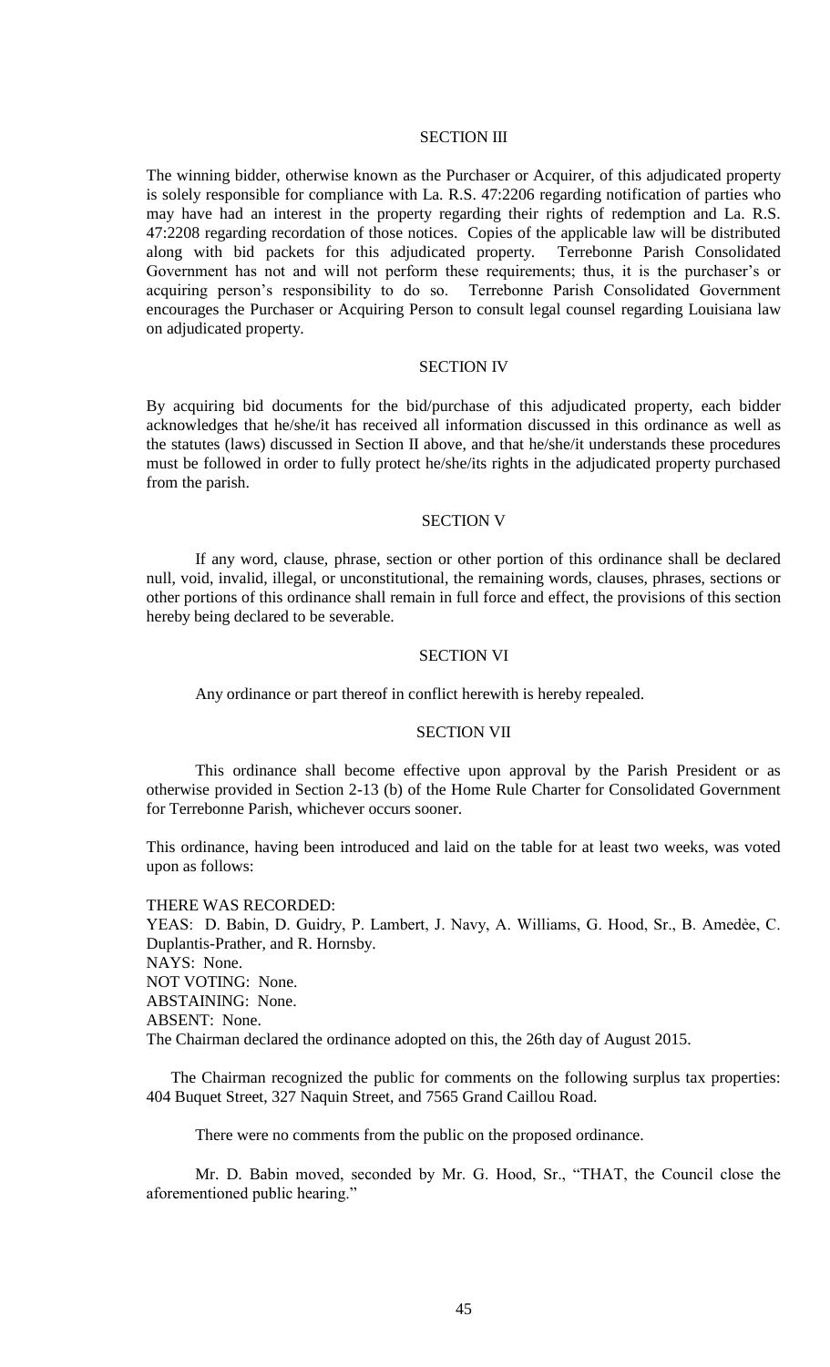SECTION III

The winning bidder, otherwise known as the Purchaser or Acquirer, of this adjudicated property is solely responsible for compliance with La. R.S. 47:2206 regarding notification of parties who may have had an interest in the property regarding their rights of redemption and La. R.S. 47:2208 regarding recordation of those notices. Copies of the applicable law will be distributed along with bid packets for this adjudicated property. Terrebonne Parish Consolidated Government has not and will not perform these requirements; thus, it is the purchaser's or acquiring person's responsibility to do so. Terrebonne Parish Consolidated Government encourages the Purchaser or Acquiring Person to consult legal counsel regarding Louisiana law on adjudicated property.

SECTION IV

By acquiring bid documents for the bid/purchase of this adjudicated property, each bidder acknowledges that he/she/it has received all information discussed in this ordinance as well as the statutes (laws) discussed in Section II above, and that he/she/it understands these procedures must be followed in order to fully protect he/she/its rights in the adjudicated property purchased from the parish.

SECTION V

If any word, clause, phrase, section or other portion of this ordinance shall be declared null, void, invalid, illegal, or unconstitutional, the remaining words, clauses, phrases, sections or other portions of this ordinance shall remain in full force and effect, the provisions of this section hereby being declared to be severable.

SECTION VI

Any ordinance or part thereof in conflict herewith is hereby repealed.

SECTION VII

This ordinance shall become effective upon approval by the Parish President or as otherwise provided in Section 2-13 (b) of the Home Rule Charter for Consolidated Government for Terrebonne Parish, whichever occurs sooner.

This ordinance, having been introduced and laid on the table for at least two weeks, was voted upon as follows:

THERE WAS RECORDED:
YEAS: D. Babin, D. Guidry, P. Lambert, J. Navy, A. Williams, G. Hood, Sr., B. Amedée, C. Duplantis-Prather, and R. Hornsby.
NAYS: None.
NOT VOTING: None.
ABSTAINING: None.
ABSENT: None.
The Chairman declared the ordinance adopted on this, the 26th day of August 2015.

The Chairman recognized the public for comments on the following surplus tax properties: 404 Buquet Street, 327 Naquin Street, and 7565 Grand Caillou Road.

There were no comments from the public on the proposed ordinance.

Mr. D. Babin moved, seconded by Mr. G. Hood, Sr., "THAT, the Council close the aforementioned public hearing."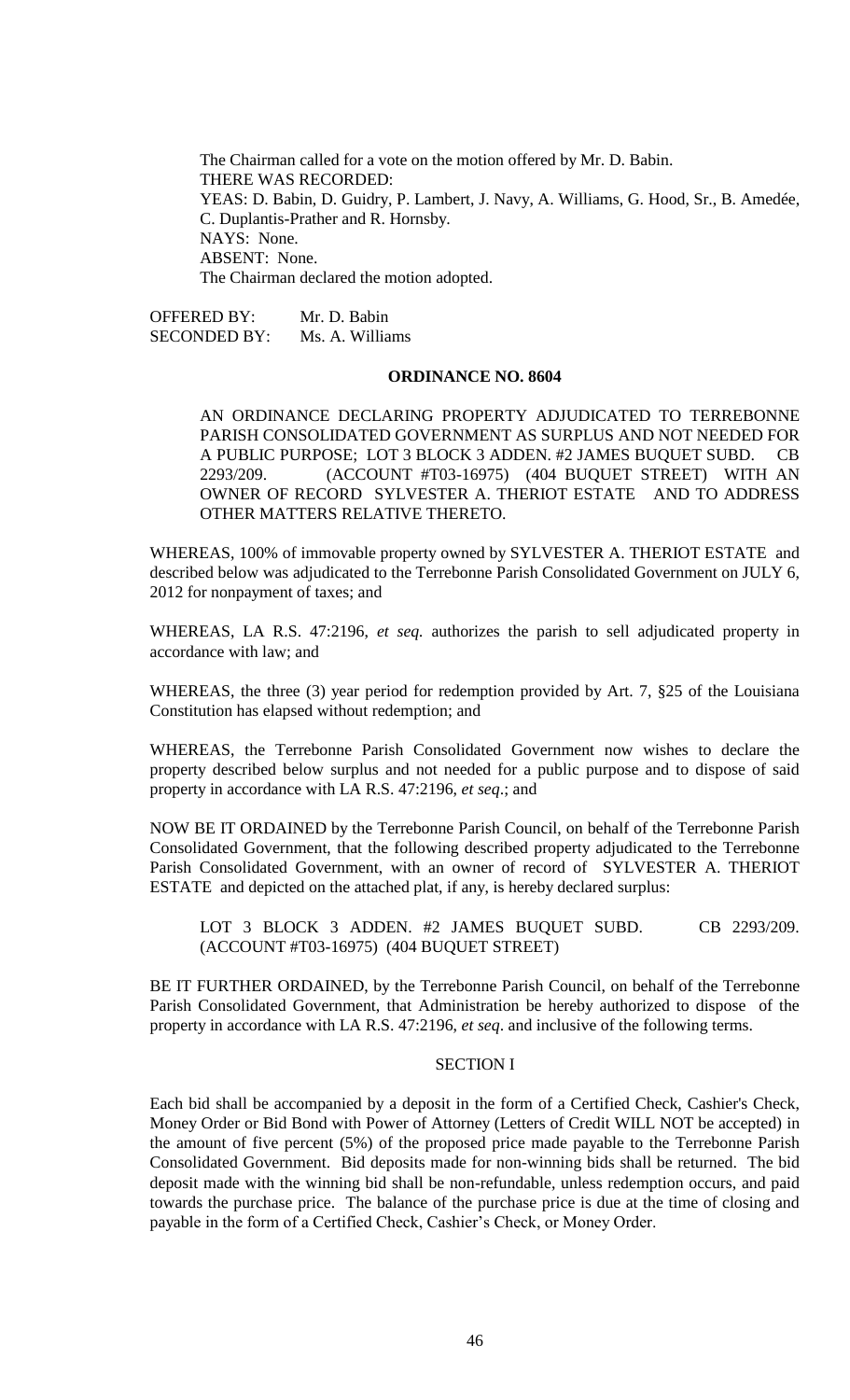The Chairman called for a vote on the motion offered by Mr. D. Babin.
THERE WAS RECORDED:
YEAS: D. Babin, D. Guidry, P. Lambert, J. Navy, A. Williams, G. Hood, Sr., B. Amedée, C. Duplantis-Prather and R. Hornsby.
NAYS: None.
ABSENT: None.
The Chairman declared the motion adopted.

OFFERED BY: Mr. D. Babin
SECONDED BY: Ms. A. Williams

**ORDINANCE NO. 8604**

AN ORDINANCE DECLARING PROPERTY ADJUDICATED TO TERREBONNE PARISH CONSOLIDATED GOVERNMENT AS SURPLUS AND NOT NEEDED FOR A PUBLIC PURPOSE; LOT 3 BLOCK 3 ADDEN. #2 JAMES BUQUET SUBD. CB 2293/209. (ACCOUNT #T03-16975) (404 BUQUET STREET) WITH AN OWNER OF RECORD SYLVESTER A. THERIOT ESTATE AND TO ADDRESS OTHER MATTERS RELATIVE THERETO.

WHEREAS, 100% of immovable property owned by SYLVESTER A. THERIOT ESTATE and described below was adjudicated to the Terrebonne Parish Consolidated Government on JULY 6, 2012 for nonpayment of taxes; and

WHEREAS, LA R.S. 47:2196, *et seq.* authorizes the parish to sell adjudicated property in accordance with law; and

WHEREAS, the three (3) year period for redemption provided by Art. 7, §25 of the Louisiana Constitution has elapsed without redemption; and

WHEREAS, the Terrebonne Parish Consolidated Government now wishes to declare the property described below surplus and not needed for a public purpose and to dispose of said property in accordance with LA R.S. 47:2196, *et seq*.; and

NOW BE IT ORDAINED by the Terrebonne Parish Council, on behalf of the Terrebonne Parish Consolidated Government, that the following described property adjudicated to the Terrebonne Parish Consolidated Government, with an owner of record of SYLVESTER A. THERIOT ESTATE and depicted on the attached plat, if any, is hereby declared surplus:

LOT 3 BLOCK 3 ADDEN. #2 JAMES BUQUET SUBD. CB 2293/209. (ACCOUNT #T03-16975) (404 BUQUET STREET)

BE IT FURTHER ORDAINED, by the Terrebonne Parish Council, on behalf of the Terrebonne Parish Consolidated Government, that Administration be hereby authorized to dispose of the property in accordance with LA R.S. 47:2196, *et seq*. and inclusive of the following terms.

SECTION I

Each bid shall be accompanied by a deposit in the form of a Certified Check, Cashier's Check, Money Order or Bid Bond with Power of Attorney (Letters of Credit WILL NOT be accepted) in the amount of five percent (5%) of the proposed price made payable to the Terrebonne Parish Consolidated Government. Bid deposits made for non-winning bids shall be returned. The bid deposit made with the winning bid shall be non-refundable, unless redemption occurs, and paid towards the purchase price. The balance of the purchase price is due at the time of closing and payable in the form of a Certified Check, Cashier's Check, or Money Order.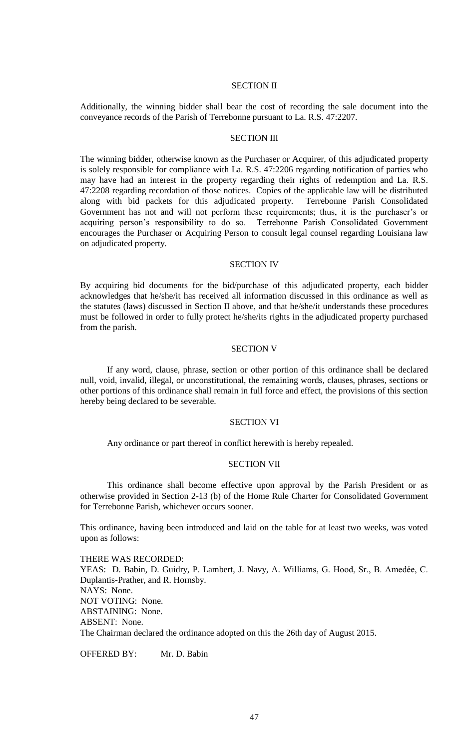SECTION II

Additionally, the winning bidder shall bear the cost of recording the sale document into the conveyance records of the Parish of Terrebonne pursuant to La. R.S. 47:2207.

SECTION III

The winning bidder, otherwise known as the Purchaser or Acquirer, of this adjudicated property is solely responsible for compliance with La. R.S. 47:2206 regarding notification of parties who may have had an interest in the property regarding their rights of redemption and La. R.S. 47:2208 regarding recordation of those notices. Copies of the applicable law will be distributed along with bid packets for this adjudicated property. Terrebonne Parish Consolidated Government has not and will not perform these requirements; thus, it is the purchaser's or acquiring person's responsibility to do so. Terrebonne Parish Consolidated Government encourages the Purchaser or Acquiring Person to consult legal counsel regarding Louisiana law on adjudicated property.

SECTION IV

By acquiring bid documents for the bid/purchase of this adjudicated property, each bidder acknowledges that he/she/it has received all information discussed in this ordinance as well as the statutes (laws) discussed in Section II above, and that he/she/it understands these procedures must be followed in order to fully protect he/she/its rights in the adjudicated property purchased from the parish.

SECTION V

If any word, clause, phrase, section or other portion of this ordinance shall be declared null, void, invalid, illegal, or unconstitutional, the remaining words, clauses, phrases, sections or other portions of this ordinance shall remain in full force and effect, the provisions of this section hereby being declared to be severable.

SECTION VI

Any ordinance or part thereof in conflict herewith is hereby repealed.

SECTION VII

This ordinance shall become effective upon approval by the Parish President or as otherwise provided in Section 2-13 (b) of the Home Rule Charter for Consolidated Government for Terrebonne Parish, whichever occurs sooner.

This ordinance, having been introduced and laid on the table for at least two weeks, was voted upon as follows:

THERE WAS RECORDED:
YEAS: D. Babin, D. Guidry, P. Lambert, J. Navy, A. Williams, G. Hood, Sr., B. Amedée, C. Duplantis-Prather, and R. Hornsby.
NAYS: None.
NOT VOTING: None.
ABSTAINING: None.
ABSENT: None.
The Chairman declared the ordinance adopted on this the 26th day of August 2015.

OFFERED BY: Mr. D. Babin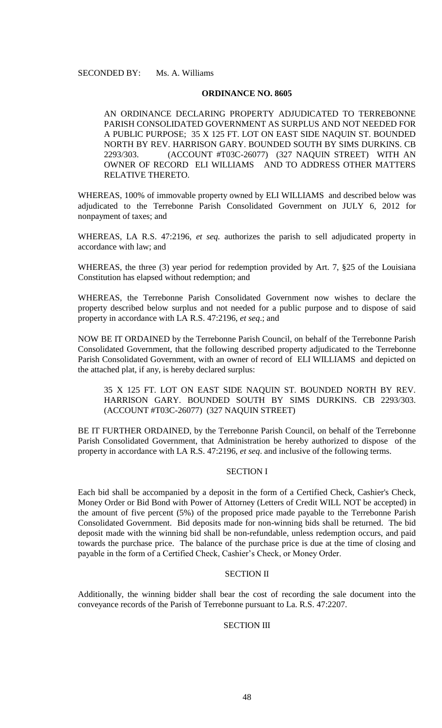SECONDED BY: Ms. A. Williams

**ORDINANCE NO. 8605**

AN ORDINANCE DECLARING PROPERTY ADJUDICATED TO TERREBONNE PARISH CONSOLIDATED GOVERNMENT AS SURPLUS AND NOT NEEDED FOR A PUBLIC PURPOSE; 35 X 125 FT. LOT ON EAST SIDE NAQUIN ST. BOUNDED NORTH BY REV. HARRISON GARY. BOUNDED SOUTH BY SIMS DURKINS. CB 2293/303. (ACCOUNT #T03C-26077) (327 NAQUIN STREET) WITH AN OWNER OF RECORD ELI WILLIAMS AND TO ADDRESS OTHER MATTERS RELATIVE THERETO.

WHEREAS, 100% of immovable property owned by ELI WILLIAMS and described below was adjudicated to the Terrebonne Parish Consolidated Government on JULY 6, 2012 for nonpayment of taxes; and

WHEREAS, LA R.S. 47:2196, *et seq.* authorizes the parish to sell adjudicated property in accordance with law; and

WHEREAS, the three (3) year period for redemption provided by Art. 7, §25 of the Louisiana Constitution has elapsed without redemption; and

WHEREAS, the Terrebonne Parish Consolidated Government now wishes to declare the property described below surplus and not needed for a public purpose and to dispose of said property in accordance with LA R.S. 47:2196, *et seq*.; and

NOW BE IT ORDAINED by the Terrebonne Parish Council, on behalf of the Terrebonne Parish Consolidated Government, that the following described property adjudicated to the Terrebonne Parish Consolidated Government, with an owner of record of ELI WILLIAMS and depicted on the attached plat, if any, is hereby declared surplus:

35 X 125 FT. LOT ON EAST SIDE NAQUIN ST. BOUNDED NORTH BY REV. HARRISON GARY. BOUNDED SOUTH BY SIMS DURKINS. CB 2293/303. (ACCOUNT #T03C-26077) (327 NAQUIN STREET)

BE IT FURTHER ORDAINED, by the Terrebonne Parish Council, on behalf of the Terrebonne Parish Consolidated Government, that Administration be hereby authorized to dispose of the property in accordance with LA R.S. 47:2196, *et seq*. and inclusive of the following terms.

SECTION I

Each bid shall be accompanied by a deposit in the form of a Certified Check, Cashier's Check, Money Order or Bid Bond with Power of Attorney (Letters of Credit WILL NOT be accepted) in the amount of five percent (5%) of the proposed price made payable to the Terrebonne Parish Consolidated Government. Bid deposits made for non-winning bids shall be returned. The bid deposit made with the winning bid shall be non-refundable, unless redemption occurs, and paid towards the purchase price. The balance of the purchase price is due at the time of closing and payable in the form of a Certified Check, Cashier's Check, or Money Order.

SECTION II

Additionally, the winning bidder shall bear the cost of recording the sale document into the conveyance records of the Parish of Terrebonne pursuant to La. R.S. 47:2207.

SECTION III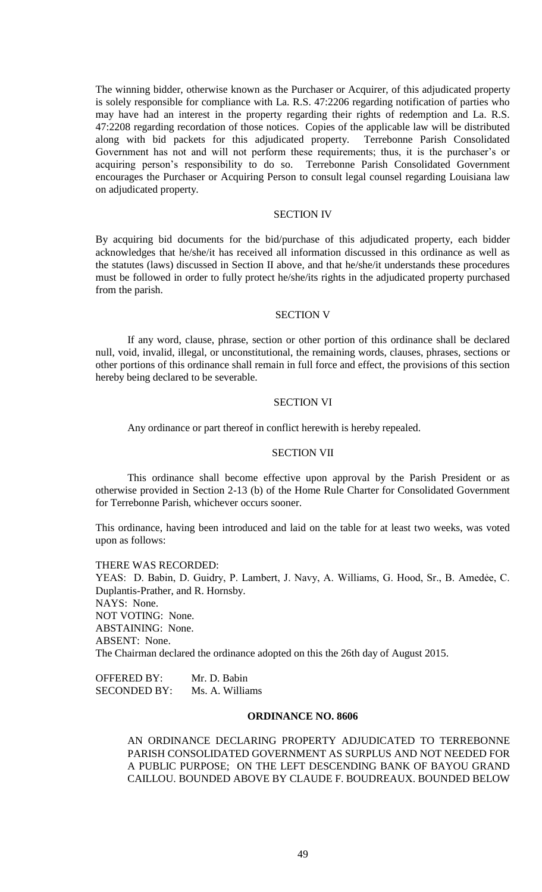The winning bidder, otherwise known as the Purchaser or Acquirer, of this adjudicated property is solely responsible for compliance with La. R.S. 47:2206 regarding notification of parties who may have had an interest in the property regarding their rights of redemption and La. R.S. 47:2208 regarding recordation of those notices. Copies of the applicable law will be distributed along with bid packets for this adjudicated property. Terrebonne Parish Consolidated Government has not and will not perform these requirements; thus, it is the purchaser's or acquiring person's responsibility to do so. Terrebonne Parish Consolidated Government encourages the Purchaser or Acquiring Person to consult legal counsel regarding Louisiana law on adjudicated property.

SECTION IV

By acquiring bid documents for the bid/purchase of this adjudicated property, each bidder acknowledges that he/she/it has received all information discussed in this ordinance as well as the statutes (laws) discussed in Section II above, and that he/she/it understands these procedures must be followed in order to fully protect he/she/its rights in the adjudicated property purchased from the parish.

SECTION V

If any word, clause, phrase, section or other portion of this ordinance shall be declared null, void, invalid, illegal, or unconstitutional, the remaining words, clauses, phrases, sections or other portions of this ordinance shall remain in full force and effect, the provisions of this section hereby being declared to be severable.

SECTION VI

Any ordinance or part thereof in conflict herewith is hereby repealed.

SECTION VII

This ordinance shall become effective upon approval by the Parish President or as otherwise provided in Section 2-13 (b) of the Home Rule Charter for Consolidated Government for Terrebonne Parish, whichever occurs sooner.

This ordinance, having been introduced and laid on the table for at least two weeks, was voted upon as follows:

THERE WAS RECORDED:
YEAS: D. Babin, D. Guidry, P. Lambert, J. Navy, A. Williams, G. Hood, Sr., B. Amedẻe, C. Duplantis-Prather, and R. Hornsby.
NAYS: None.
NOT VOTING: None.
ABSTAINING: None.
ABSENT: None.
The Chairman declared the ordinance adopted on this the 26th day of August 2015.

OFFERED BY: Mr. D. Babin
SECONDED BY: Ms. A. Williams

**ORDINANCE NO. 8606**

AN ORDINANCE DECLARING PROPERTY ADJUDICATED TO TERREBONNE PARISH CONSOLIDATED GOVERNMENT AS SURPLUS AND NOT NEEDED FOR A PUBLIC PURPOSE; ON THE LEFT DESCENDING BANK OF BAYOU GRAND CAILLOU. BOUNDED ABOVE BY CLAUDE F. BOUDREAUX. BOUNDED BELOW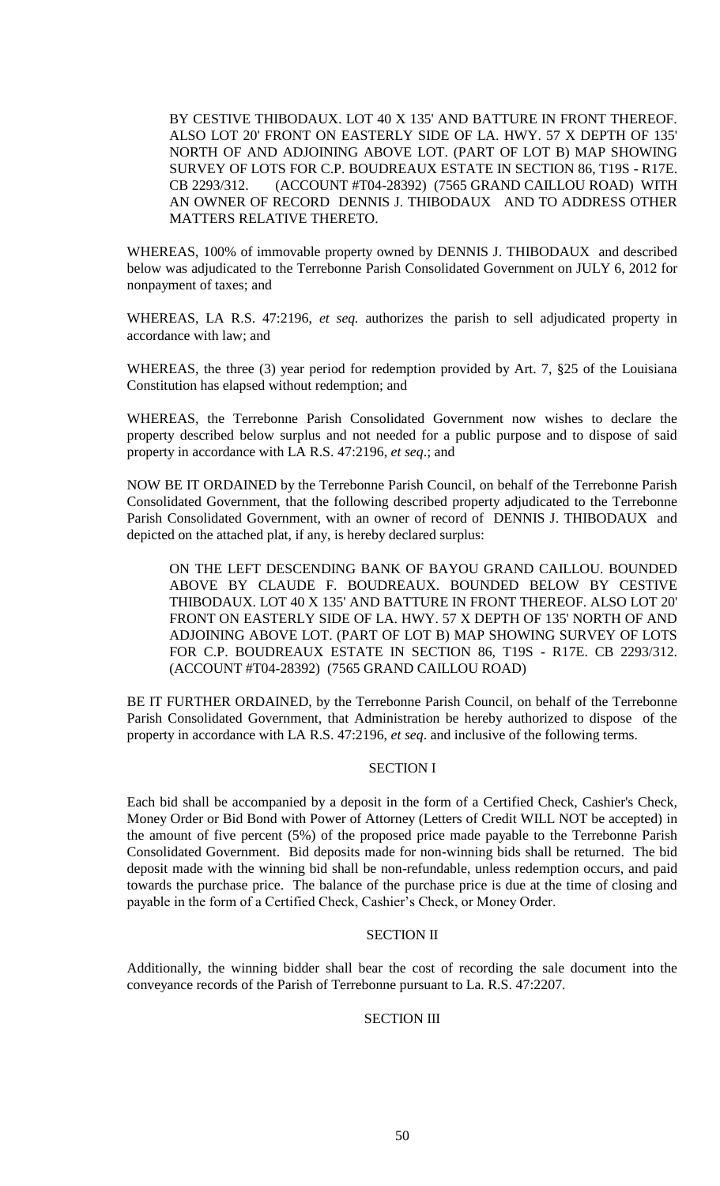BY CESTIVE THIBODAUX. LOT 40 X 135' AND BATTURE IN FRONT THEREOF. ALSO LOT 20' FRONT ON EASTERLY SIDE OF LA. HWY. 57 X DEPTH OF 135' NORTH OF AND ADJOINING ABOVE LOT. (PART OF LOT B) MAP SHOWING SURVEY OF LOTS FOR C.P. BOUDREAUX ESTATE IN SECTION 86, T19S - R17E. CB 2293/312. (ACCOUNT #T04-28392) (7565 GRAND CAILLOU ROAD) WITH AN OWNER OF RECORD DENNIS J. THIBODAUX AND TO ADDRESS OTHER MATTERS RELATIVE THERETO.

WHEREAS, 100% of immovable property owned by DENNIS J. THIBODAUX and described below was adjudicated to the Terrebonne Parish Consolidated Government on JULY 6, 2012 for nonpayment of taxes; and

WHEREAS, LA R.S. 47:2196, *et seq.* authorizes the parish to sell adjudicated property in accordance with law; and

WHEREAS, the three (3) year period for redemption provided by Art. 7, §25 of the Louisiana Constitution has elapsed without redemption; and

WHEREAS, the Terrebonne Parish Consolidated Government now wishes to declare the property described below surplus and not needed for a public purpose and to dispose of said property in accordance with LA R.S. 47:2196, *et seq*.; and

NOW BE IT ORDAINED by the Terrebonne Parish Council, on behalf of the Terrebonne Parish Consolidated Government, that the following described property adjudicated to the Terrebonne Parish Consolidated Government, with an owner of record of DENNIS J. THIBODAUX and depicted on the attached plat, if any, is hereby declared surplus:

> ON THE LEFT DESCENDING BANK OF BAYOU GRAND CAILLOU. BOUNDED ABOVE BY CLAUDE F. BOUDREAUX. BOUNDED BELOW BY CESTIVE THIBODAUX. LOT 40 X 135' AND BATTURE IN FRONT THEREOF. ALSO LOT 20' FRONT ON EASTERLY SIDE OF LA. HWY. 57 X DEPTH OF 135' NORTH OF AND ADJOINING ABOVE LOT. (PART OF LOT B) MAP SHOWING SURVEY OF LOTS FOR C.P. BOUDREAUX ESTATE IN SECTION 86, T19S - R17E. CB 2293/312. (ACCOUNT #T04-28392) (7565 GRAND CAILLOU ROAD)

BE IT FURTHER ORDAINED, by the Terrebonne Parish Council, on behalf of the Terrebonne Parish Consolidated Government, that Administration be hereby authorized to dispose of the property in accordance with LA R.S. 47:2196, *et seq*. and inclusive of the following terms.

## SECTION I

Each bid shall be accompanied by a deposit in the form of a Certified Check, Cashier's Check, Money Order or Bid Bond with Power of Attorney (Letters of Credit WILL NOT be accepted) in the amount of five percent (5%) of the proposed price made payable to the Terrebonne Parish Consolidated Government. Bid deposits made for non-winning bids shall be returned. The bid deposit made with the winning bid shall be non-refundable, unless redemption occurs, and paid towards the purchase price. The balance of the purchase price is due at the time of closing and payable in the form of a Certified Check, Cashier's Check, or Money Order.

## SECTION II

Additionally, the winning bidder shall bear the cost of recording the sale document into the conveyance records of the Parish of Terrebonne pursuant to La. R.S. 47:2207.

## SECTION III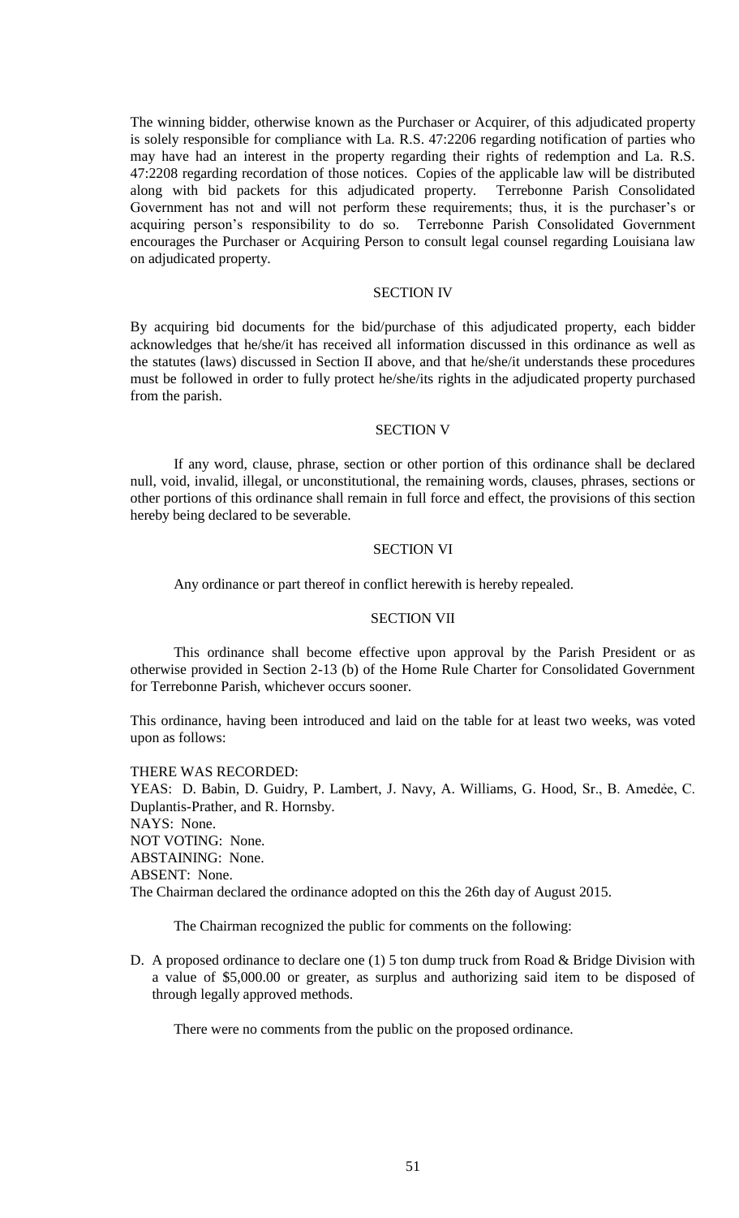The winning bidder, otherwise known as the Purchaser or Acquirer, of this adjudicated property is solely responsible for compliance with La. R.S. 47:2206 regarding notification of parties who may have had an interest in the property regarding their rights of redemption and La. R.S. 47:2208 regarding recordation of those notices. Copies of the applicable law will be distributed along with bid packets for this adjudicated property. Terrebonne Parish Consolidated Government has not and will not perform these requirements; thus, it is the purchaser's or acquiring person's responsibility to do so. Terrebonne Parish Consolidated Government encourages the Purchaser or Acquiring Person to consult legal counsel regarding Louisiana law on adjudicated property.

SECTION IV

By acquiring bid documents for the bid/purchase of this adjudicated property, each bidder acknowledges that he/she/it has received all information discussed in this ordinance as well as the statutes (laws) discussed in Section II above, and that he/she/it understands these procedures must be followed in order to fully protect he/she/its rights in the adjudicated property purchased from the parish.

SECTION V

If any word, clause, phrase, section or other portion of this ordinance shall be declared null, void, invalid, illegal, or unconstitutional, the remaining words, clauses, phrases, sections or other portions of this ordinance shall remain in full force and effect, the provisions of this section hereby being declared to be severable.

SECTION VI

Any ordinance or part thereof in conflict herewith is hereby repealed.

SECTION VII

This ordinance shall become effective upon approval by the Parish President or as otherwise provided in Section 2-13 (b) of the Home Rule Charter for Consolidated Government for Terrebonne Parish, whichever occurs sooner.

This ordinance, having been introduced and laid on the table for at least two weeks, was voted upon as follows:

THERE WAS RECORDED:
YEAS: D. Babin, D. Guidry, P. Lambert, J. Navy, A. Williams, G. Hood, Sr., B. Amedée, C. Duplantis-Prather, and R. Hornsby.
NAYS: None.
NOT VOTING: None.
ABSTAINING: None.
ABSENT: None.
The Chairman declared the ordinance adopted on this the 26th day of August 2015.

The Chairman recognized the public for comments on the following:

D. A proposed ordinance to declare one (1) 5 ton dump truck from Road & Bridge Division with a value of $5,000.00 or greater, as surplus and authorizing said item to be disposed of through legally approved methods.

There were no comments from the public on the proposed ordinance.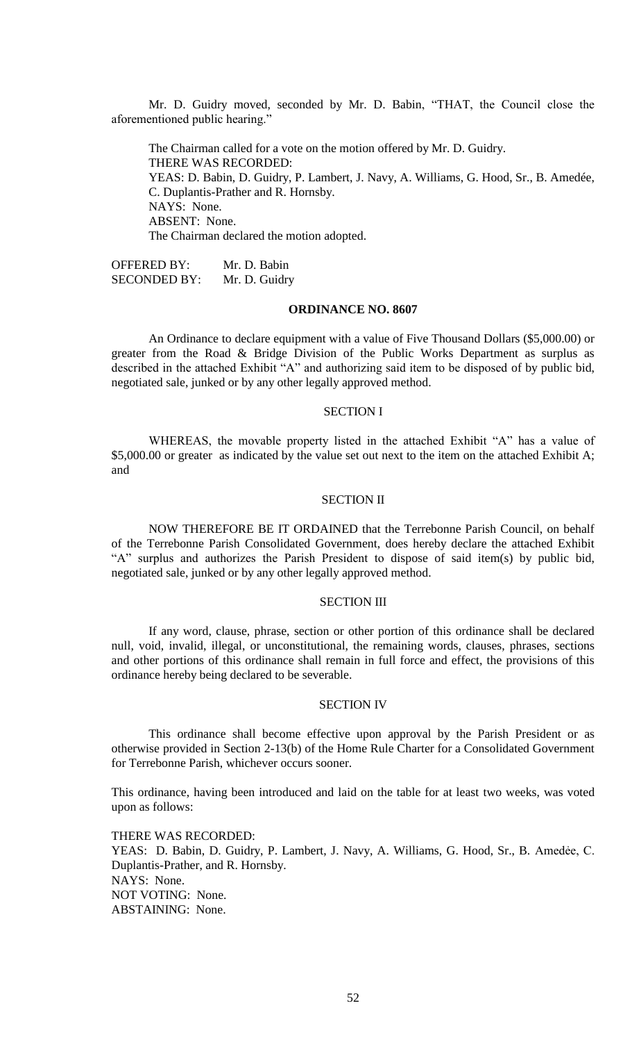Mr. D. Guidry moved, seconded by Mr. D. Babin, "THAT, the Council close the aforementioned public hearing."

The Chairman called for a vote on the motion offered by Mr. D. Guidry.
THERE WAS RECORDED:
YEAS: D. Babin, D. Guidry, P. Lambert, J. Navy, A. Williams, G. Hood, Sr., B. Amedée, C. Duplantis-Prather and R. Hornsby.
NAYS: None.
ABSENT: None.
The Chairman declared the motion adopted.

OFFERED BY: Mr. D. Babin
SECONDED BY: Mr. D. Guidry

**ORDINANCE NO. 8607**

An Ordinance to declare equipment with a value of Five Thousand Dollars ($5,000.00) or greater from the Road & Bridge Division of the Public Works Department as surplus as described in the attached Exhibit "A" and authorizing said item to be disposed of by public bid, negotiated sale, junked or by any other legally approved method.

SECTION I

WHEREAS, the movable property listed in the attached Exhibit "A" has a value of $5,000.00 or greater as indicated by the value set out next to the item on the attached Exhibit A; and

SECTION II

NOW THEREFORE BE IT ORDAINED that the Terrebonne Parish Council, on behalf of the Terrebonne Parish Consolidated Government, does hereby declare the attached Exhibit "A" surplus and authorizes the Parish President to dispose of said item(s) by public bid, negotiated sale, junked or by any other legally approved method.

SECTION III

If any word, clause, phrase, section or other portion of this ordinance shall be declared null, void, invalid, illegal, or unconstitutional, the remaining words, clauses, phrases, sections and other portions of this ordinance shall remain in full force and effect, the provisions of this ordinance hereby being declared to be severable.

SECTION IV

This ordinance shall become effective upon approval by the Parish President or as otherwise provided in Section 2-13(b) of the Home Rule Charter for a Consolidated Government for Terrebonne Parish, whichever occurs sooner.

This ordinance, having been introduced and laid on the table for at least two weeks, was voted upon as follows:

THERE WAS RECORDED:
YEAS: D. Babin, D. Guidry, P. Lambert, J. Navy, A. Williams, G. Hood, Sr., B. Amedẻe, C. Duplantis-Prather, and R. Hornsby.
NAYS: None.
NOT VOTING: None.
ABSTAINING: None.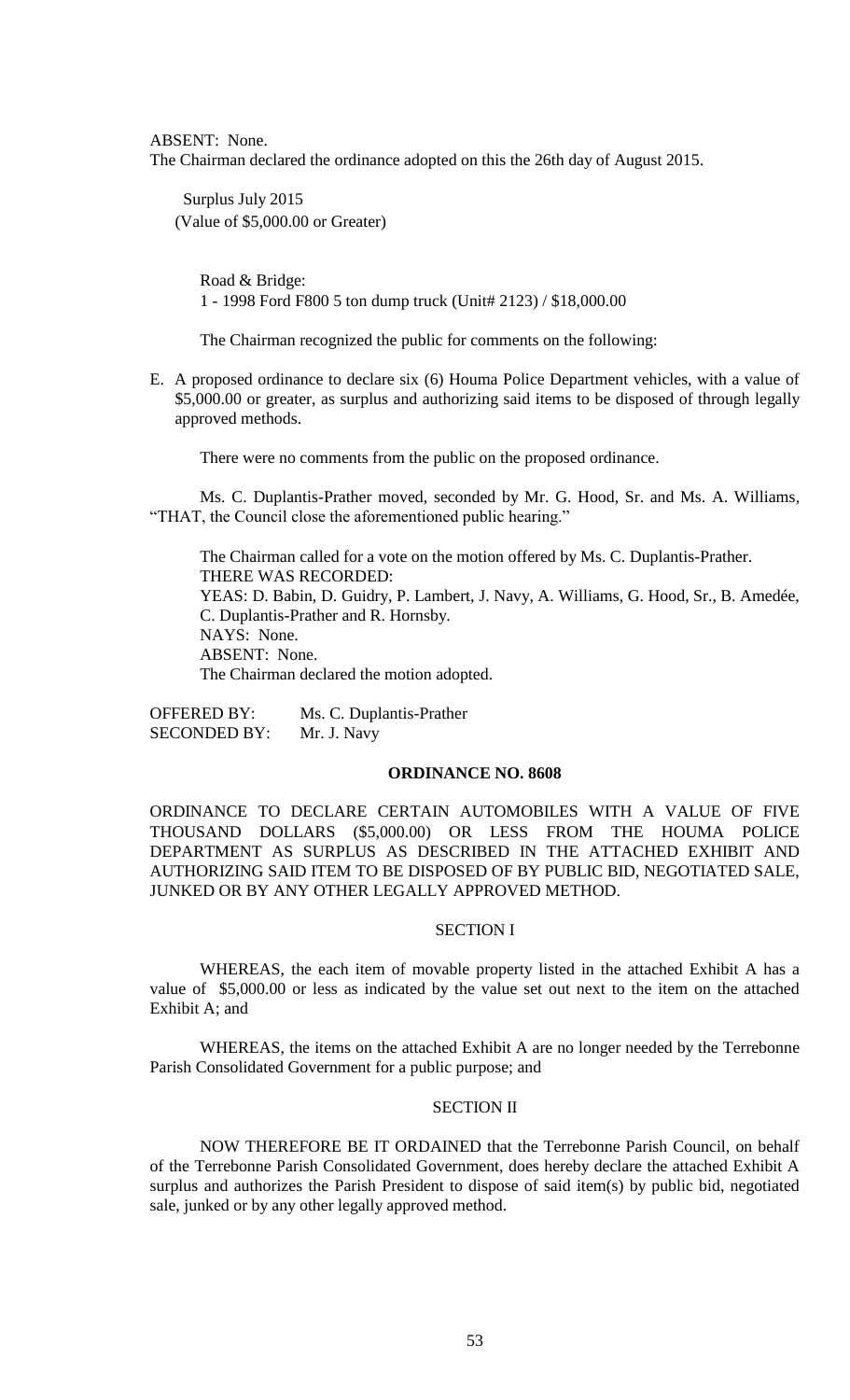ABSENT: None.
The Chairman declared the ordinance adopted on this the 26th day of August 2015.

Surplus July 2015
(Value of $5,000.00 or Greater)

Road & Bridge:
1 - 1998 Ford F800 5 ton dump truck (Unit# 2123) / $18,000.00

The Chairman recognized the public for comments on the following:

E. A proposed ordinance to declare six (6) Houma Police Department vehicles, with a value of $5,000.00 or greater, as surplus and authorizing said items to be disposed of through legally approved methods.

There were no comments from the public on the proposed ordinance.

Ms. C. Duplantis-Prather moved, seconded by Mr. G. Hood, Sr. and Ms. A. Williams, "THAT, the Council close the aforementioned public hearing."

The Chairman called for a vote on the motion offered by Ms. C. Duplantis-Prather.
THERE WAS RECORDED:
YEAS: D. Babin, D. Guidry, P. Lambert, J. Navy, A. Williams, G. Hood, Sr., B. Amedée, C. Duplantis-Prather and R. Hornsby.
NAYS: None.
ABSENT: None.
The Chairman declared the motion adopted.

OFFERED BY: Ms. C. Duplantis-Prather
SECONDED BY: Mr. J. Navy

## ORDINANCE NO. 8608

ORDINANCE TO DECLARE CERTAIN AUTOMOBILES WITH A VALUE OF FIVE THOUSAND DOLLARS ($5,000.00) OR LESS FROM THE HOUMA POLICE DEPARTMENT AS SURPLUS AS DESCRIBED IN THE ATTACHED EXHIBIT AND AUTHORIZING SAID ITEM TO BE DISPOSED OF BY PUBLIC BID, NEGOTIATED SALE, JUNKED OR BY ANY OTHER LEGALLY APPROVED METHOD.

### SECTION I

WHEREAS, the each item of movable property listed in the attached Exhibit A has a value of $5,000.00 or less as indicated by the value set out next to the item on the attached Exhibit A; and

WHEREAS, the items on the attached Exhibit A are no longer needed by the Terrebonne Parish Consolidated Government for a public purpose; and

### SECTION II

NOW THEREFORE BE IT ORDAINED that the Terrebonne Parish Council, on behalf of the Terrebonne Parish Consolidated Government, does hereby declare the attached Exhibit A surplus and authorizes the Parish President to dispose of said item(s) by public bid, negotiated sale, junked or by any other legally approved method.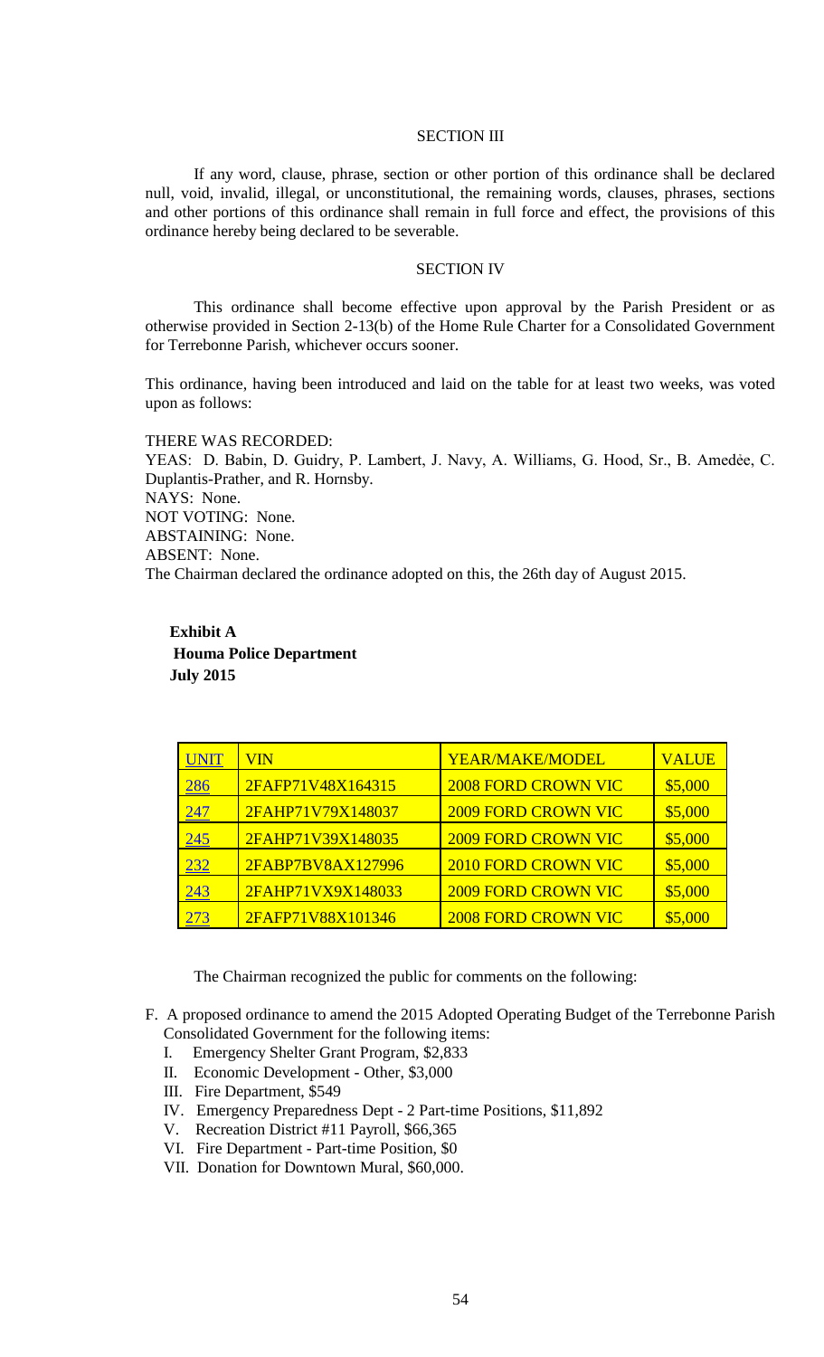SECTION III

If any word, clause, phrase, section or other portion of this ordinance shall be declared null, void, invalid, illegal, or unconstitutional, the remaining words, clauses, phrases, sections and other portions of this ordinance shall remain in full force and effect, the provisions of this ordinance hereby being declared to be severable.

SECTION IV

This ordinance shall become effective upon approval by the Parish President or as otherwise provided in Section 2-13(b) of the Home Rule Charter for a Consolidated Government for Terrebonne Parish, whichever occurs sooner.

This ordinance, having been introduced and laid on the table for at least two weeks, was voted upon as follows:

THERE WAS RECORDED:
YEAS: D. Babin, D. Guidry, P. Lambert, J. Navy, A. Williams, G. Hood, Sr., B. Amedée, C. Duplantis-Prather, and R. Hornsby.
NAYS: None.
NOT VOTING: None.
ABSTAINING: None.
ABSENT: None.
The Chairman declared the ordinance adopted on this, the 26th day of August 2015.

**Exhibit A**
**Houma Police Department**
**July 2015**

| UNIT | VIN | YEAR/MAKE/MODEL | VALUE |
|---|---|---|---|
| 286 | 2FAFP71V48X164315 | 2008 FORD CROWN VIC | $5,000 |
| 247 | 2FAHP71V79X148037 | 2009 FORD CROWN VIC | $5,000 |
| 245 | 2FAHP71V39X148035 | 2009 FORD CROWN VIC | $5,000 |
| 232 | 2FABP7BV8AX127996 | 2010 FORD CROWN VIC | $5,000 |
| 243 | 2FAHP71VX9X148033 | 2009 FORD CROWN VIC | $5,000 |
| 273 | 2FAFP71V88X101346 | 2008 FORD CROWN VIC | $5,000 |

The Chairman recognized the public for comments on the following:

F. A proposed ordinance to amend the 2015 Adopted Operating Budget of the Terrebonne Parish Consolidated Government for the following items:
   I. Emergency Shelter Grant Program, $2,833
   II. Economic Development - Other, $3,000
   III. Fire Department, $549
   IV. Emergency Preparedness Dept - 2 Part-time Positions, $11,892
   V. Recreation District #11 Payroll, $66,365
   VI. Fire Department - Part-time Position, $0
   VII. Donation for Downtown Mural, $60,000.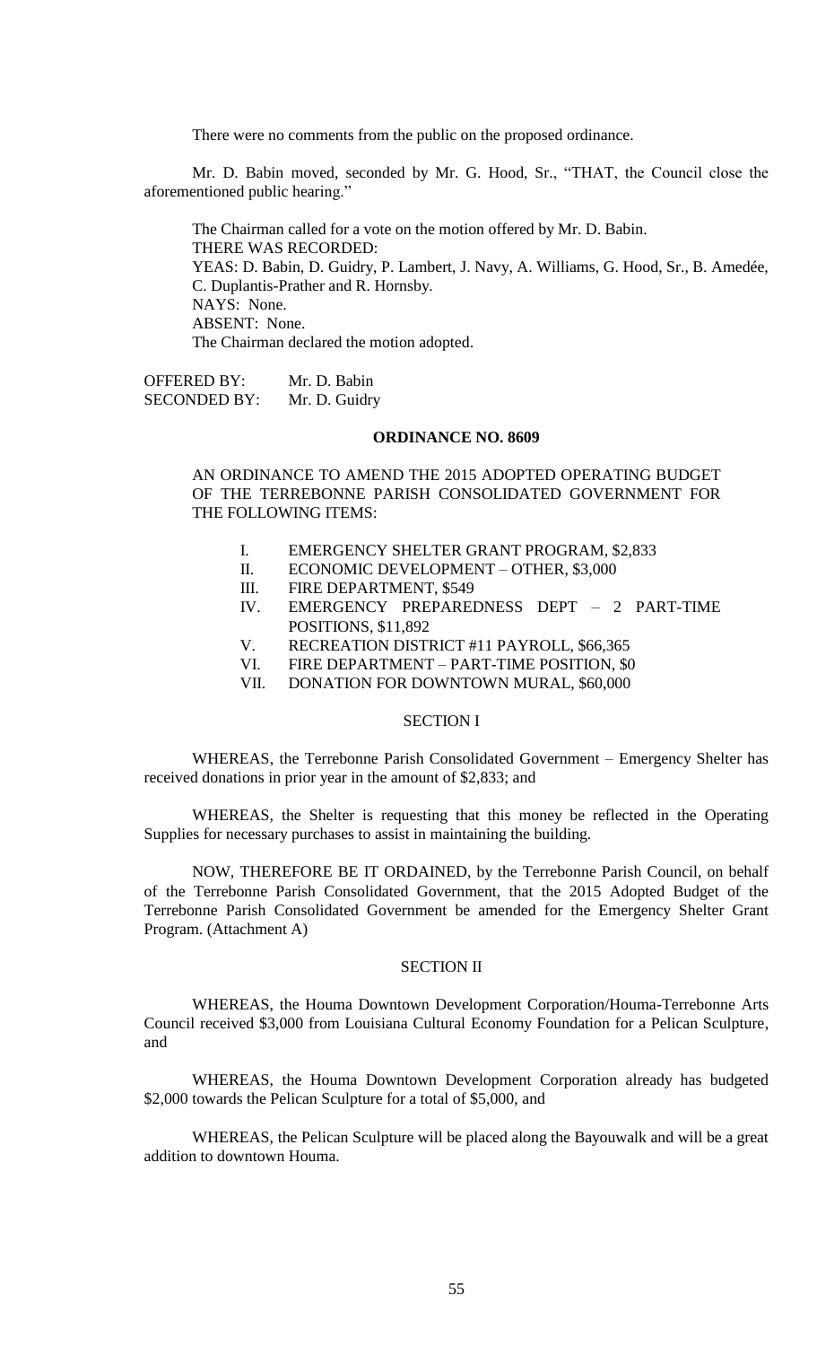There were no comments from the public on the proposed ordinance.

Mr. D. Babin moved, seconded by Mr. G. Hood, Sr., "THAT, the Council close the aforementioned public hearing."

The Chairman called for a vote on the motion offered by Mr. D. Babin.
THERE WAS RECORDED:
YEAS: D. Babin, D. Guidry, P. Lambert, J. Navy, A. Williams, G. Hood, Sr., B. Amedée, C. Duplantis-Prather and R. Hornsby.
NAYS: None.
ABSENT: None.
The Chairman declared the motion adopted.

OFFERED BY: Mr. D. Babin
SECONDED BY: Mr. D. Guidry

**ORDINANCE NO. 8609**

AN ORDINANCE TO AMEND THE 2015 ADOPTED OPERATING BUDGET OF THE TERREBONNE PARISH CONSOLIDATED GOVERNMENT FOR THE FOLLOWING ITEMS:

I. EMERGENCY SHELTER GRANT PROGRAM, $2,833
II. ECONOMIC DEVELOPMENT – OTHER, $3,000
III. FIRE DEPARTMENT, $549
IV. EMERGENCY PREPAREDNESS DEPT – 2 PART-TIME POSITIONS, $11,892
V. RECREATION DISTRICT #11 PAYROLL, $66,365
VI. FIRE DEPARTMENT – PART-TIME POSITION, $0
VII. DONATION FOR DOWNTOWN MURAL, $60,000

SECTION I

WHEREAS, the Terrebonne Parish Consolidated Government – Emergency Shelter has received donations in prior year in the amount of $2,833; and

WHEREAS, the Shelter is requesting that this money be reflected in the Operating Supplies for necessary purchases to assist in maintaining the building.

NOW, THEREFORE BE IT ORDAINED, by the Terrebonne Parish Council, on behalf of the Terrebonne Parish Consolidated Government, that the 2015 Adopted Budget of the Terrebonne Parish Consolidated Government be amended for the Emergency Shelter Grant Program. (Attachment A)

SECTION II

WHEREAS, the Houma Downtown Development Corporation/Houma-Terrebonne Arts Council received $3,000 from Louisiana Cultural Economy Foundation for a Pelican Sculpture, and

WHEREAS, the Houma Downtown Development Corporation already has budgeted $2,000 towards the Pelican Sculpture for a total of $5,000, and

WHEREAS, the Pelican Sculpture will be placed along the Bayouwalk and will be a great addition to downtown Houma.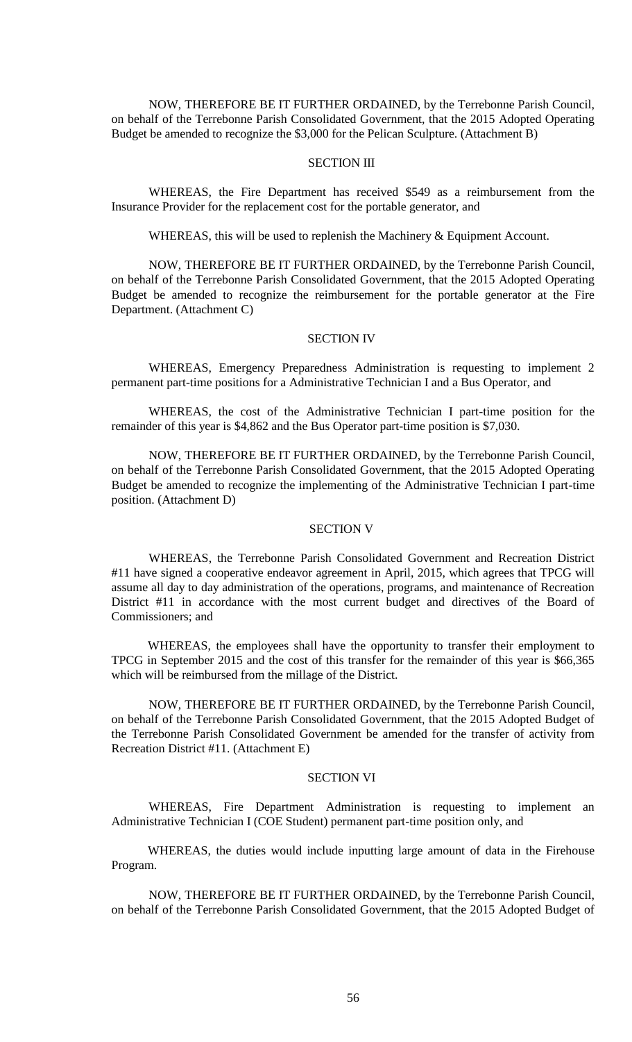NOW, THEREFORE BE IT FURTHER ORDAINED, by the Terrebonne Parish Council, on behalf of the Terrebonne Parish Consolidated Government, that the 2015 Adopted Operating Budget be amended to recognize the $3,000 for the Pelican Sculpture. (Attachment B)

SECTION III

WHEREAS, the Fire Department has received $549 as a reimbursement from the Insurance Provider for the replacement cost for the portable generator, and

WHEREAS, this will be used to replenish the Machinery & Equipment Account.

NOW, THEREFORE BE IT FURTHER ORDAINED, by the Terrebonne Parish Council, on behalf of the Terrebonne Parish Consolidated Government, that the 2015 Adopted Operating Budget be amended to recognize the reimbursement for the portable generator at the Fire Department. (Attachment C)

SECTION IV

WHEREAS, Emergency Preparedness Administration is requesting to implement 2 permanent part-time positions for a Administrative Technician I and a Bus Operator, and

WHEREAS, the cost of the Administrative Technician I part-time position for the remainder of this year is $4,862 and the Bus Operator part-time position is $7,030.

NOW, THEREFORE BE IT FURTHER ORDAINED, by the Terrebonne Parish Council, on behalf of the Terrebonne Parish Consolidated Government, that the 2015 Adopted Operating Budget be amended to recognize the implementing of the Administrative Technician I part-time position. (Attachment D)

SECTION V

WHEREAS, the Terrebonne Parish Consolidated Government and Recreation District #11 have signed a cooperative endeavor agreement in April, 2015, which agrees that TPCG will assume all day to day administration of the operations, programs, and maintenance of Recreation District #11 in accordance with the most current budget and directives of the Board of Commissioners; and

WHEREAS, the employees shall have the opportunity to transfer their employment to TPCG in September 2015 and the cost of this transfer for the remainder of this year is $66,365 which will be reimbursed from the millage of the District.

NOW, THEREFORE BE IT FURTHER ORDAINED, by the Terrebonne Parish Council, on behalf of the Terrebonne Parish Consolidated Government, that the 2015 Adopted Budget of the Terrebonne Parish Consolidated Government be amended for the transfer of activity from Recreation District #11. (Attachment E)

SECTION VI

WHEREAS, Fire Department Administration is requesting to implement an Administrative Technician I (COE Student) permanent part-time position only, and

WHEREAS, the duties would include inputting large amount of data in the Firehouse Program.

NOW, THEREFORE BE IT FURTHER ORDAINED, by the Terrebonne Parish Council, on behalf of the Terrebonne Parish Consolidated Government, that the 2015 Adopted Budget of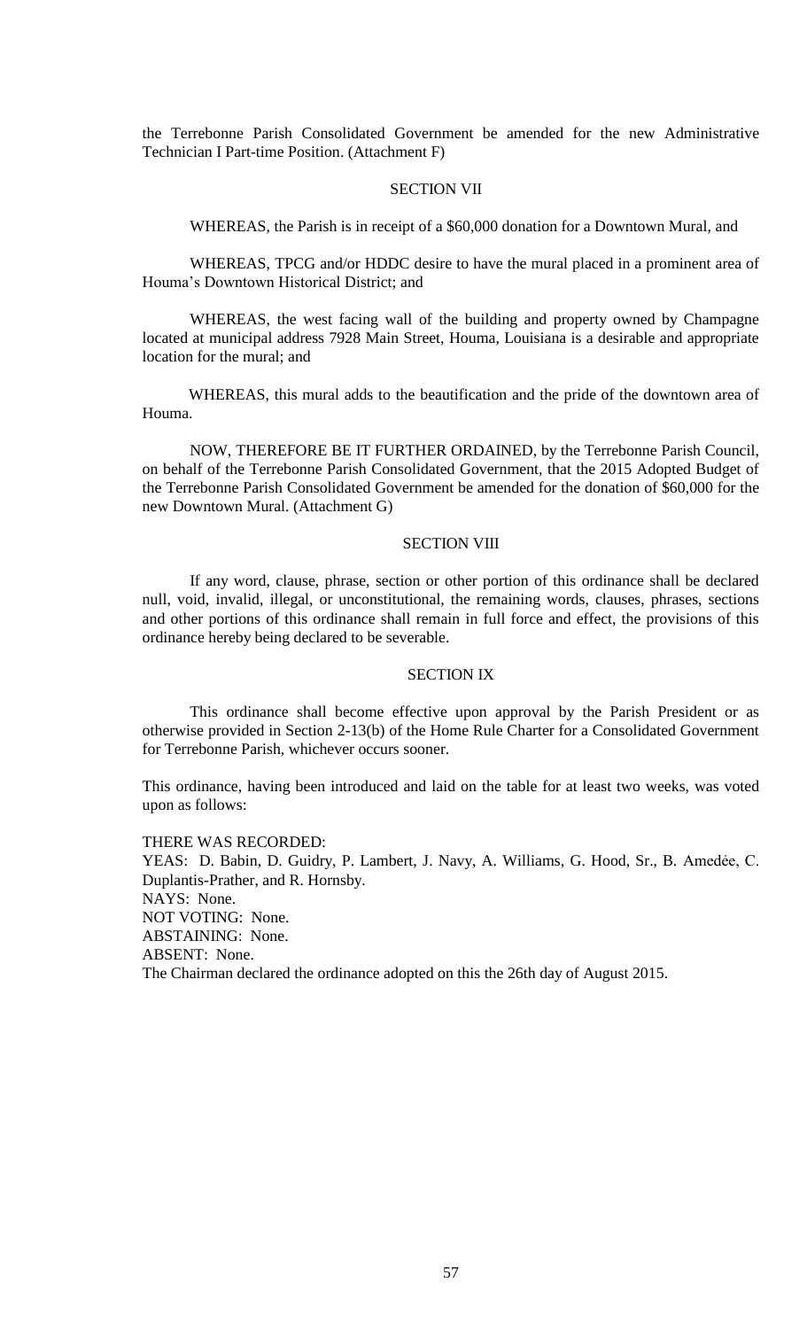the Terrebonne Parish Consolidated Government be amended for the new Administrative Technician I Part-time Position. (Attachment F)

SECTION VII

WHEREAS, the Parish is in receipt of a $60,000 donation for a Downtown Mural, and

WHEREAS, TPCG and/or HDDC desire to have the mural placed in a prominent area of Houma's Downtown Historical District; and

WHEREAS, the west facing wall of the building and property owned by Champagne located at municipal address 7928 Main Street, Houma, Louisiana is a desirable and appropriate location for the mural; and

WHEREAS, this mural adds to the beautification and the pride of the downtown area of Houma.

NOW, THEREFORE BE IT FURTHER ORDAINED, by the Terrebonne Parish Council, on behalf of the Terrebonne Parish Consolidated Government, that the 2015 Adopted Budget of the Terrebonne Parish Consolidated Government be amended for the donation of $60,000 for the new Downtown Mural. (Attachment G)

SECTION VIII

If any word, clause, phrase, section or other portion of this ordinance shall be declared null, void, invalid, illegal, or unconstitutional, the remaining words, clauses, phrases, sections and other portions of this ordinance shall remain in full force and effect, the provisions of this ordinance hereby being declared to be severable.

SECTION IX

This ordinance shall become effective upon approval by the Parish President or as otherwise provided in Section 2-13(b) of the Home Rule Charter for a Consolidated Government for Terrebonne Parish, whichever occurs sooner.

This ordinance, having been introduced and laid on the table for at least two weeks, was voted upon as follows:

THERE WAS RECORDED:
YEAS: D. Babin, D. Guidry, P. Lambert, J. Navy, A. Williams, G. Hood, Sr., B. Amedėe, C. Duplantis-Prather, and R. Hornsby.
NAYS: None.
NOT VOTING: None.
ABSTAINING: None.
ABSENT: None.
The Chairman declared the ordinance adopted on this the 26th day of August 2015.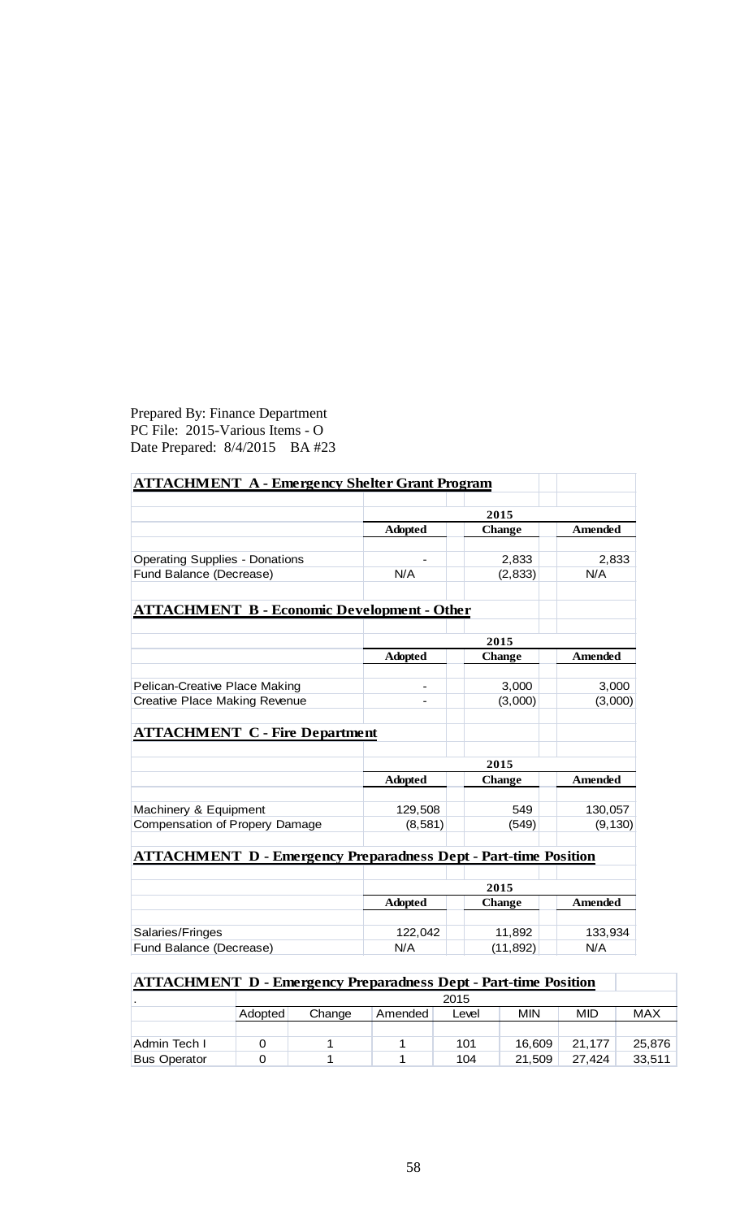Prepared By: Finance Department
PC File: 2015-Various Items - O
Date Prepared: 8/4/2015 BA #23

## ATTACHMENT A - Emergency Shelter Grant Program

| | 2015 | | |
|---|---|---|---|
| | **Adopted** | **Change** | **Amended** |
| Operating Supplies - Donations | - | 2,833 | 2,833 |
| Fund Balance (Decrease) | N/A | (2,833) | N/A |

## ATTACHMENT B - Economic Development - Other

| | 2015 | | |
|---|---|---|---|
| | **Adopted** | **Change** | **Amended** |
| Pelican-Creative Place Making | - | 3,000 | 3,000 |
| Creative Place Making Revenue | - | (3,000) | (3,000) |

## ATTACHMENT C - Fire Department

| | 2015 | | |
|---|---|---|---|
| | **Adopted** | **Change** | **Amended** |
| Machinery & Equipment | 129,508 | 549 | 130,057 |
| Compensation of Propery Damage | (8,581) | (549) | (9,130) |

## ATTACHMENT D - Emergency Preparadness Dept - Part-time Position

| | 2015 | | |
|---|---|---|---|
| | **Adopted** | **Change** | **Amended** |
| Salaries/Fringes | 122,042 | 11,892 | 133,934 |
| Fund Balance (Decrease) | N/A | (11,892) | N/A |

## ATTACHMENT D - Emergency Preparadness Dept - Part-time Position

| . | 2015 | | | | | | |
|---|---|---|---|---|---|---|---|
| | Adopted | Change | Amended | Level | MIN | MID | MAX |
| Admin Tech I | 0 | 1 | 1 | 101 | 16,609 | 21,177 | 25,876 |
| Bus Operator | 0 | 1 | 1 | 104 | 21,509 | 27,424 | 33,511 |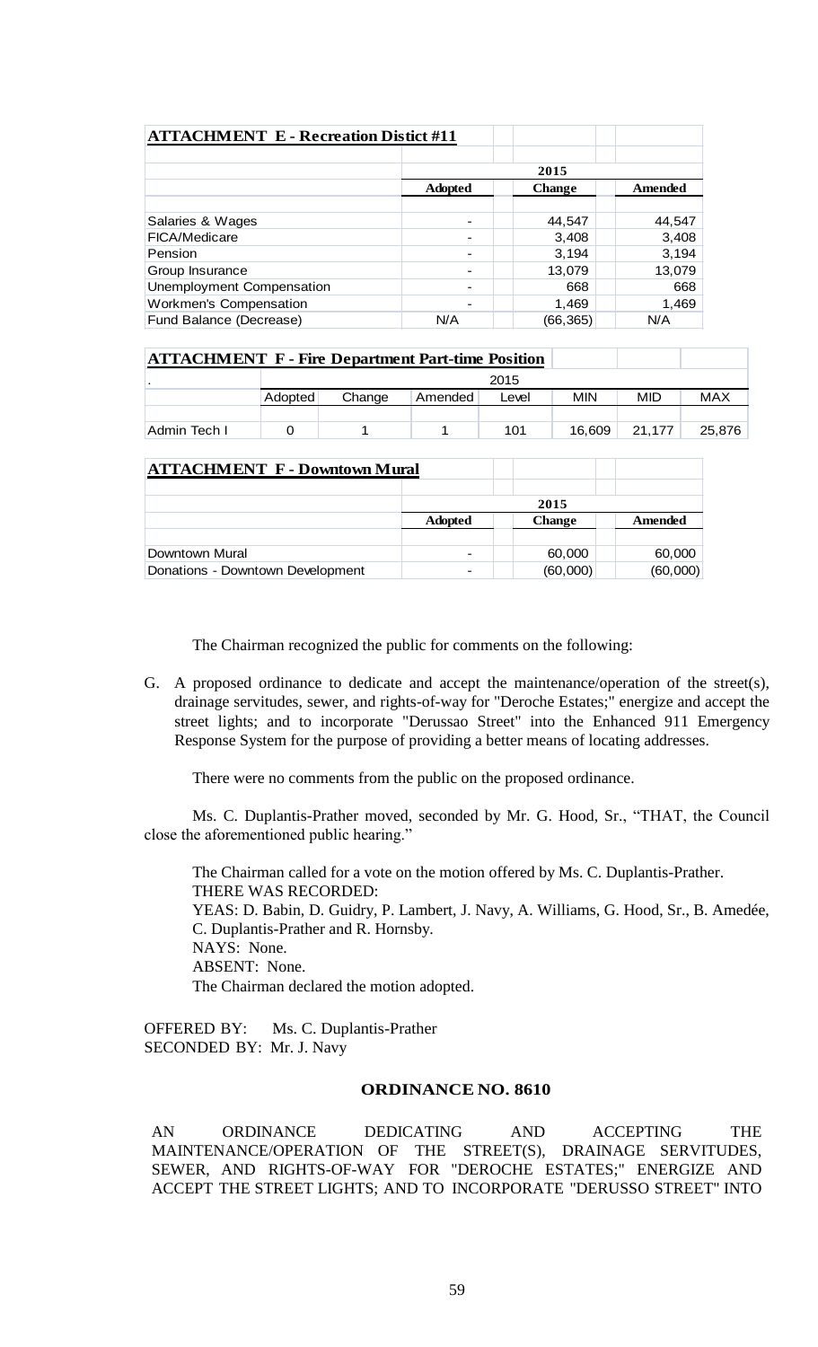**ATTACHMENT E - Recreation Distict #11**

| | 2015 | | |
|---|---|---|---|
| | **Adopted** | **Change** | **Amended** |
| Salaries & Wages | - | 44,547 | 44,547 |
| FICA/Medicare | - | 3,408 | 3,408 |
| Pension | - | 3,194 | 3,194 |
| Group Insurance | - | 13,079 | 13,079 |
| Unemployment Compensation | - | 668 | 668 |
| Workmen's Compensation | - | 1,469 | 1,469 |
| Fund Balance (Decrease) | N/A | (66,365) | N/A |

**ATTACHMENT F - Fire Department Part-time Position**

| . | 2015 | | | | | | |
|---|---|---|---|---|---|---|---|
| | Adopted | Change | Amended | Level | MIN | MID | MAX |
| Admin Tech I | 0 | 1 | 1 | 101 | 16,609 | 21,177 | 25,876 |

**ATTACHMENT F - Downtown Mural**

| | 2015 | | |
|---|---|---|---|
| | **Adopted** | **Change** | **Amended** |
| Downtown Mural | - | 60,000 | 60,000 |
| Donations - Downtown Development | - | (60,000) | (60,000) |

The Chairman recognized the public for comments on the following:

G. A proposed ordinance to dedicate and accept the maintenance/operation of the street(s), drainage servitudes, sewer, and rights-of-way for "Deroche Estates;" energize and accept the street lights; and to incorporate "Derussao Street" into the Enhanced 911 Emergency Response System for the purpose of providing a better means of locating addresses.

There were no comments from the public on the proposed ordinance.

Ms. C. Duplantis-Prather moved, seconded by Mr. G. Hood, Sr., "THAT, the Council close the aforementioned public hearing."

The Chairman called for a vote on the motion offered by Ms. C. Duplantis-Prather.
THERE WAS RECORDED:
YEAS: D. Babin, D. Guidry, P. Lambert, J. Navy, A. Williams, G. Hood, Sr., B. Amedée, C. Duplantis-Prather and R. Hornsby.
NAYS: None.
ABSENT: None.
The Chairman declared the motion adopted.

OFFERED BY: Ms. C. Duplantis-Prather
SECONDED BY: Mr. J. Navy

**ORDINANCE NO. 8610**

AN ORDINANCE DEDICATING AND ACCEPTING THE MAINTENANCE/OPERATION OF THE STREET(S), DRAINAGE SERVITUDES, SEWER, AND RIGHTS-OF-WAY FOR "DEROCHE ESTATES;" ENERGIZE AND ACCEPT THE STREET LIGHTS; AND TO INCORPORATE "DERUSSO STREET" INTO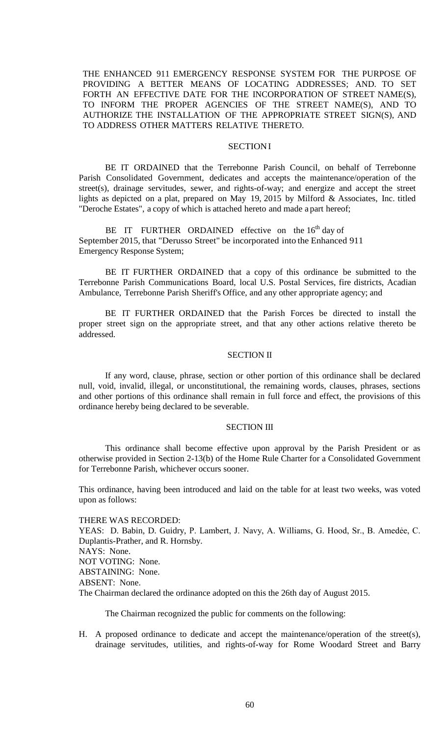THE ENHANCED 911 EMERGENCY RESPONSE SYSTEM FOR THE PURPOSE OF PROVIDING A BETTER MEANS OF LOCATING ADDRESSES; AND. TO SET FORTH AN EFFECTIVE DATE FOR THE INCORPORATION OF STREET NAME(S), TO INFORM THE PROPER AGENCIES OF THE STREET NAME(S), AND TO AUTHORIZE THE INSTALLATION OF THE APPROPRIATE STREET SIGN(S), AND TO ADDRESS OTHER MATTERS RELATIVE THERETO.

SECTION I

BE IT ORDAINED that the Terrebonne Parish Council, on behalf of Terrebonne Parish Consolidated Government, dedicates and accepts the maintenance/operation of the street(s), drainage servitudes, sewer, and rights-of-way; and energize and accept the street lights as depicted on a plat, prepared on May 19, 2015 by Milford & Associates, Inc. titled "Deroche Estates", a copy of which is attached hereto and made a part hereof;

BE IT FURTHER ORDAINED effective on the 16th day of September 2015, that "Derusso Street" be incorporated into the Enhanced 911 Emergency Response System;

BE IT FURTHER ORDAINED that a copy of this ordinance be submitted to the Terrebonne Parish Communications Board, local U.S. Postal Services, fire districts, Acadian Ambulance, Terrebonne Parish Sheriff's Office, and any other appropriate agency; and

BE IT FURTHER ORDAINED that the Parish Forces be directed to install the proper street sign on the appropriate street, and that any other actions relative thereto be addressed.

SECTION II

If any word, clause, phrase, section or other portion of this ordinance shall be declared null, void, invalid, illegal, or unconstitutional, the remaining words, clauses, phrases, sections and other portions of this ordinance shall remain in full force and effect, the provisions of this ordinance hereby being declared to be severable.

SECTION III

This ordinance shall become effective upon approval by the Parish President or as otherwise provided in Section 2-13(b) of the Home Rule Charter for a Consolidated Government for Terrebonne Parish, whichever occurs sooner.

This ordinance, having been introduced and laid on the table for at least two weeks, was voted upon as follows:

THERE WAS RECORDED:
YEAS: D. Babin, D. Guidry, P. Lambert, J. Navy, A. Williams, G. Hood, Sr., B. Amedẻe, C. Duplantis-Prather, and R. Hornsby.
NAYS: None.
NOT VOTING: None.
ABSTAINING: None.
ABSENT: None.
The Chairman declared the ordinance adopted on this the 26th day of August 2015.

The Chairman recognized the public for comments on the following:

H. A proposed ordinance to dedicate and accept the maintenance/operation of the street(s), drainage servitudes, utilities, and rights-of-way for Rome Woodard Street and Barry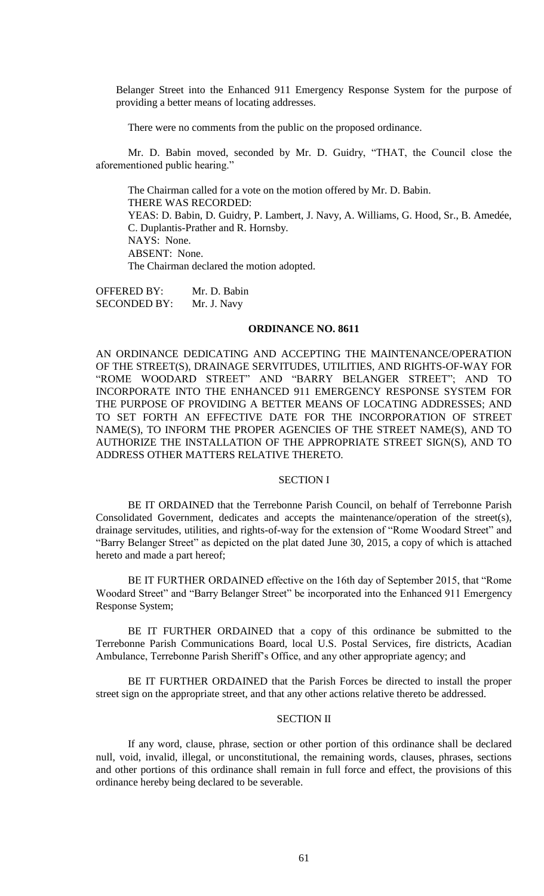Belanger Street into the Enhanced 911 Emergency Response System for the purpose of providing a better means of locating addresses.

There were no comments from the public on the proposed ordinance.

Mr. D. Babin moved, seconded by Mr. D. Guidry, "THAT, the Council close the aforementioned public hearing."

The Chairman called for a vote on the motion offered by Mr. D. Babin.
THERE WAS RECORDED:
YEAS: D. Babin, D. Guidry, P. Lambert, J. Navy, A. Williams, G. Hood, Sr., B. Amedée, C. Duplantis-Prather and R. Hornsby.
NAYS: None.
ABSENT: None.
The Chairman declared the motion adopted.

OFFERED BY: Mr. D. Babin
SECONDED BY: Mr. J. Navy

## ORDINANCE NO. 8611

AN ORDINANCE DEDICATING AND ACCEPTING THE MAINTENANCE/OPERATION OF THE STREET(S), DRAINAGE SERVITUDES, UTILITIES, AND RIGHTS-OF-WAY FOR "ROME WOODARD STREET" AND "BARRY BELANGER STREET"; AND TO INCORPORATE INTO THE ENHANCED 911 EMERGENCY RESPONSE SYSTEM FOR THE PURPOSE OF PROVIDING A BETTER MEANS OF LOCATING ADDRESSES; AND TO SET FORTH AN EFFECTIVE DATE FOR THE INCORPORATION OF STREET NAME(S), TO INFORM THE PROPER AGENCIES OF THE STREET NAME(S), AND TO AUTHORIZE THE INSTALLATION OF THE APPROPRIATE STREET SIGN(S), AND TO ADDRESS OTHER MATTERS RELATIVE THERETO.

### SECTION I

BE IT ORDAINED that the Terrebonne Parish Council, on behalf of Terrebonne Parish Consolidated Government, dedicates and accepts the maintenance/operation of the street(s), drainage servitudes, utilities, and rights-of-way for the extension of "Rome Woodard Street" and "Barry Belanger Street" as depicted on the plat dated June 30, 2015, a copy of which is attached hereto and made a part hereof;

BE IT FURTHER ORDAINED effective on the 16th day of September 2015, that "Rome Woodard Street" and "Barry Belanger Street" be incorporated into the Enhanced 911 Emergency Response System;

BE IT FURTHER ORDAINED that a copy of this ordinance be submitted to the Terrebonne Parish Communications Board, local U.S. Postal Services, fire districts, Acadian Ambulance, Terrebonne Parish Sheriff's Office, and any other appropriate agency; and

BE IT FURTHER ORDAINED that the Parish Forces be directed to install the proper street sign on the appropriate street, and that any other actions relative thereto be addressed.

### SECTION II

If any word, clause, phrase, section or other portion of this ordinance shall be declared null, void, invalid, illegal, or unconstitutional, the remaining words, clauses, phrases, sections and other portions of this ordinance shall remain in full force and effect, the provisions of this ordinance hereby being declared to be severable.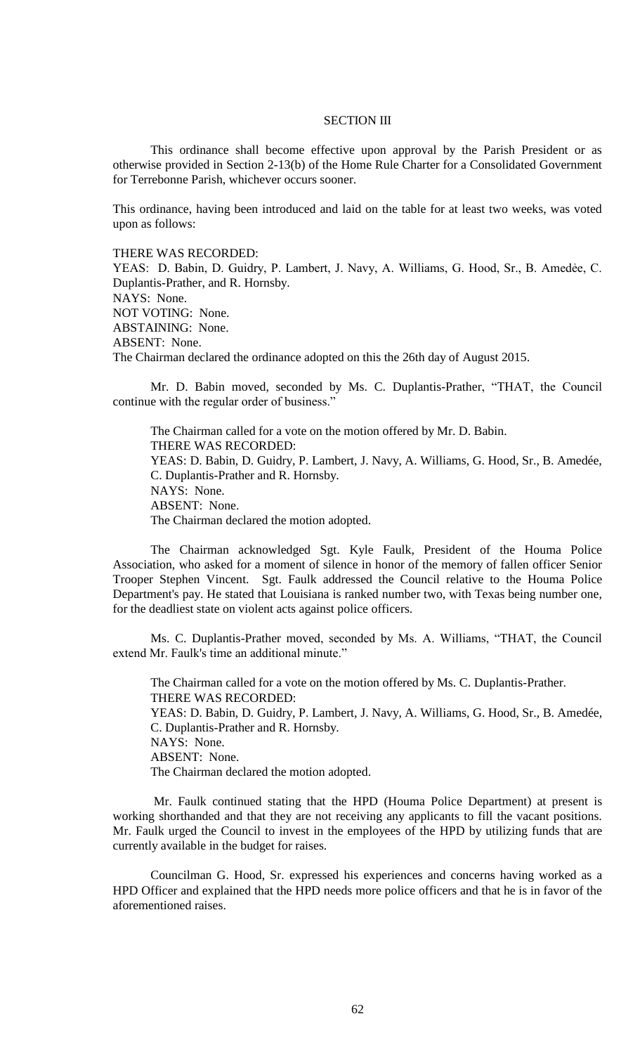SECTION III

This ordinance shall become effective upon approval by the Parish President or as otherwise provided in Section 2-13(b) of the Home Rule Charter for a Consolidated Government for Terrebonne Parish, whichever occurs sooner.

This ordinance, having been introduced and laid on the table for at least two weeks, was voted upon as follows:

THERE WAS RECORDED:
YEAS: D. Babin, D. Guidry, P. Lambert, J. Navy, A. Williams, G. Hood, Sr., B. Amedėe, C. Duplantis-Prather, and R. Hornsby.
NAYS: None.
NOT VOTING: None.
ABSTAINING: None.
ABSENT: None.
The Chairman declared the ordinance adopted on this the 26th day of August 2015.

Mr. D. Babin moved, seconded by Ms. C. Duplantis-Prather, "THAT, the Council continue with the regular order of business."

The Chairman called for a vote on the motion offered by Mr. D. Babin.
THERE WAS RECORDED:
YEAS: D. Babin, D. Guidry, P. Lambert, J. Navy, A. Williams, G. Hood, Sr., B. Amedée, C. Duplantis-Prather and R. Hornsby.
NAYS: None.
ABSENT: None.
The Chairman declared the motion adopted.

The Chairman acknowledged Sgt. Kyle Faulk, President of the Houma Police Association, who asked for a moment of silence in honor of the memory of fallen officer Senior Trooper Stephen Vincent. Sgt. Faulk addressed the Council relative to the Houma Police Department's pay. He stated that Louisiana is ranked number two, with Texas being number one, for the deadliest state on violent acts against police officers.

Ms. C. Duplantis-Prather moved, seconded by Ms. A. Williams, "THAT, the Council extend Mr. Faulk's time an additional minute."

The Chairman called for a vote on the motion offered by Ms. C. Duplantis-Prather.
THERE WAS RECORDED:
YEAS: D. Babin, D. Guidry, P. Lambert, J. Navy, A. Williams, G. Hood, Sr., B. Amedée, C. Duplantis-Prather and R. Hornsby.
NAYS: None.
ABSENT: None.
The Chairman declared the motion adopted.

Mr. Faulk continued stating that the HPD (Houma Police Department) at present is working shorthanded and that they are not receiving any applicants to fill the vacant positions. Mr. Faulk urged the Council to invest in the employees of the HPD by utilizing funds that are currently available in the budget for raises.

Councilman G. Hood, Sr. expressed his experiences and concerns having worked as a HPD Officer and explained that the HPD needs more police officers and that he is in favor of the aforementioned raises.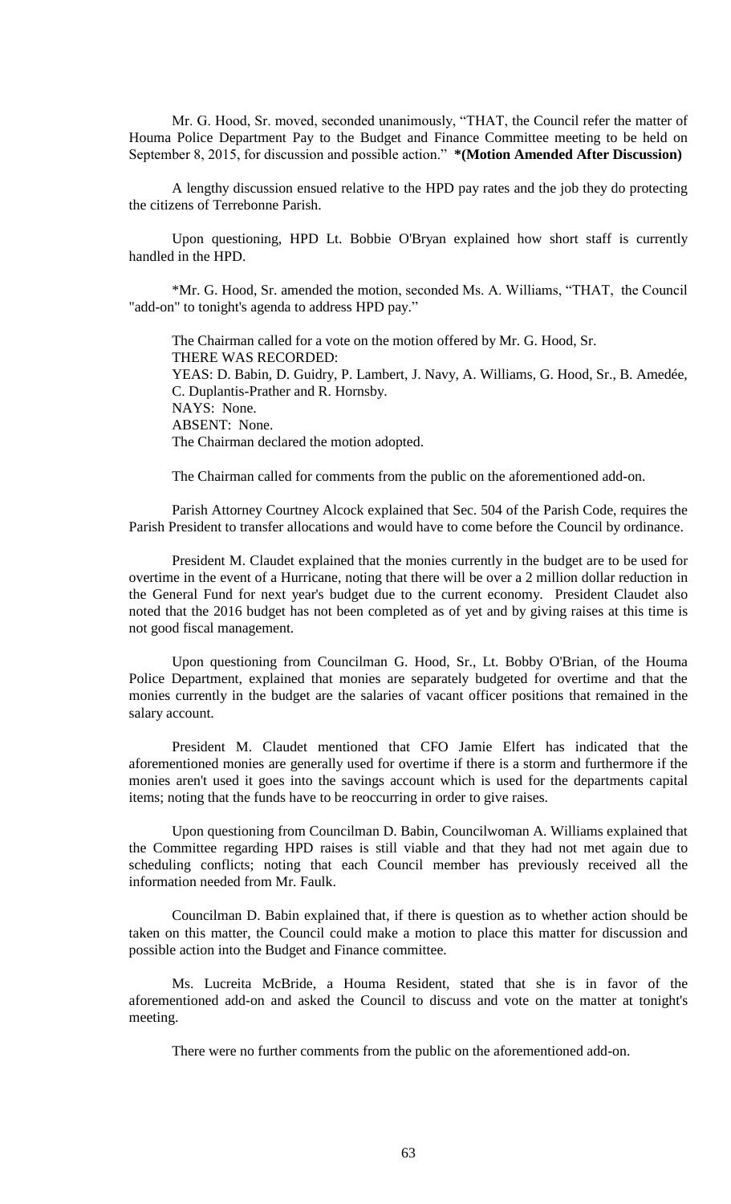Mr. G. Hood, Sr. moved, seconded unanimously, "THAT, the Council refer the matter of Houma Police Department Pay to the Budget and Finance Committee meeting to be held on September 8, 2015, for discussion and possible action." **\*(Motion Amended After Discussion)**

A lengthy discussion ensued relative to the HPD pay rates and the job they do protecting the citizens of Terrebonne Parish.

Upon questioning, HPD Lt. Bobbie O'Bryan explained how short staff is currently handled in the HPD.

*Mr. G. Hood, Sr. amended the motion, seconded Ms. A. Williams, "THAT, the Council "add-on" to tonight's agenda to address HPD pay."

The Chairman called for a vote on the motion offered by Mr. G. Hood, Sr.
THERE WAS RECORDED:
YEAS: D. Babin, D. Guidry, P. Lambert, J. Navy, A. Williams, G. Hood, Sr., B. Amedée, C. Duplantis-Prather and R. Hornsby.
NAYS: None.
ABSENT: None.
The Chairman declared the motion adopted.

The Chairman called for comments from the public on the aforementioned add-on.

Parish Attorney Courtney Alcock explained that Sec. 504 of the Parish Code, requires the Parish President to transfer allocations and would have to come before the Council by ordinance.

President M. Claudet explained that the monies currently in the budget are to be used for overtime in the event of a Hurricane, noting that there will be over a 2 million dollar reduction in the General Fund for next year's budget due to the current economy. President Claudet also noted that the 2016 budget has not been completed as of yet and by giving raises at this time is not good fiscal management.

Upon questioning from Councilman G. Hood, Sr., Lt. Bobby O'Brian, of the Houma Police Department, explained that monies are separately budgeted for overtime and that the monies currently in the budget are the salaries of vacant officer positions that remained in the salary account.

President M. Claudet mentioned that CFO Jamie Elfert has indicated that the aforementioned monies are generally used for overtime if there is a storm and furthermore if the monies aren't used it goes into the savings account which is used for the departments capital items; noting that the funds have to be reoccurring in order to give raises.

Upon questioning from Councilman D. Babin, Councilwoman A. Williams explained that the Committee regarding HPD raises is still viable and that they had not met again due to scheduling conflicts; noting that each Council member has previously received all the information needed from Mr. Faulk.

Councilman D. Babin explained that, if there is question as to whether action should be taken on this matter, the Council could make a motion to place this matter for discussion and possible action into the Budget and Finance committee.

Ms. Lucreita McBride, a Houma Resident, stated that she is in favor of the aforementioned add-on and asked the Council to discuss and vote on the matter at tonight's meeting.

There were no further comments from the public on the aforementioned add-on.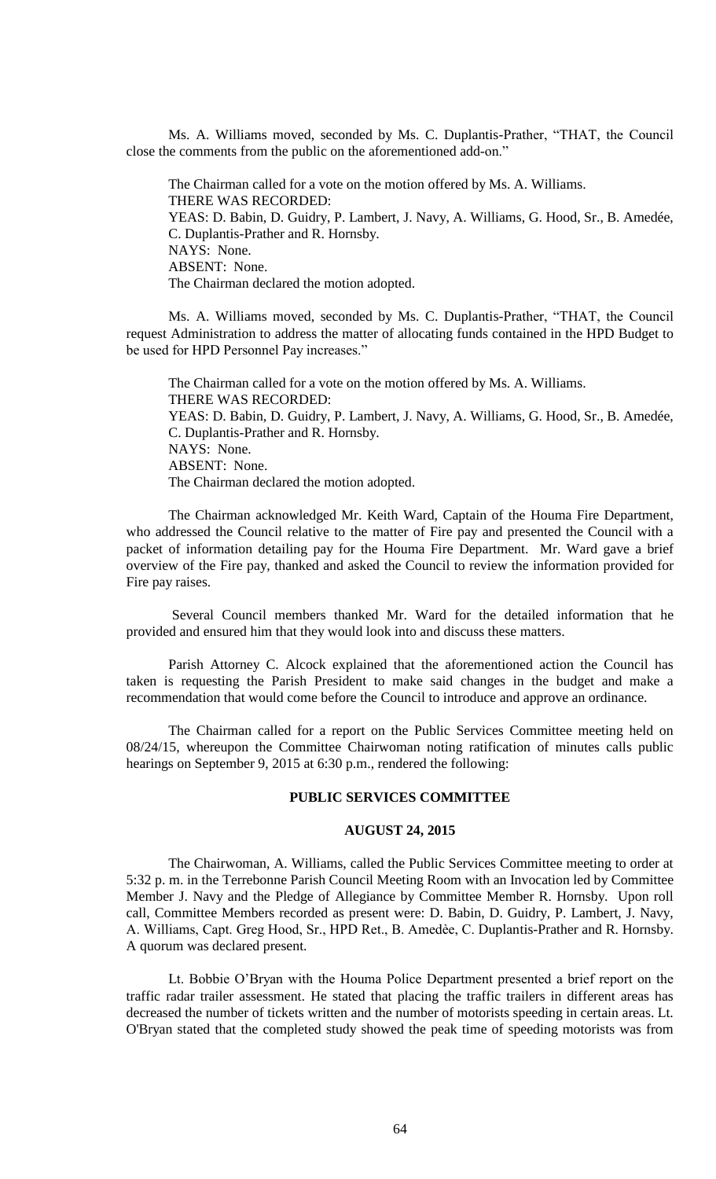Ms. A. Williams moved, seconded by Ms. C. Duplantis-Prather, "THAT, the Council close the comments from the public on the aforementioned add-on."

The Chairman called for a vote on the motion offered by Ms. A. Williams.
THERE WAS RECORDED:
YEAS: D. Babin, D. Guidry, P. Lambert, J. Navy, A. Williams, G. Hood, Sr., B. Amedée, C. Duplantis-Prather and R. Hornsby.
NAYS: None.
ABSENT: None.
The Chairman declared the motion adopted.

Ms. A. Williams moved, seconded by Ms. C. Duplantis-Prather, "THAT, the Council request Administration to address the matter of allocating funds contained in the HPD Budget to be used for HPD Personnel Pay increases."

The Chairman called for a vote on the motion offered by Ms. A. Williams.
THERE WAS RECORDED:
YEAS: D. Babin, D. Guidry, P. Lambert, J. Navy, A. Williams, G. Hood, Sr., B. Amedée, C. Duplantis-Prather and R. Hornsby.
NAYS: None.
ABSENT: None.
The Chairman declared the motion adopted.

The Chairman acknowledged Mr. Keith Ward, Captain of the Houma Fire Department, who addressed the Council relative to the matter of Fire pay and presented the Council with a packet of information detailing pay for the Houma Fire Department. Mr. Ward gave a brief overview of the Fire pay, thanked and asked the Council to review the information provided for Fire pay raises.

Several Council members thanked Mr. Ward for the detailed information that he provided and ensured him that they would look into and discuss these matters.

Parish Attorney C. Alcock explained that the aforementioned action the Council has taken is requesting the Parish President to make said changes in the budget and make a recommendation that would come before the Council to introduce and approve an ordinance.

The Chairman called for a report on the Public Services Committee meeting held on 08/24/15, whereupon the Committee Chairwoman noting ratification of minutes calls public hearings on September 9, 2015 at 6:30 p.m., rendered the following:

## PUBLIC SERVICES COMMITTEE

### AUGUST 24, 2015

The Chairwoman, A. Williams, called the Public Services Committee meeting to order at 5:32 p. m. in the Terrebonne Parish Council Meeting Room with an Invocation led by Committee Member J. Navy and the Pledge of Allegiance by Committee Member R. Hornsby. Upon roll call, Committee Members recorded as present were: D. Babin, D. Guidry, P. Lambert, J. Navy, A. Williams, Capt. Greg Hood, Sr., HPD Ret., B. Amedèe, C. Duplantis-Prather and R. Hornsby. A quorum was declared present.

Lt. Bobbie O'Bryan with the Houma Police Department presented a brief report on the traffic radar trailer assessment. He stated that placing the traffic trailers in different areas has decreased the number of tickets written and the number of motorists speeding in certain areas. Lt. O'Bryan stated that the completed study showed the peak time of speeding motorists was from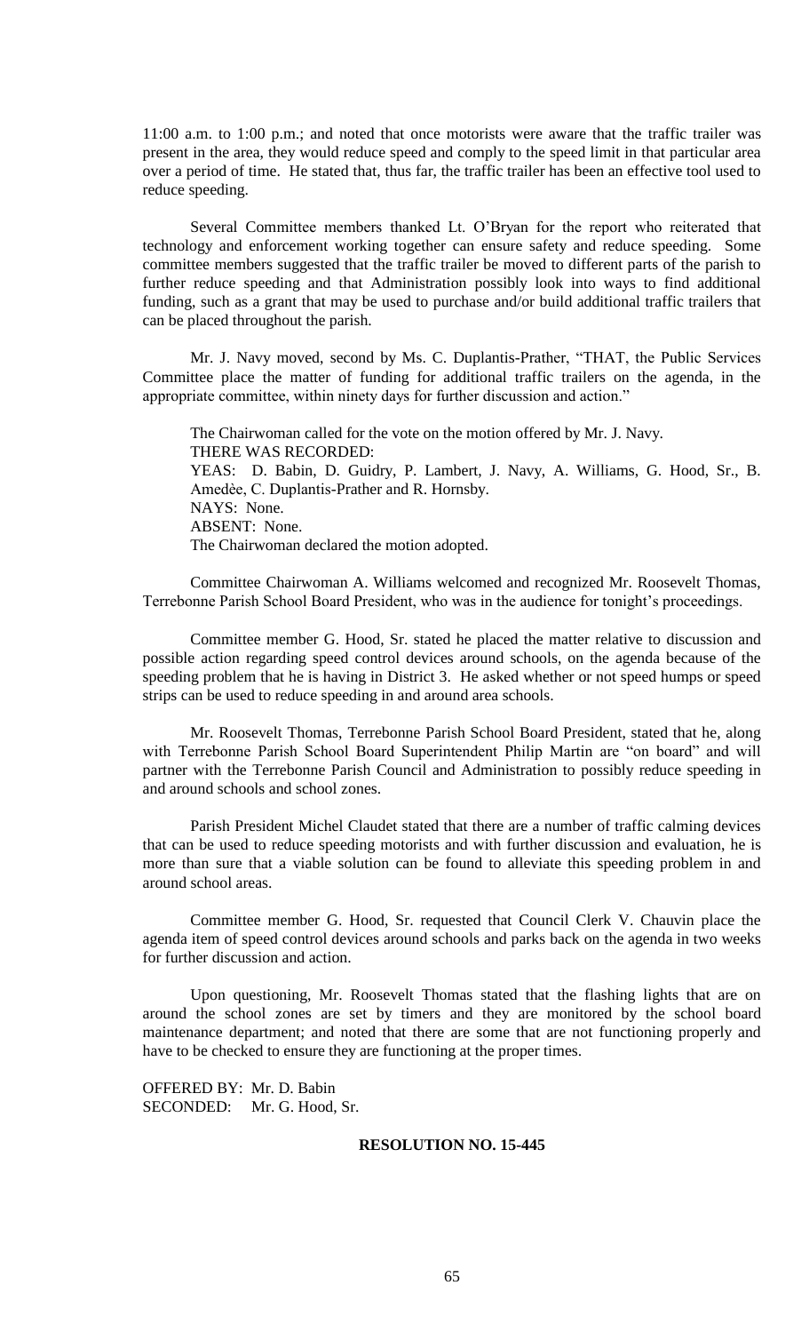11:00 a.m. to 1:00 p.m.; and noted that once motorists were aware that the traffic trailer was present in the area, they would reduce speed and comply to the speed limit in that particular area over a period of time. He stated that, thus far, the traffic trailer has been an effective tool used to reduce speeding.

Several Committee members thanked Lt. O'Bryan for the report who reiterated that technology and enforcement working together can ensure safety and reduce speeding. Some committee members suggested that the traffic trailer be moved to different parts of the parish to further reduce speeding and that Administration possibly look into ways to find additional funding, such as a grant that may be used to purchase and/or build additional traffic trailers that can be placed throughout the parish.

Mr. J. Navy moved, second by Ms. C. Duplantis-Prather, "THAT, the Public Services Committee place the matter of funding for additional traffic trailers on the agenda, in the appropriate committee, within ninety days for further discussion and action."

The Chairwoman called for the vote on the motion offered by Mr. J. Navy.
THERE WAS RECORDED:
YEAS: D. Babin, D. Guidry, P. Lambert, J. Navy, A. Williams, G. Hood, Sr., B. Amedèe, C. Duplantis-Prather and R. Hornsby.
NAYS: None.
ABSENT: None.
The Chairwoman declared the motion adopted.

Committee Chairwoman A. Williams welcomed and recognized Mr. Roosevelt Thomas, Terrebonne Parish School Board President, who was in the audience for tonight's proceedings.

Committee member G. Hood, Sr. stated he placed the matter relative to discussion and possible action regarding speed control devices around schools, on the agenda because of the speeding problem that he is having in District 3. He asked whether or not speed humps or speed strips can be used to reduce speeding in and around area schools.

Mr. Roosevelt Thomas, Terrebonne Parish School Board President, stated that he, along with Terrebonne Parish School Board Superintendent Philip Martin are "on board" and will partner with the Terrebonne Parish Council and Administration to possibly reduce speeding in and around schools and school zones.

Parish President Michel Claudet stated that there are a number of traffic calming devices that can be used to reduce speeding motorists and with further discussion and evaluation, he is more than sure that a viable solution can be found to alleviate this speeding problem in and around school areas.

Committee member G. Hood, Sr. requested that Council Clerk V. Chauvin place the agenda item of speed control devices around schools and parks back on the agenda in two weeks for further discussion and action.

Upon questioning, Mr. Roosevelt Thomas stated that the flashing lights that are on around the school zones are set by timers and they are monitored by the school board maintenance department; and noted that there are some that are not functioning properly and have to be checked to ensure they are functioning at the proper times.

OFFERED BY: Mr. D. Babin
SECONDED: Mr. G. Hood, Sr.

**RESOLUTION NO. 15-445**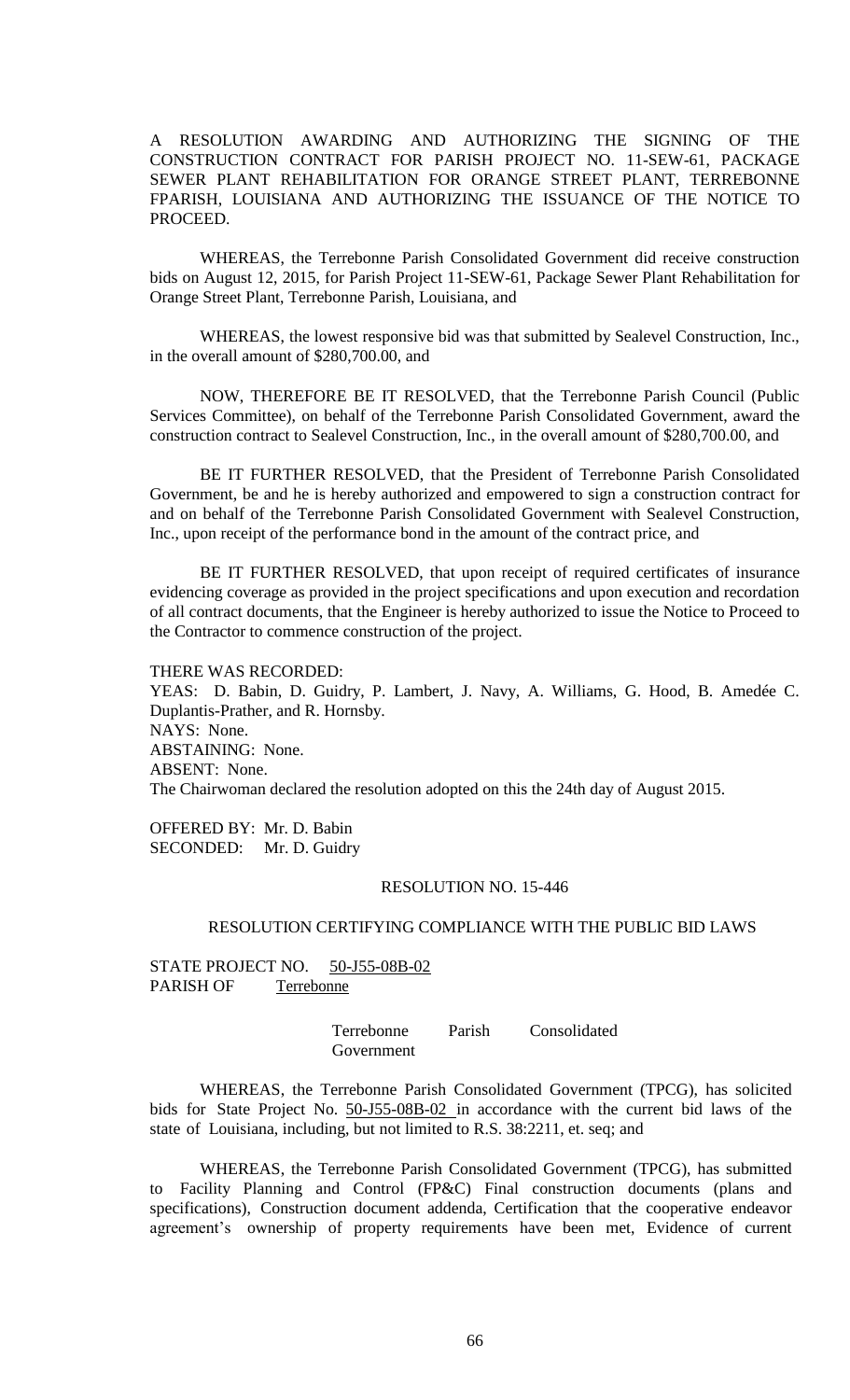A RESOLUTION AWARDING AND AUTHORIZING THE SIGNING OF THE CONSTRUCTION CONTRACT FOR PARISH PROJECT NO. 11-SEW-61, PACKAGE SEWER PLANT REHABILITATION FOR ORANGE STREET PLANT, TERREBONNE FPARISH, LOUISIANA AND AUTHORIZING THE ISSUANCE OF THE NOTICE TO PROCEED.

WHEREAS, the Terrebonne Parish Consolidated Government did receive construction bids on August 12, 2015, for Parish Project 11-SEW-61, Package Sewer Plant Rehabilitation for Orange Street Plant, Terrebonne Parish, Louisiana, and

WHEREAS, the lowest responsive bid was that submitted by Sealevel Construction, Inc., in the overall amount of $280,700.00, and

NOW, THEREFORE BE IT RESOLVED, that the Terrebonne Parish Council (Public Services Committee), on behalf of the Terrebonne Parish Consolidated Government, award the construction contract to Sealevel Construction, Inc., in the overall amount of $280,700.00, and

BE IT FURTHER RESOLVED, that the President of Terrebonne Parish Consolidated Government, be and he is hereby authorized and empowered to sign a construction contract for and on behalf of the Terrebonne Parish Consolidated Government with Sealevel Construction, Inc., upon receipt of the performance bond in the amount of the contract price, and

BE IT FURTHER RESOLVED, that upon receipt of required certificates of insurance evidencing coverage as provided in the project specifications and upon execution and recordation of all contract documents, that the Engineer is hereby authorized to issue the Notice to Proceed to the Contractor to commence construction of the project.

THERE WAS RECORDED:
YEAS: D. Babin, D. Guidry, P. Lambert, J. Navy, A. Williams, G. Hood, B. Amedée C. Duplantis-Prather, and R. Hornsby.
NAYS: None.
ABSTAINING: None.
ABSENT: None.
The Chairwoman declared the resolution adopted on this the 24th day of August 2015.

OFFERED BY: Mr. D. Babin
SECONDED: Mr. D. Guidry

RESOLUTION NO. 15-446

RESOLUTION CERTIFYING COMPLIANCE WITH THE PUBLIC BID LAWS

STATE PROJECT NO. 50-J55-08B-02
PARISH OF Terrebonne

Terrebonne Parish Consolidated Government

WHEREAS, the Terrebonne Parish Consolidated Government (TPCG), has solicited bids for State Project No. 50-J55-08B-02 in accordance with the current bid laws of the state of Louisiana, including, but not limited to R.S. 38:2211, et. seq; and

WHEREAS, the Terrebonne Parish Consolidated Government (TPCG), has submitted to Facility Planning and Control (FP&C) Final construction documents (plans and specifications), Construction document addenda, Certification that the cooperative endeavor agreement's ownership of property requirements have been met, Evidence of current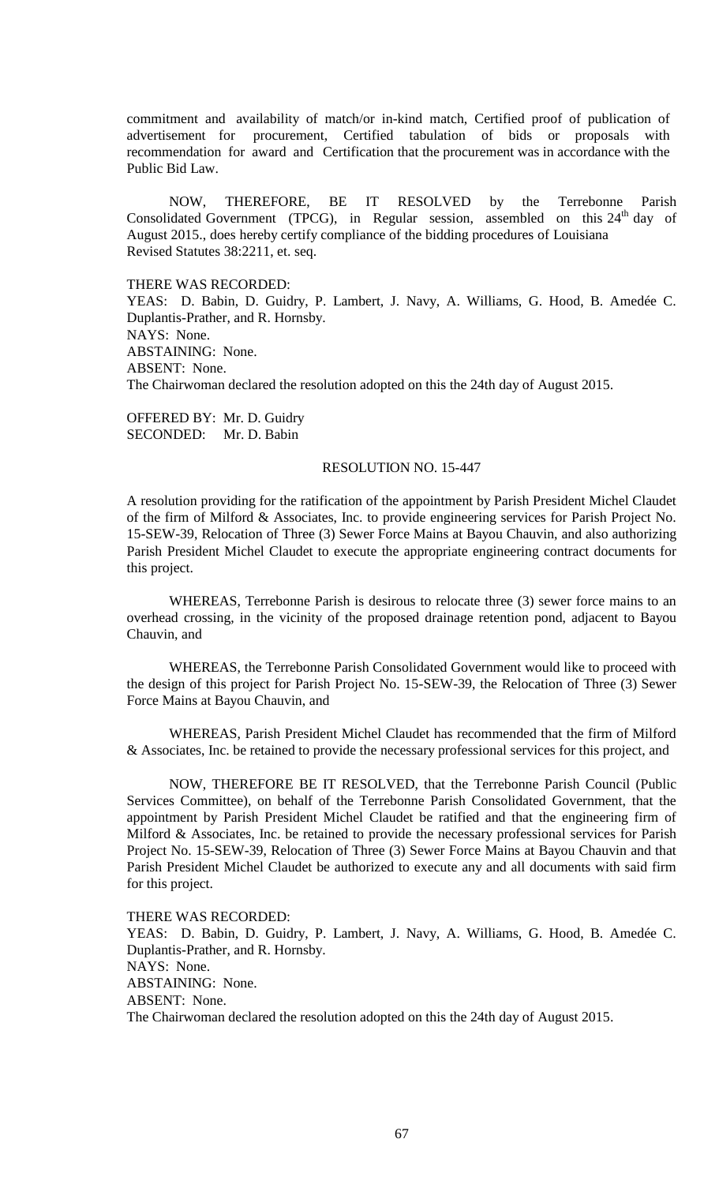commitment and availability of match/or in-kind match, Certified proof of publication of advertisement for procurement, Certified tabulation of bids or proposals with recommendation for award and Certification that the procurement was in accordance with the Public Bid Law.

NOW, THEREFORE, BE IT RESOLVED by the Terrebonne Parish Consolidated Government (TPCG), in Regular session, assembled on this 24th day of August 2015., does hereby certify compliance of the bidding procedures of Louisiana Revised Statutes 38:2211, et. seq.

THERE WAS RECORDED:
YEAS: D. Babin, D. Guidry, P. Lambert, J. Navy, A. Williams, G. Hood, B. Amedée C. Duplantis-Prather, and R. Hornsby.
NAYS: None.
ABSTAINING: None.
ABSENT: None.
The Chairwoman declared the resolution adopted on this the 24th day of August 2015.

OFFERED BY: Mr. D. Guidry
SECONDED: Mr. D. Babin

RESOLUTION NO. 15-447

A resolution providing for the ratification of the appointment by Parish President Michel Claudet of the firm of Milford & Associates, Inc. to provide engineering services for Parish Project No. 15-SEW-39, Relocation of Three (3) Sewer Force Mains at Bayou Chauvin, and also authorizing Parish President Michel Claudet to execute the appropriate engineering contract documents for this project.

WHEREAS, Terrebonne Parish is desirous to relocate three (3) sewer force mains to an overhead crossing, in the vicinity of the proposed drainage retention pond, adjacent to Bayou Chauvin, and

WHEREAS, the Terrebonne Parish Consolidated Government would like to proceed with the design of this project for Parish Project No. 15-SEW-39, the Relocation of Three (3) Sewer Force Mains at Bayou Chauvin, and

WHEREAS, Parish President Michel Claudet has recommended that the firm of Milford & Associates, Inc. be retained to provide the necessary professional services for this project, and

NOW, THEREFORE BE IT RESOLVED, that the Terrebonne Parish Council (Public Services Committee), on behalf of the Terrebonne Parish Consolidated Government, that the appointment by Parish President Michel Claudet be ratified and that the engineering firm of Milford & Associates, Inc. be retained to provide the necessary professional services for Parish Project No. 15-SEW-39, Relocation of Three (3) Sewer Force Mains at Bayou Chauvin and that Parish President Michel Claudet be authorized to execute any and all documents with said firm for this project.

THERE WAS RECORDED:
YEAS: D. Babin, D. Guidry, P. Lambert, J. Navy, A. Williams, G. Hood, B. Amedée C. Duplantis-Prather, and R. Hornsby.
NAYS: None.
ABSTAINING: None.
ABSENT: None.
The Chairwoman declared the resolution adopted on this the 24th day of August 2015.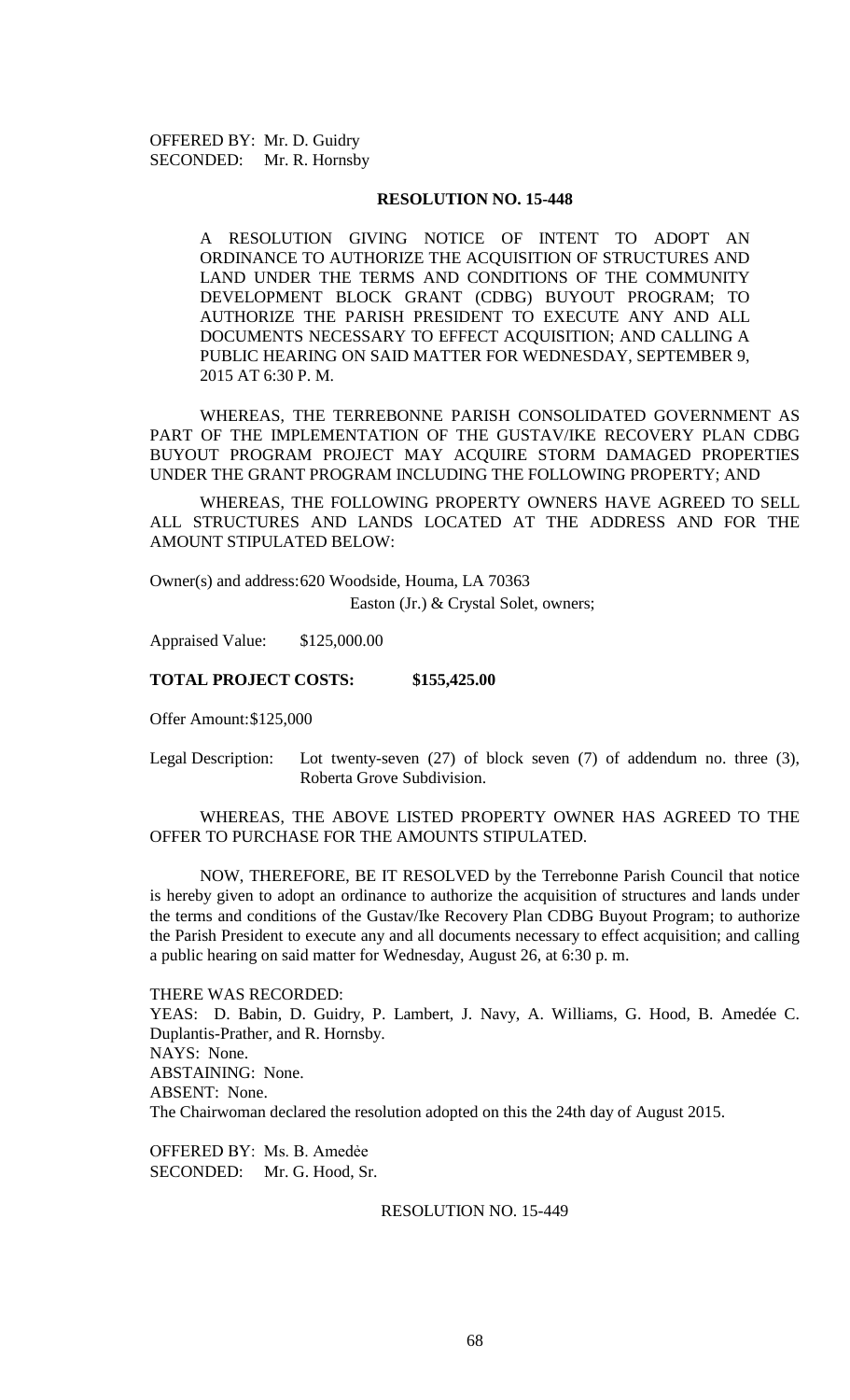OFFERED BY: Mr. D. Guidry
SECONDED: Mr. R. Hornsby

**RESOLUTION NO. 15-448**

A RESOLUTION GIVING NOTICE OF INTENT TO ADOPT AN ORDINANCE TO AUTHORIZE THE ACQUISITION OF STRUCTURES AND LAND UNDER THE TERMS AND CONDITIONS OF THE COMMUNITY DEVELOPMENT BLOCK GRANT (CDBG) BUYOUT PROGRAM; TO AUTHORIZE THE PARISH PRESIDENT TO EXECUTE ANY AND ALL DOCUMENTS NECESSARY TO EFFECT ACQUISITION; AND CALLING A PUBLIC HEARING ON SAID MATTER FOR WEDNESDAY, SEPTEMBER 9, 2015 AT 6:30 P. M.

WHEREAS, THE TERREBONNE PARISH CONSOLIDATED GOVERNMENT AS PART OF THE IMPLEMENTATION OF THE GUSTAV/IKE RECOVERY PLAN CDBG BUYOUT PROGRAM PROJECT MAY ACQUIRE STORM DAMAGED PROPERTIES UNDER THE GRANT PROGRAM INCLUDING THE FOLLOWING PROPERTY; AND

WHEREAS, THE FOLLOWING PROPERTY OWNERS HAVE AGREED TO SELL ALL STRUCTURES AND LANDS LOCATED AT THE ADDRESS AND FOR THE AMOUNT STIPULATED BELOW:

Owner(s) and address: 620 Woodside, Houma, LA 70363
Easton (Jr.) & Crystal Solet, owners;

Appraised Value: $125,000.00

**TOTAL PROJECT COSTS: $155,425.00**

Offer Amount: $125,000

Legal Description: Lot twenty-seven (27) of block seven (7) of addendum no. three (3), Roberta Grove Subdivision.

WHEREAS, THE ABOVE LISTED PROPERTY OWNER HAS AGREED TO THE OFFER TO PURCHASE FOR THE AMOUNTS STIPULATED.

NOW, THEREFORE, BE IT RESOLVED by the Terrebonne Parish Council that notice is hereby given to adopt an ordinance to authorize the acquisition of structures and lands under the terms and conditions of the Gustav/Ike Recovery Plan CDBG Buyout Program; to authorize the Parish President to execute any and all documents necessary to effect acquisition; and calling a public hearing on said matter for Wednesday, August 26, at 6:30 p. m.

THERE WAS RECORDED:
YEAS: D. Babin, D. Guidry, P. Lambert, J. Navy, A. Williams, G. Hood, B. Amedée C. Duplantis-Prather, and R. Hornsby.
NAYS: None.
ABSTAINING: None.
ABSENT: None.
The Chairwoman declared the resolution adopted on this the 24th day of August 2015.

OFFERED BY: Ms. B. Amedèe
SECONDED: Mr. G. Hood, Sr.

RESOLUTION NO. 15-449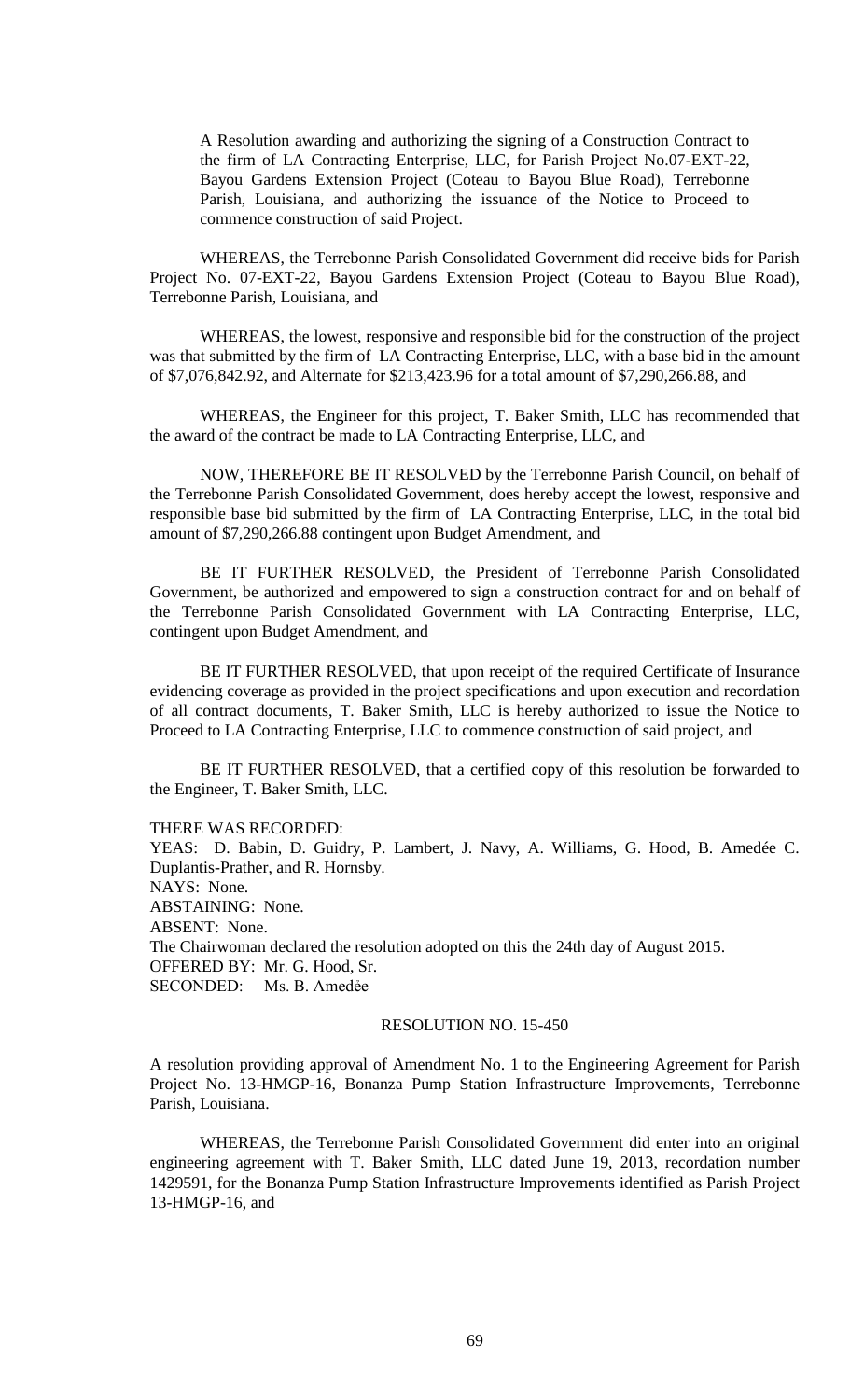A Resolution awarding and authorizing the signing of a Construction Contract to the firm of LA Contracting Enterprise, LLC, for Parish Project No.07-EXT-22, Bayou Gardens Extension Project (Coteau to Bayou Blue Road), Terrebonne Parish, Louisiana, and authorizing the issuance of the Notice to Proceed to commence construction of said Project.

WHEREAS, the Terrebonne Parish Consolidated Government did receive bids for Parish Project No. 07-EXT-22, Bayou Gardens Extension Project (Coteau to Bayou Blue Road), Terrebonne Parish, Louisiana, and

WHEREAS, the lowest, responsive and responsible bid for the construction of the project was that submitted by the firm of LA Contracting Enterprise, LLC, with a base bid in the amount of $7,076,842.92, and Alternate for $213,423.96 for a total amount of $7,290,266.88, and

WHEREAS, the Engineer for this project, T. Baker Smith, LLC has recommended that the award of the contract be made to LA Contracting Enterprise, LLC, and

NOW, THEREFORE BE IT RESOLVED by the Terrebonne Parish Council, on behalf of the Terrebonne Parish Consolidated Government, does hereby accept the lowest, responsive and responsible base bid submitted by the firm of LA Contracting Enterprise, LLC, in the total bid amount of $7,290,266.88 contingent upon Budget Amendment, and

BE IT FURTHER RESOLVED, the President of Terrebonne Parish Consolidated Government, be authorized and empowered to sign a construction contract for and on behalf of the Terrebonne Parish Consolidated Government with LA Contracting Enterprise, LLC, contingent upon Budget Amendment, and

BE IT FURTHER RESOLVED, that upon receipt of the required Certificate of Insurance evidencing coverage as provided in the project specifications and upon execution and recordation of all contract documents, T. Baker Smith, LLC is hereby authorized to issue the Notice to Proceed to LA Contracting Enterprise, LLC to commence construction of said project, and

BE IT FURTHER RESOLVED, that a certified copy of this resolution be forwarded to the Engineer, T. Baker Smith, LLC.

THERE WAS RECORDED:
YEAS: D. Babin, D. Guidry, P. Lambert, J. Navy, A. Williams, G. Hood, B. Amedée C. Duplantis-Prather, and R. Hornsby.
NAYS: None.
ABSTAINING: None.
ABSENT: None.
The Chairwoman declared the resolution adopted on this the 24th day of August 2015.
OFFERED BY: Mr. G. Hood, Sr.
SECONDED: Ms. B. Amedẻe

## RESOLUTION NO. 15-450

A resolution providing approval of Amendment No. 1 to the Engineering Agreement for Parish Project No. 13-HMGP-16, Bonanza Pump Station Infrastructure Improvements, Terrebonne Parish, Louisiana.

WHEREAS, the Terrebonne Parish Consolidated Government did enter into an original engineering agreement with T. Baker Smith, LLC dated June 19, 2013, recordation number 1429591, for the Bonanza Pump Station Infrastructure Improvements identified as Parish Project 13-HMGP-16, and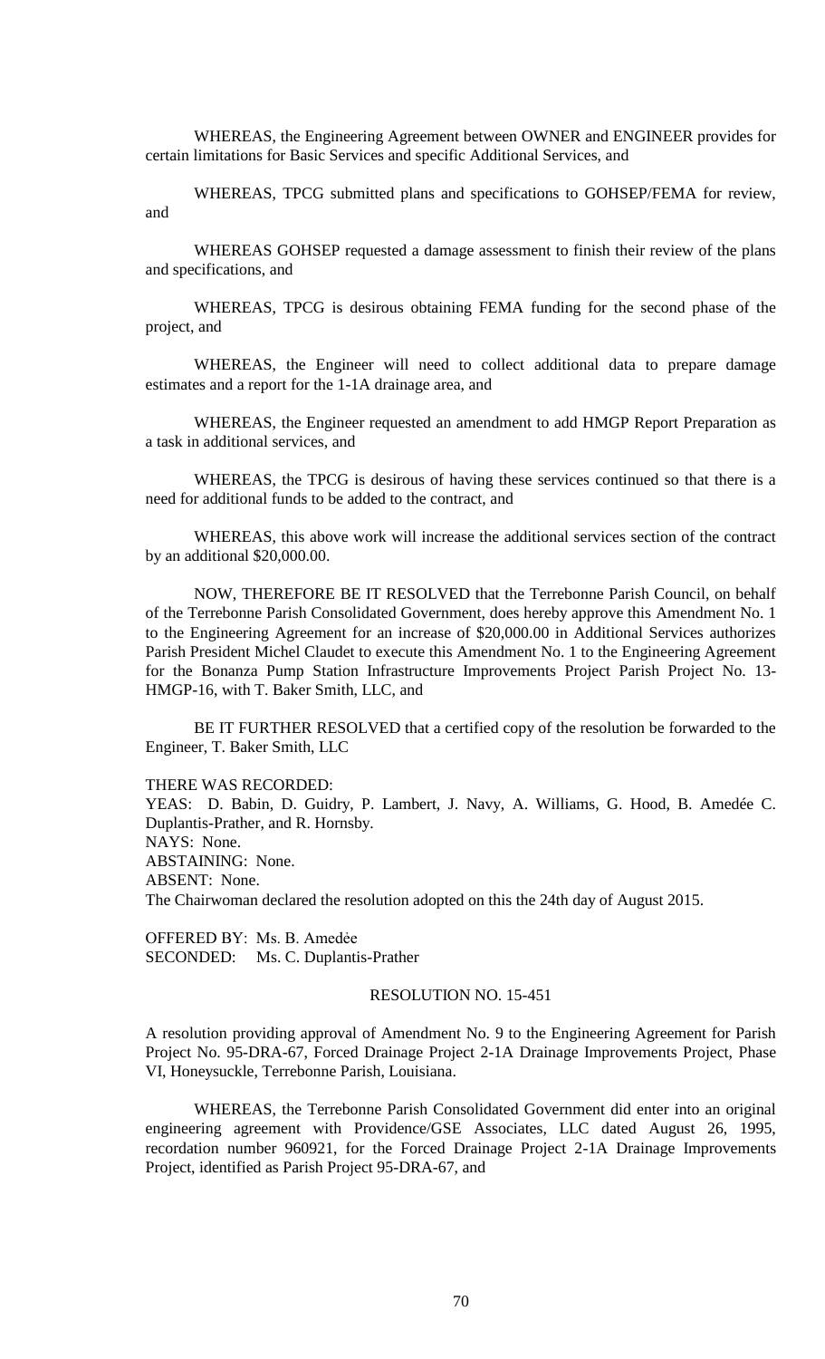WHEREAS, the Engineering Agreement between OWNER and ENGINEER provides for certain limitations for Basic Services and specific Additional Services, and

WHEREAS, TPCG submitted plans and specifications to GOHSEP/FEMA for review, and

WHEREAS GOHSEP requested a damage assessment to finish their review of the plans and specifications, and

WHEREAS, TPCG is desirous obtaining FEMA funding for the second phase of the project, and

WHEREAS, the Engineer will need to collect additional data to prepare damage estimates and a report for the 1-1A drainage area, and

WHEREAS, the Engineer requested an amendment to add HMGP Report Preparation as a task in additional services, and

WHEREAS, the TPCG is desirous of having these services continued so that there is a need for additional funds to be added to the contract, and

WHEREAS, this above work will increase the additional services section of the contract by an additional $20,000.00.

NOW, THEREFORE BE IT RESOLVED that the Terrebonne Parish Council, on behalf of the Terrebonne Parish Consolidated Government, does hereby approve this Amendment No. 1 to the Engineering Agreement for an increase of $20,000.00 in Additional Services authorizes Parish President Michel Claudet to execute this Amendment No. 1 to the Engineering Agreement for the Bonanza Pump Station Infrastructure Improvements Project Parish Project No. 13-HMGP-16, with T. Baker Smith, LLC, and

BE IT FURTHER RESOLVED that a certified copy of the resolution be forwarded to the Engineer, T. Baker Smith, LLC

THERE WAS RECORDED:
YEAS: D. Babin, D. Guidry, P. Lambert, J. Navy, A. Williams, G. Hood, B. Amedée C. Duplantis-Prather, and R. Hornsby.
NAYS: None.
ABSTAINING: None.
ABSENT: None.
The Chairwoman declared the resolution adopted on this the 24th day of August 2015.

OFFERED BY: Ms. B. Amedẻe
SECONDED: Ms. C. Duplantis-Prather

RESOLUTION NO. 15-451

A resolution providing approval of Amendment No. 9 to the Engineering Agreement for Parish Project No. 95-DRA-67, Forced Drainage Project 2-1A Drainage Improvements Project, Phase VI, Honeysuckle, Terrebonne Parish, Louisiana.

WHEREAS, the Terrebonne Parish Consolidated Government did enter into an original engineering agreement with Providence/GSE Associates, LLC dated August 26, 1995, recordation number 960921, for the Forced Drainage Project 2-1A Drainage Improvements Project, identified as Parish Project 95-DRA-67, and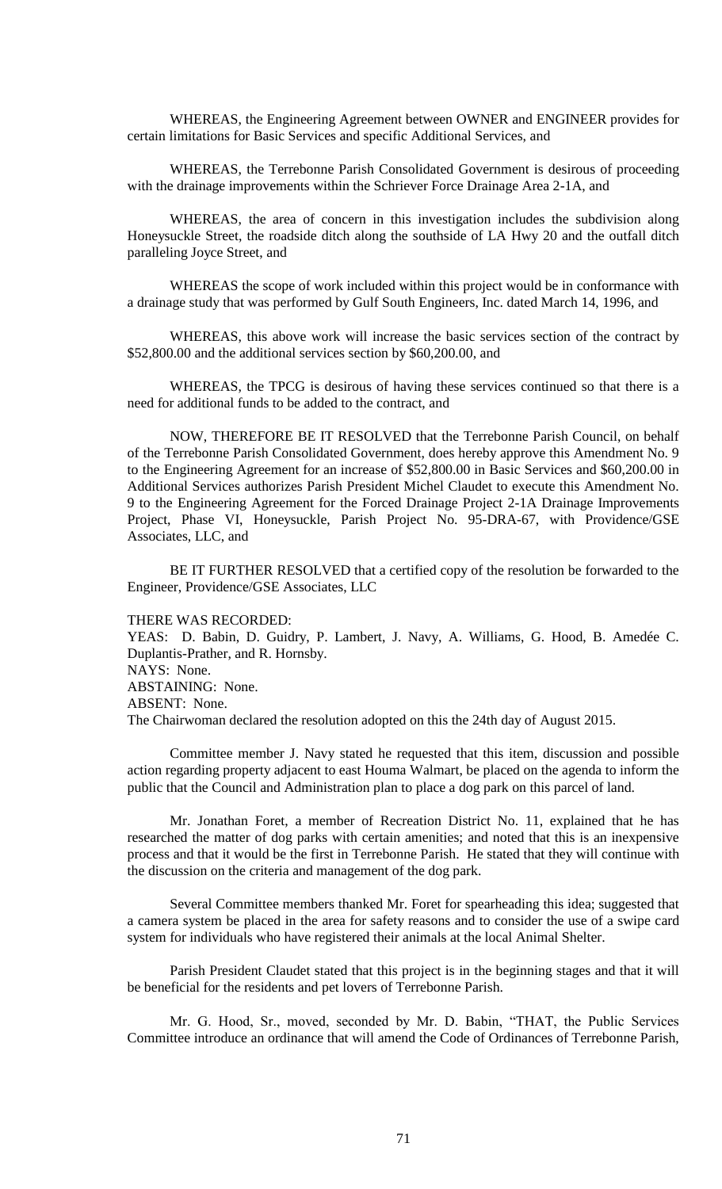WHEREAS, the Engineering Agreement between OWNER and ENGINEER provides for certain limitations for Basic Services and specific Additional Services, and

WHEREAS, the Terrebonne Parish Consolidated Government is desirous of proceeding with the drainage improvements within the Schriever Force Drainage Area 2-1A, and

WHEREAS, the area of concern in this investigation includes the subdivision along Honeysuckle Street, the roadside ditch along the southside of LA Hwy 20 and the outfall ditch paralleling Joyce Street, and

WHEREAS the scope of work included within this project would be in conformance with a drainage study that was performed by Gulf South Engineers, Inc. dated March 14, 1996, and

WHEREAS, this above work will increase the basic services section of the contract by $52,800.00 and the additional services section by $60,200.00, and

WHEREAS, the TPCG is desirous of having these services continued so that there is a need for additional funds to be added to the contract, and

NOW, THEREFORE BE IT RESOLVED that the Terrebonne Parish Council, on behalf of the Terrebonne Parish Consolidated Government, does hereby approve this Amendment No. 9 to the Engineering Agreement for an increase of $52,800.00 in Basic Services and $60,200.00 in Additional Services authorizes Parish President Michel Claudet to execute this Amendment No. 9 to the Engineering Agreement for the Forced Drainage Project 2-1A Drainage Improvements Project, Phase VI, Honeysuckle, Parish Project No. 95-DRA-67, with Providence/GSE Associates, LLC, and

BE IT FURTHER RESOLVED that a certified copy of the resolution be forwarded to the Engineer, Providence/GSE Associates, LLC

THERE WAS RECORDED:
YEAS: D. Babin, D. Guidry, P. Lambert, J. Navy, A. Williams, G. Hood, B. Amedée C. Duplantis-Prather, and R. Hornsby.
NAYS: None.
ABSTAINING: None.
ABSENT: None.
The Chairwoman declared the resolution adopted on this the 24th day of August 2015.

Committee member J. Navy stated he requested that this item, discussion and possible action regarding property adjacent to east Houma Walmart, be placed on the agenda to inform the public that the Council and Administration plan to place a dog park on this parcel of land.

Mr. Jonathan Foret, a member of Recreation District No. 11, explained that he has researched the matter of dog parks with certain amenities; and noted that this is an inexpensive process and that it would be the first in Terrebonne Parish. He stated that they will continue with the discussion on the criteria and management of the dog park.

Several Committee members thanked Mr. Foret for spearheading this idea; suggested that a camera system be placed in the area for safety reasons and to consider the use of a swipe card system for individuals who have registered their animals at the local Animal Shelter.

Parish President Claudet stated that this project is in the beginning stages and that it will be beneficial for the residents and pet lovers of Terrebonne Parish.

Mr. G. Hood, Sr., moved, seconded by Mr. D. Babin, "THAT, the Public Services Committee introduce an ordinance that will amend the Code of Ordinances of Terrebonne Parish,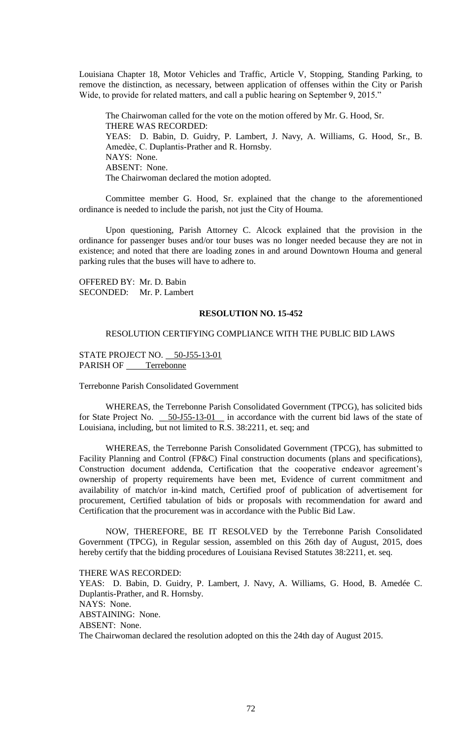Louisiana Chapter 18, Motor Vehicles and Traffic, Article V, Stopping, Standing Parking, to remove the distinction, as necessary, between application of offenses within the City or Parish Wide, to provide for related matters, and call a public hearing on September 9, 2015."

The Chairwoman called for the vote on the motion offered by Mr. G. Hood, Sr.
THERE WAS RECORDED:
YEAS: D. Babin, D. Guidry, P. Lambert, J. Navy, A. Williams, G. Hood, Sr., B. Amedèe, C. Duplantis-Prather and R. Hornsby.
NAYS: None.
ABSENT: None.
The Chairwoman declared the motion adopted.

Committee member G. Hood, Sr. explained that the change to the aforementioned ordinance is needed to include the parish, not just the City of Houma.

Upon questioning, Parish Attorney C. Alcock explained that the provision in the ordinance for passenger buses and/or tour buses was no longer needed because they are not in existence; and noted that there are loading zones in and around Downtown Houma and general parking rules that the buses will have to adhere to.

OFFERED BY: Mr. D. Babin
SECONDED: Mr. P. Lambert

**RESOLUTION NO. 15-452**

RESOLUTION CERTIFYING COMPLIANCE WITH THE PUBLIC BID LAWS

STATE PROJECT NO. 50-J55-13-01
PARISH OF Terrebonne

Terrebonne Parish Consolidated Government

WHEREAS, the Terrebonne Parish Consolidated Government (TPCG), has solicited bids for State Project No. 50-J55-13-01 in accordance with the current bid laws of the state of Louisiana, including, but not limited to R.S. 38:2211, et. seq; and

WHEREAS, the Terrebonne Parish Consolidated Government (TPCG), has submitted to Facility Planning and Control (FP&C) Final construction documents (plans and specifications), Construction document addenda, Certification that the cooperative endeavor agreement's ownership of property requirements have been met, Evidence of current commitment and availability of match/or in-kind match, Certified proof of publication of advertisement for procurement, Certified tabulation of bids or proposals with recommendation for award and Certification that the procurement was in accordance with the Public Bid Law.

NOW, THEREFORE, BE IT RESOLVED by the Terrebonne Parish Consolidated Government (TPCG), in Regular session, assembled on this 26th day of August, 2015, does hereby certify that the bidding procedures of Louisiana Revised Statutes 38:2211, et. seq.

THERE WAS RECORDED:
YEAS: D. Babin, D. Guidry, P. Lambert, J. Navy, A. Williams, G. Hood, B. Amedée C. Duplantis-Prather, and R. Hornsby.
NAYS: None.
ABSTAINING: None.
ABSENT: None.
The Chairwoman declared the resolution adopted on this the 24th day of August 2015.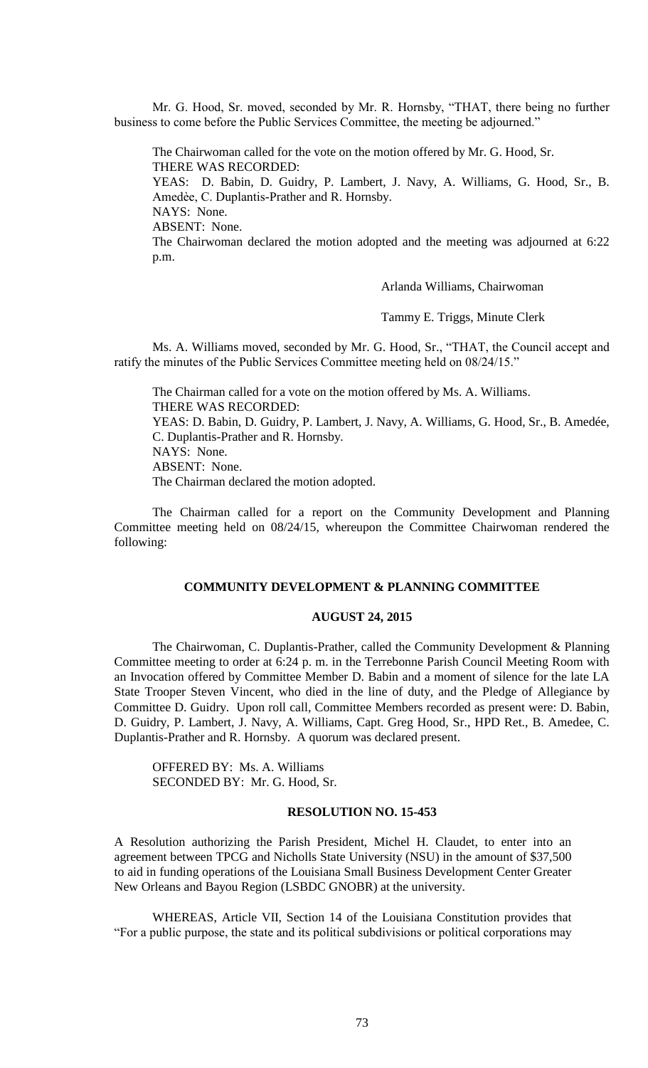Mr. G. Hood, Sr. moved, seconded by Mr. R. Hornsby, "THAT, there being no further business to come before the Public Services Committee, the meeting be adjourned."

The Chairwoman called for the vote on the motion offered by Mr. G. Hood, Sr.
THERE WAS RECORDED:
YEAS: D. Babin, D. Guidry, P. Lambert, J. Navy, A. Williams, G. Hood, Sr., B. Amedèe, C. Duplantis-Prather and R. Hornsby.
NAYS: None.
ABSENT: None.
The Chairwoman declared the motion adopted and the meeting was adjourned at 6:22 p.m.

Arlanda Williams, Chairwoman

Tammy E. Triggs, Minute Clerk

Ms. A. Williams moved, seconded by Mr. G. Hood, Sr., "THAT, the Council accept and ratify the minutes of the Public Services Committee meeting held on 08/24/15."

The Chairman called for a vote on the motion offered by Ms. A. Williams.
THERE WAS RECORDED:
YEAS: D. Babin, D. Guidry, P. Lambert, J. Navy, A. Williams, G. Hood, Sr., B. Amedée, C. Duplantis-Prather and R. Hornsby.
NAYS: None.
ABSENT: None.
The Chairman declared the motion adopted.

The Chairman called for a report on the Community Development and Planning Committee meeting held on 08/24/15, whereupon the Committee Chairwoman rendered the following:

## COMMUNITY DEVELOPMENT & PLANNING COMMITTEE

## AUGUST 24, 2015

The Chairwoman, C. Duplantis-Prather, called the Community Development & Planning Committee meeting to order at 6:24 p. m. in the Terrebonne Parish Council Meeting Room with an Invocation offered by Committee Member D. Babin and a moment of silence for the late LA State Trooper Steven Vincent, who died in the line of duty, and the Pledge of Allegiance by Committee D. Guidry. Upon roll call, Committee Members recorded as present were: D. Babin, D. Guidry, P. Lambert, J. Navy, A. Williams, Capt. Greg Hood, Sr., HPD Ret., B. Amedee, C. Duplantis-Prather and R. Hornsby. A quorum was declared present.

OFFERED BY: Ms. A. Williams
SECONDED BY: Mr. G. Hood, Sr.

## RESOLUTION NO. 15-453

A Resolution authorizing the Parish President, Michel H. Claudet, to enter into an agreement between TPCG and Nicholls State University (NSU) in the amount of $37,500 to aid in funding operations of the Louisiana Small Business Development Center Greater New Orleans and Bayou Region (LSBDC GNOBR) at the university.

WHEREAS, Article VII, Section 14 of the Louisiana Constitution provides that "For a public purpose, the state and its political subdivisions or political corporations may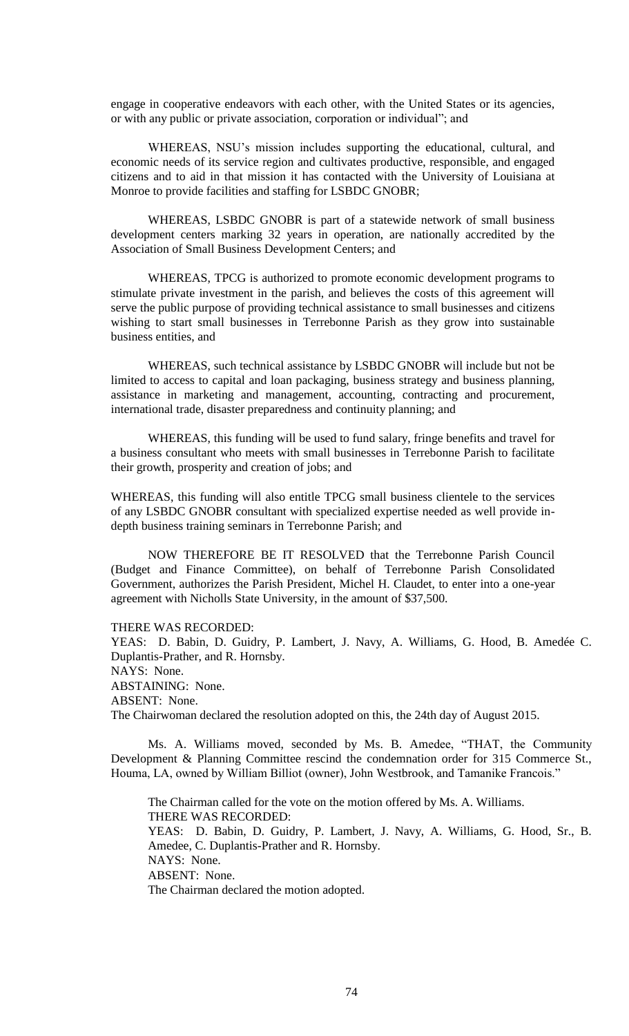engage in cooperative endeavors with each other, with the United States or its agencies, or with any public or private association, corporation or individual"; and

WHEREAS, NSU's mission includes supporting the educational, cultural, and economic needs of its service region and cultivates productive, responsible, and engaged citizens and to aid in that mission it has contacted with the University of Louisiana at Monroe to provide facilities and staffing for LSBDC GNOBR;

WHEREAS, LSBDC GNOBR is part of a statewide network of small business development centers marking 32 years in operation, are nationally accredited by the Association of Small Business Development Centers; and

WHEREAS, TPCG is authorized to promote economic development programs to stimulate private investment in the parish, and believes the costs of this agreement will serve the public purpose of providing technical assistance to small businesses and citizens wishing to start small businesses in Terrebonne Parish as they grow into sustainable business entities, and

WHEREAS, such technical assistance by LSBDC GNOBR will include but not be limited to access to capital and loan packaging, business strategy and business planning, assistance in marketing and management, accounting, contracting and procurement, international trade, disaster preparedness and continuity planning; and

WHEREAS, this funding will be used to fund salary, fringe benefits and travel for a business consultant who meets with small businesses in Terrebonne Parish to facilitate their growth, prosperity and creation of jobs; and

WHEREAS, this funding will also entitle TPCG small business clientele to the services of any LSBDC GNOBR consultant with specialized expertise needed as well provide in-depth business training seminars in Terrebonne Parish; and

NOW THEREFORE BE IT RESOLVED that the Terrebonne Parish Council (Budget and Finance Committee), on behalf of Terrebonne Parish Consolidated Government, authorizes the Parish President, Michel H. Claudet, to enter into a one-year agreement with Nicholls State University, in the amount of $37,500.

THERE WAS RECORDED:
YEAS: D. Babin, D. Guidry, P. Lambert, J. Navy, A. Williams, G. Hood, B. Amedée C. Duplantis-Prather, and R. Hornsby.
NAYS: None.
ABSTAINING: None.
ABSENT: None.
The Chairwoman declared the resolution adopted on this, the 24th day of August 2015.

Ms. A. Williams moved, seconded by Ms. B. Amedee, "THAT, the Community Development & Planning Committee rescind the condemnation order for 315 Commerce St., Houma, LA, owned by William Billiot (owner), John Westbrook, and Tamanike Francois."

The Chairman called for the vote on the motion offered by Ms. A. Williams.
THERE WAS RECORDED:
YEAS: D. Babin, D. Guidry, P. Lambert, J. Navy, A. Williams, G. Hood, Sr., B. Amedee, C. Duplantis-Prather and R. Hornsby.
NAYS: None.
ABSENT: None.
The Chairman declared the motion adopted.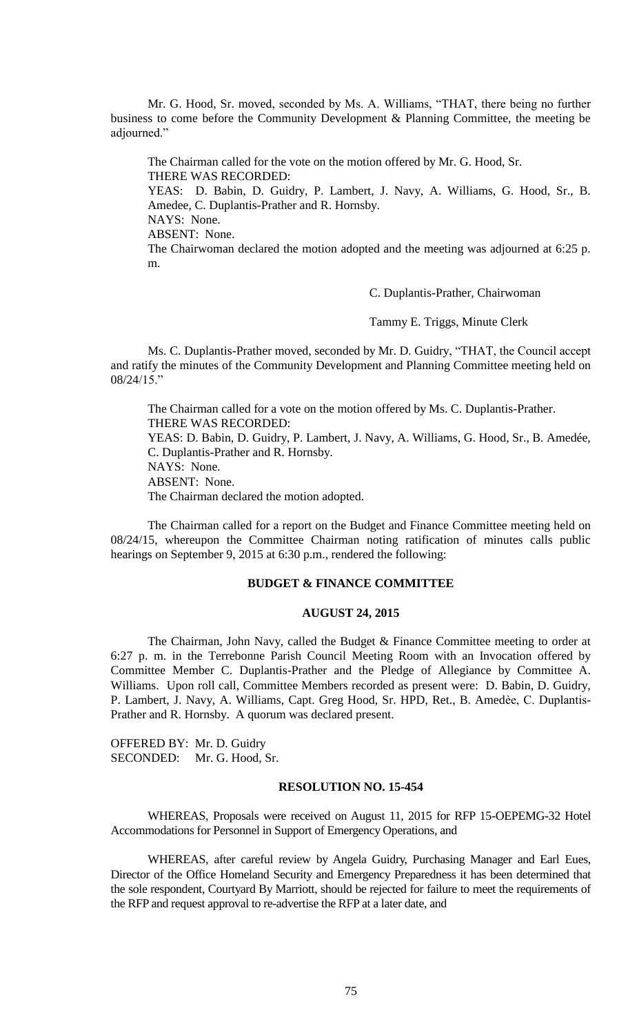Mr. G. Hood, Sr. moved, seconded by Ms. A. Williams, "THAT, there being no further business to come before the Community Development & Planning Committee, the meeting be adjourned."

The Chairman called for the vote on the motion offered by Mr. G. Hood, Sr.
THERE WAS RECORDED:
YEAS: D. Babin, D. Guidry, P. Lambert, J. Navy, A. Williams, G. Hood, Sr., B. Amedee, C. Duplantis-Prather and R. Hornsby.
NAYS: None.
ABSENT: None.
The Chairwoman declared the motion adopted and the meeting was adjourned at 6:25 p. m.

C. Duplantis-Prather, Chairwoman

Tammy E. Triggs, Minute Clerk

Ms. C. Duplantis-Prather moved, seconded by Mr. D. Guidry, "THAT, the Council accept and ratify the minutes of the Community Development and Planning Committee meeting held on 08/24/15."

The Chairman called for a vote on the motion offered by Ms. C. Duplantis-Prather.
THERE WAS RECORDED:
YEAS: D. Babin, D. Guidry, P. Lambert, J. Navy, A. Williams, G. Hood, Sr., B. Amedée, C. Duplantis-Prather and R. Hornsby.
NAYS: None.
ABSENT: None.
The Chairman declared the motion adopted.

The Chairman called for a report on the Budget and Finance Committee meeting held on 08/24/15, whereupon the Committee Chairman noting ratification of minutes calls public hearings on September 9, 2015 at 6:30 p.m., rendered the following:

**BUDGET & FINANCE COMMITTEE**

**AUGUST 24, 2015**

The Chairman, John Navy, called the Budget & Finance Committee meeting to order at 6:27 p. m. in the Terrebonne Parish Council Meeting Room with an Invocation offered by Committee Member C. Duplantis-Prather and the Pledge of Allegiance by Committee A. Williams. Upon roll call, Committee Members recorded as present were: D. Babin, D. Guidry, P. Lambert, J. Navy, A. Williams, Capt. Greg Hood, Sr. HPD, Ret., B. Amedèe, C. Duplantis-Prather and R. Hornsby. A quorum was declared present.

OFFERED BY: Mr. D. Guidry
SECONDED: Mr. G. Hood, Sr.

**RESOLUTION NO. 15-454**

WHEREAS, Proposals were received on August 11, 2015 for RFP 15-OEPEMG-32 Hotel Accommodations for Personnel in Support of Emergency Operations, and

WHEREAS, after careful review by Angela Guidry, Purchasing Manager and Earl Eues, Director of the Office Homeland Security and Emergency Preparedness it has been determined that the sole respondent, Courtyard By Marriott, should be rejected for failure to meet the requirements of the RFP and request approval to re-advertise the RFP at a later date, and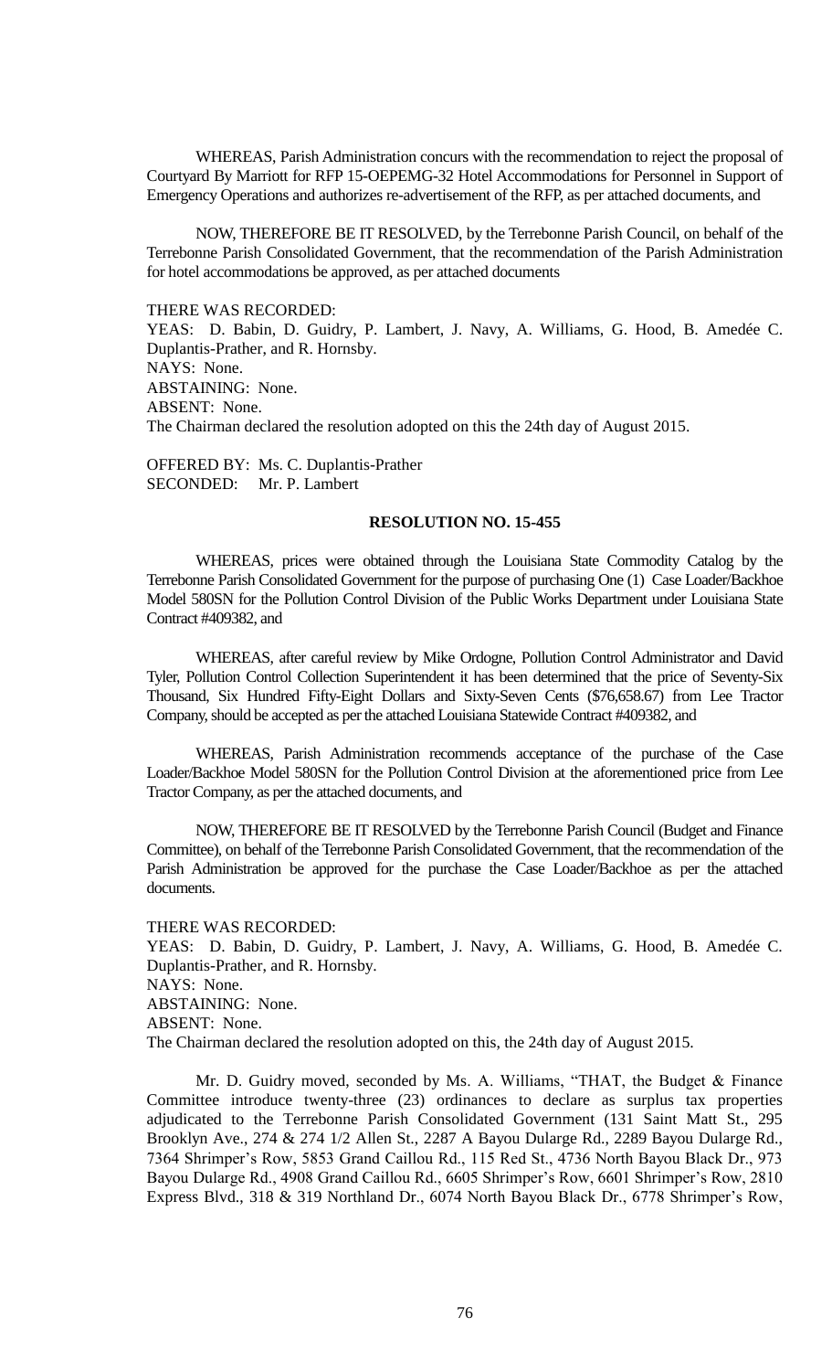WHEREAS, Parish Administration concurs with the recommendation to reject the proposal of Courtyard By Marriott for RFP 15-OEPEMG-32 Hotel Accommodations for Personnel in Support of Emergency Operations and authorizes re-advertisement of the RFP, as per attached documents, and

NOW, THEREFORE BE IT RESOLVED, by the Terrebonne Parish Council, on behalf of the Terrebonne Parish Consolidated Government, that the recommendation of the Parish Administration for hotel accommodations be approved, as per attached documents

THERE WAS RECORDED:
YEAS: D. Babin, D. Guidry, P. Lambert, J. Navy, A. Williams, G. Hood, B. Amedée C. Duplantis-Prather, and R. Hornsby.
NAYS: None.
ABSTAINING: None.
ABSENT: None.
The Chairman declared the resolution adopted on this the 24th day of August 2015.

OFFERED BY: Ms. C. Duplantis-Prather
SECONDED: Mr. P. Lambert

**RESOLUTION NO. 15-455**

WHEREAS, prices were obtained through the Louisiana State Commodity Catalog by the Terrebonne Parish Consolidated Government for the purpose of purchasing One (1) Case Loader/Backhoe Model 580SN for the Pollution Control Division of the Public Works Department under Louisiana State Contract #409382, and

WHEREAS, after careful review by Mike Ordogne, Pollution Control Administrator and David Tyler, Pollution Control Collection Superintendent it has been determined that the price of Seventy-Six Thousand, Six Hundred Fifty-Eight Dollars and Sixty-Seven Cents ($76,658.67) from Lee Tractor Company, should be accepted as per the attached Louisiana Statewide Contract #409382, and

WHEREAS, Parish Administration recommends acceptance of the purchase of the Case Loader/Backhoe Model 580SN for the Pollution Control Division at the aforementioned price from Lee Tractor Company, as per the attached documents, and

NOW, THEREFORE BE IT RESOLVED by the Terrebonne Parish Council (Budget and Finance Committee), on behalf of the Terrebonne Parish Consolidated Government, that the recommendation of the Parish Administration be approved for the purchase the Case Loader/Backhoe as per the attached documents.

THERE WAS RECORDED:
YEAS: D. Babin, D. Guidry, P. Lambert, J. Navy, A. Williams, G. Hood, B. Amedée C. Duplantis-Prather, and R. Hornsby.
NAYS: None.
ABSTAINING: None.
ABSENT: None.
The Chairman declared the resolution adopted on this, the 24th day of August 2015.

Mr. D. Guidry moved, seconded by Ms. A. Williams, "THAT, the Budget & Finance Committee introduce twenty-three (23) ordinances to declare as surplus tax properties adjudicated to the Terrebonne Parish Consolidated Government (131 Saint Matt St., 295 Brooklyn Ave., 274 & 274 1/2 Allen St., 2287 A Bayou Dularge Rd., 2289 Bayou Dularge Rd., 7364 Shrimper's Row, 5853 Grand Caillou Rd., 115 Red St., 4736 North Bayou Black Dr., 973 Bayou Dularge Rd., 4908 Grand Caillou Rd., 6605 Shrimper's Row, 6601 Shrimper's Row, 2810 Express Blvd., 318 & 319 Northland Dr., 6074 North Bayou Black Dr., 6778 Shrimper's Row,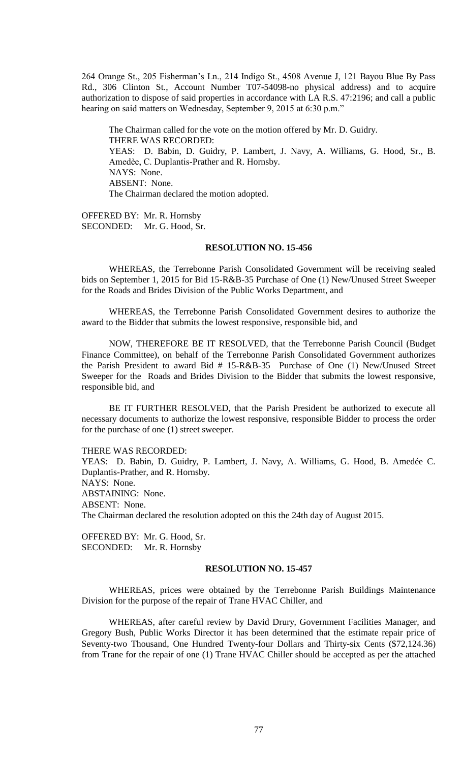264 Orange St., 205 Fisherman's Ln., 214 Indigo St., 4508 Avenue J, 121 Bayou Blue By Pass Rd., 306 Clinton St., Account Number T07-54098-no physical address) and to acquire authorization to dispose of said properties in accordance with LA R.S. 47:2196; and call a public hearing on said matters on Wednesday, September 9, 2015 at 6:30 p.m."

The Chairman called for the vote on the motion offered by Mr. D. Guidry.
THERE WAS RECORDED:
YEAS: D. Babin, D. Guidry, P. Lambert, J. Navy, A. Williams, G. Hood, Sr., B. Amedèe, C. Duplantis-Prather and R. Hornsby.
NAYS: None.
ABSENT: None.
The Chairman declared the motion adopted.

OFFERED BY: Mr. R. Hornsby
SECONDED: Mr. G. Hood, Sr.

**RESOLUTION NO. 15-456**

WHEREAS, the Terrebonne Parish Consolidated Government will be receiving sealed bids on September 1, 2015 for Bid 15-R&B-35 Purchase of One (1) New/Unused Street Sweeper for the Roads and Brides Division of the Public Works Department, and

WHEREAS, the Terrebonne Parish Consolidated Government desires to authorize the award to the Bidder that submits the lowest responsive, responsible bid, and

NOW, THEREFORE BE IT RESOLVED, that the Terrebonne Parish Council (Budget Finance Committee), on behalf of the Terrebonne Parish Consolidated Government authorizes the Parish President to award Bid # 15-R&B-35 Purchase of One (1) New/Unused Street Sweeper for the Roads and Brides Division to the Bidder that submits the lowest responsive, responsible bid, and

BE IT FURTHER RESOLVED, that the Parish President be authorized to execute all necessary documents to authorize the lowest responsive, responsible Bidder to process the order for the purchase of one (1) street sweeper.

THERE WAS RECORDED:
YEAS: D. Babin, D. Guidry, P. Lambert, J. Navy, A. Williams, G. Hood, B. Amedée C. Duplantis-Prather, and R. Hornsby.
NAYS: None.
ABSTAINING: None.
ABSENT: None.
The Chairman declared the resolution adopted on this the 24th day of August 2015.

OFFERED BY: Mr. G. Hood, Sr.
SECONDED: Mr. R. Hornsby

**RESOLUTION NO. 15-457**

WHEREAS, prices were obtained by the Terrebonne Parish Buildings Maintenance Division for the purpose of the repair of Trane HVAC Chiller, and

WHEREAS, after careful review by David Drury, Government Facilities Manager, and Gregory Bush, Public Works Director it has been determined that the estimate repair price of Seventy-two Thousand, One Hundred Twenty-four Dollars and Thirty-six Cents ($72,124.36) from Trane for the repair of one (1) Trane HVAC Chiller should be accepted as per the attached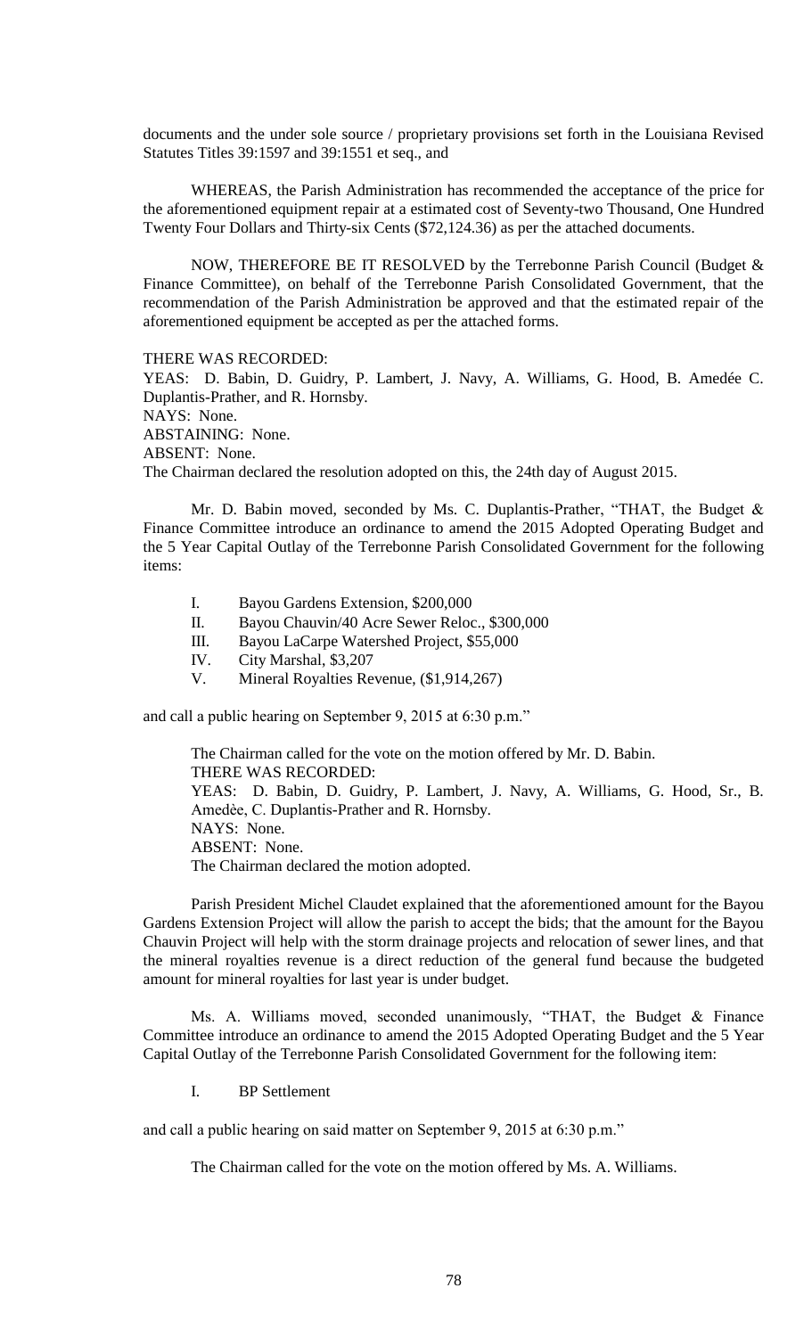documents and the under sole source / proprietary provisions set forth in the Louisiana Revised Statutes Titles 39:1597 and 39:1551 et seq., and

WHEREAS, the Parish Administration has recommended the acceptance of the price for the aforementioned equipment repair at a estimated cost of Seventy-two Thousand, One Hundred Twenty Four Dollars and Thirty-six Cents ($72,124.36) as per the attached documents.

NOW, THEREFORE BE IT RESOLVED by the Terrebonne Parish Council (Budget & Finance Committee), on behalf of the Terrebonne Parish Consolidated Government, that the recommendation of the Parish Administration be approved and that the estimated repair of the aforementioned equipment be accepted as per the attached forms.

THERE WAS RECORDED:
YEAS: D. Babin, D. Guidry, P. Lambert, J. Navy, A. Williams, G. Hood, B. Amedée C. Duplantis-Prather, and R. Hornsby.
NAYS: None.
ABSTAINING: None.
ABSENT: None.
The Chairman declared the resolution adopted on this, the 24th day of August 2015.

Mr. D. Babin moved, seconded by Ms. C. Duplantis-Prather, "THAT, the Budget & Finance Committee introduce an ordinance to amend the 2015 Adopted Operating Budget and the 5 Year Capital Outlay of the Terrebonne Parish Consolidated Government for the following items:

I. Bayou Gardens Extension, $200,000
II. Bayou Chauvin/40 Acre Sewer Reloc., $300,000
III. Bayou LaCarpe Watershed Project, $55,000
IV. City Marshal, $3,207
V. Mineral Royalties Revenue, ($1,914,267)

and call a public hearing on September 9, 2015 at 6:30 p.m."

The Chairman called for the vote on the motion offered by Mr. D. Babin.
THERE WAS RECORDED:
YEAS: D. Babin, D. Guidry, P. Lambert, J. Navy, A. Williams, G. Hood, Sr., B. Amedèe, C. Duplantis-Prather and R. Hornsby.
NAYS: None.
ABSENT: None.
The Chairman declared the motion adopted.

Parish President Michel Claudet explained that the aforementioned amount for the Bayou Gardens Extension Project will allow the parish to accept the bids; that the amount for the Bayou Chauvin Project will help with the storm drainage projects and relocation of sewer lines, and that the mineral royalties revenue is a direct reduction of the general fund because the budgeted amount for mineral royalties for last year is under budget.

Ms. A. Williams moved, seconded unanimously, "THAT, the Budget & Finance Committee introduce an ordinance to amend the 2015 Adopted Operating Budget and the 5 Year Capital Outlay of the Terrebonne Parish Consolidated Government for the following item:

I. BP Settlement

and call a public hearing on said matter on September 9, 2015 at 6:30 p.m."

The Chairman called for the vote on the motion offered by Ms. A. Williams.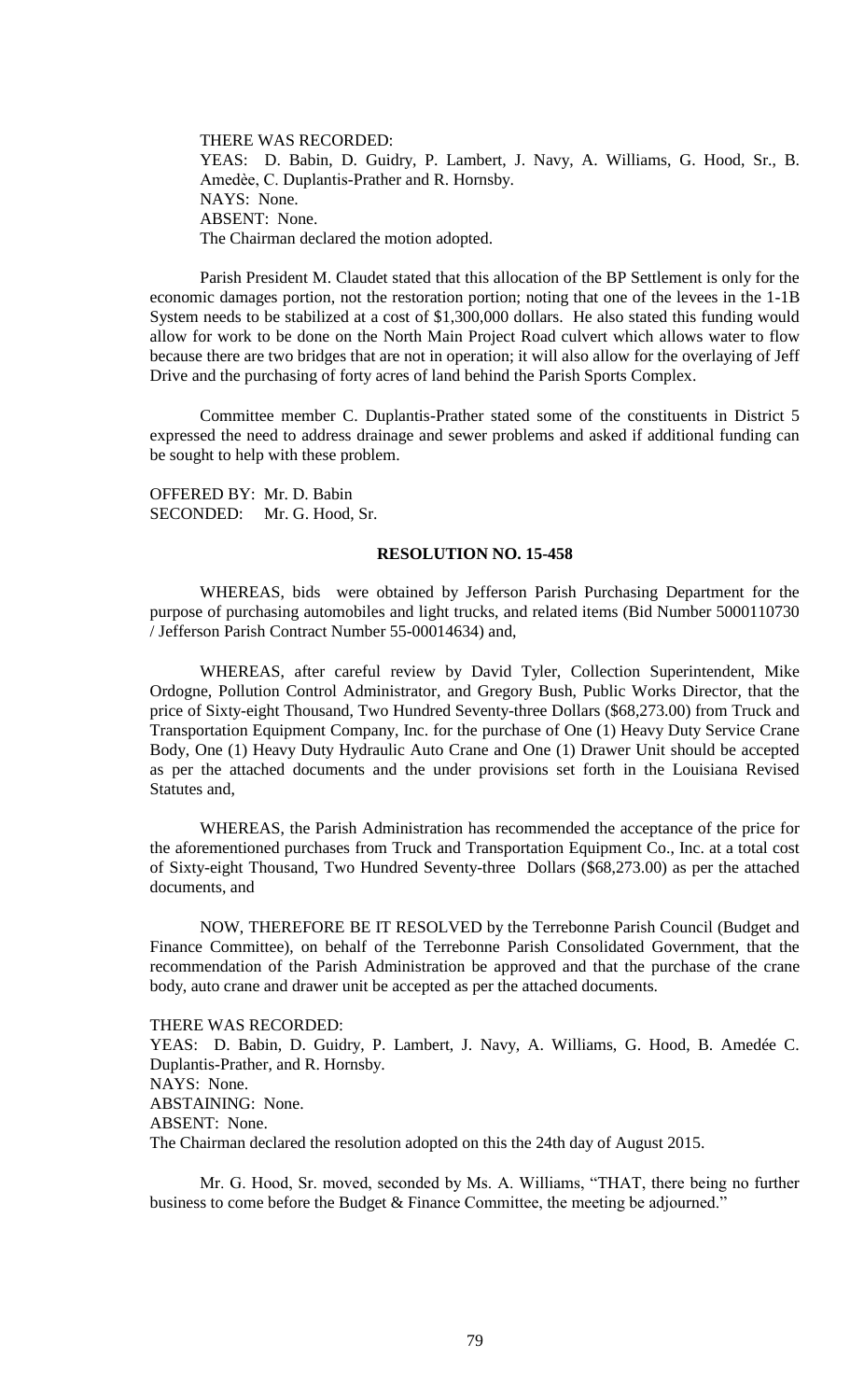THERE WAS RECORDED:
YEAS: D. Babin, D. Guidry, P. Lambert, J. Navy, A. Williams, G. Hood, Sr., B. Amedèe, C. Duplantis-Prather and R. Hornsby.
NAYS: None.
ABSENT: None.
The Chairman declared the motion adopted.

Parish President M. Claudet stated that this allocation of the BP Settlement is only for the economic damages portion, not the restoration portion; noting that one of the levees in the 1-1B System needs to be stabilized at a cost of $1,300,000 dollars. He also stated this funding would allow for work to be done on the North Main Project Road culvert which allows water to flow because there are two bridges that are not in operation; it will also allow for the overlaying of Jeff Drive and the purchasing of forty acres of land behind the Parish Sports Complex.

Committee member C. Duplantis-Prather stated some of the constituents in District 5 expressed the need to address drainage and sewer problems and asked if additional funding can be sought to help with these problem.

OFFERED BY: Mr. D. Babin
SECONDED: Mr. G. Hood, Sr.

**RESOLUTION NO. 15-458**

WHEREAS, bids were obtained by Jefferson Parish Purchasing Department for the purpose of purchasing automobiles and light trucks, and related items (Bid Number 5000110730 / Jefferson Parish Contract Number 55-00014634) and,

WHEREAS, after careful review by David Tyler, Collection Superintendent, Mike Ordogne, Pollution Control Administrator, and Gregory Bush, Public Works Director, that the price of Sixty-eight Thousand, Two Hundred Seventy-three Dollars ($68,273.00) from Truck and Transportation Equipment Company, Inc. for the purchase of One (1) Heavy Duty Service Crane Body, One (1) Heavy Duty Hydraulic Auto Crane and One (1) Drawer Unit should be accepted as per the attached documents and the under provisions set forth in the Louisiana Revised Statutes and,

WHEREAS, the Parish Administration has recommended the acceptance of the price for the aforementioned purchases from Truck and Transportation Equipment Co., Inc. at a total cost of Sixty-eight Thousand, Two Hundred Seventy-three Dollars ($68,273.00) as per the attached documents, and

NOW, THEREFORE BE IT RESOLVED by the Terrebonne Parish Council (Budget and Finance Committee), on behalf of the Terrebonne Parish Consolidated Government, that the recommendation of the Parish Administration be approved and that the purchase of the crane body, auto crane and drawer unit be accepted as per the attached documents.

THERE WAS RECORDED:
YEAS: D. Babin, D. Guidry, P. Lambert, J. Navy, A. Williams, G. Hood, B. Amedée C. Duplantis-Prather, and R. Hornsby.
NAYS: None.
ABSTAINING: None.
ABSENT: None.
The Chairman declared the resolution adopted on this the 24th day of August 2015.

Mr. G. Hood, Sr. moved, seconded by Ms. A. Williams, "THAT, there being no further business to come before the Budget & Finance Committee, the meeting be adjourned."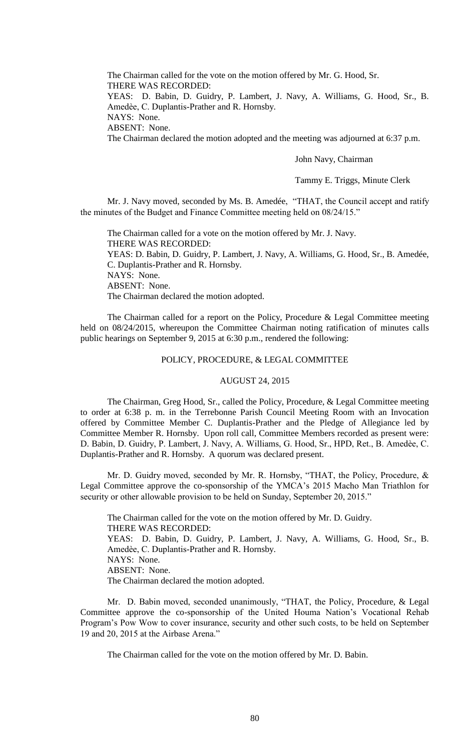The Chairman called for the vote on the motion offered by Mr. G. Hood, Sr.
THERE WAS RECORDED:
YEAS: D. Babin, D. Guidry, P. Lambert, J. Navy, A. Williams, G. Hood, Sr., B. Amedèe, C. Duplantis-Prather and R. Hornsby.
NAYS: None.
ABSENT: None.
The Chairman declared the motion adopted and the meeting was adjourned at 6:37 p.m.

John Navy, Chairman

Tammy E. Triggs, Minute Clerk

Mr. J. Navy moved, seconded by Ms. B. Amedée, "THAT, the Council accept and ratify the minutes of the Budget and Finance Committee meeting held on 08/24/15."

The Chairman called for a vote on the motion offered by Mr. J. Navy.
THERE WAS RECORDED:
YEAS: D. Babin, D. Guidry, P. Lambert, J. Navy, A. Williams, G. Hood, Sr., B. Amedée, C. Duplantis-Prather and R. Hornsby.
NAYS: None.
ABSENT: None.
The Chairman declared the motion adopted.

The Chairman called for a report on the Policy, Procedure & Legal Committee meeting held on 08/24/2015, whereupon the Committee Chairman noting ratification of minutes calls public hearings on September 9, 2015 at 6:30 p.m., rendered the following:

POLICY, PROCEDURE, & LEGAL COMMITTEE

AUGUST 24, 2015

The Chairman, Greg Hood, Sr., called the Policy, Procedure, & Legal Committee meeting to order at 6:38 p. m. in the Terrebonne Parish Council Meeting Room with an Invocation offered by Committee Member C. Duplantis-Prather and the Pledge of Allegiance led by Committee Member R. Hornsby. Upon roll call, Committee Members recorded as present were: D. Babin, D. Guidry, P. Lambert, J. Navy, A. Williams, G. Hood, Sr., HPD, Ret., B. Amedèe, C. Duplantis-Prather and R. Hornsby. A quorum was declared present.

Mr. D. Guidry moved, seconded by Mr. R. Hornsby, "THAT, the Policy, Procedure, & Legal Committee approve the co-sponsorship of the YMCA's 2015 Macho Man Triathlon for security or other allowable provision to be held on Sunday, September 20, 2015."

The Chairman called for the vote on the motion offered by Mr. D. Guidry.
THERE WAS RECORDED:
YEAS: D. Babin, D. Guidry, P. Lambert, J. Navy, A. Williams, G. Hood, Sr., B. Amedèe, C. Duplantis-Prather and R. Hornsby.
NAYS: None.
ABSENT: None.
The Chairman declared the motion adopted.

Mr. D. Babin moved, seconded unanimously, "THAT, the Policy, Procedure, & Legal Committee approve the co-sponsorship of the United Houma Nation's Vocational Rehab Program's Pow Wow to cover insurance, security and other such costs, to be held on September 19 and 20, 2015 at the Airbase Arena."

The Chairman called for the vote on the motion offered by Mr. D. Babin.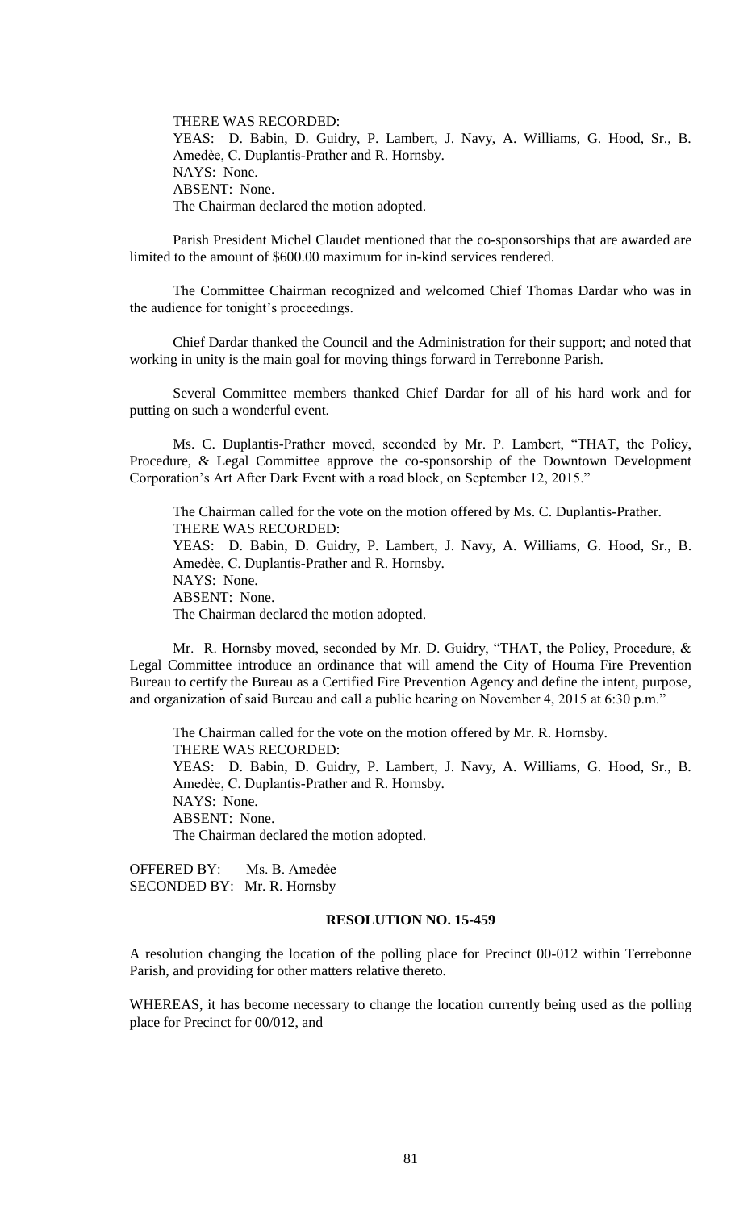THERE WAS RECORDED:
YEAS: D. Babin, D. Guidry, P. Lambert, J. Navy, A. Williams, G. Hood, Sr., B. Amedèe, C. Duplantis-Prather and R. Hornsby.
NAYS: None.
ABSENT: None.
The Chairman declared the motion adopted.

Parish President Michel Claudet mentioned that the co-sponsorships that are awarded are limited to the amount of $600.00 maximum for in-kind services rendered.

The Committee Chairman recognized and welcomed Chief Thomas Dardar who was in the audience for tonight's proceedings.

Chief Dardar thanked the Council and the Administration for their support; and noted that working in unity is the main goal for moving things forward in Terrebonne Parish.

Several Committee members thanked Chief Dardar for all of his hard work and for putting on such a wonderful event.

Ms. C. Duplantis-Prather moved, seconded by Mr. P. Lambert, "THAT, the Policy, Procedure, & Legal Committee approve the co-sponsorship of the Downtown Development Corporation's Art After Dark Event with a road block, on September 12, 2015."

The Chairman called for the vote on the motion offered by Ms. C. Duplantis-Prather.
THERE WAS RECORDED:
YEAS: D. Babin, D. Guidry, P. Lambert, J. Navy, A. Williams, G. Hood, Sr., B. Amedèe, C. Duplantis-Prather and R. Hornsby.
NAYS: None.
ABSENT: None.
The Chairman declared the motion adopted.

Mr. R. Hornsby moved, seconded by Mr. D. Guidry, "THAT, the Policy, Procedure, & Legal Committee introduce an ordinance that will amend the City of Houma Fire Prevention Bureau to certify the Bureau as a Certified Fire Prevention Agency and define the intent, purpose, and organization of said Bureau and call a public hearing on November 4, 2015 at 6:30 p.m."

The Chairman called for the vote on the motion offered by Mr. R. Hornsby.
THERE WAS RECORDED:
YEAS: D. Babin, D. Guidry, P. Lambert, J. Navy, A. Williams, G. Hood, Sr., B. Amedèe, C. Duplantis-Prather and R. Hornsby.
NAYS: None.
ABSENT: None.
The Chairman declared the motion adopted.

OFFERED BY: Ms. B. Amedèe
SECONDED BY: Mr. R. Hornsby

**RESOLUTION NO. 15-459**

A resolution changing the location of the polling place for Precinct 00-012 within Terrebonne Parish, and providing for other matters relative thereto.

WHEREAS, it has become necessary to change the location currently being used as the polling place for Precinct for 00/012, and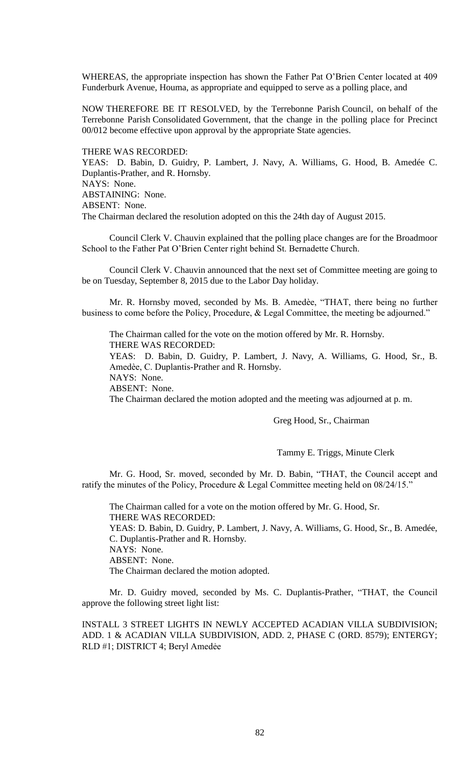WHEREAS, the appropriate inspection has shown the Father Pat O'Brien Center located at 409 Funderburk Avenue, Houma, as appropriate and equipped to serve as a polling place, and

NOW THEREFORE BE IT RESOLVED, by the Terrebonne Parish Council, on behalf of the Terrebonne Parish Consolidated Government, that the change in the polling place for Precinct 00/012 become effective upon approval by the appropriate State agencies.

THERE WAS RECORDED:
YEAS: D. Babin, D. Guidry, P. Lambert, J. Navy, A. Williams, G. Hood, B. Amedée C. Duplantis-Prather, and R. Hornsby.
NAYS: None.
ABSTAINING: None.
ABSENT: None.
The Chairman declared the resolution adopted on this the 24th day of August 2015.

Council Clerk V. Chauvin explained that the polling place changes are for the Broadmoor School to the Father Pat O'Brien Center right behind St. Bernadette Church.

Council Clerk V. Chauvin announced that the next set of Committee meeting are going to be on Tuesday, September 8, 2015 due to the Labor Day holiday.

Mr. R. Hornsby moved, seconded by Ms. B. Amedèe, "THAT, there being no further business to come before the Policy, Procedure, & Legal Committee, the meeting be adjourned."

The Chairman called for the vote on the motion offered by Mr. R. Hornsby.
THERE WAS RECORDED:
YEAS: D. Babin, D. Guidry, P. Lambert, J. Navy, A. Williams, G. Hood, Sr., B. Amedèe, C. Duplantis-Prather and R. Hornsby.
NAYS: None.
ABSENT: None.
The Chairman declared the motion adopted and the meeting was adjourned at p. m.

Greg Hood, Sr., Chairman

Tammy E. Triggs, Minute Clerk

Mr. G. Hood, Sr. moved, seconded by Mr. D. Babin, "THAT, the Council accept and ratify the minutes of the Policy, Procedure & Legal Committee meeting held on 08/24/15."

The Chairman called for a vote on the motion offered by Mr. G. Hood, Sr.
THERE WAS RECORDED:
YEAS: D. Babin, D. Guidry, P. Lambert, J. Navy, A. Williams, G. Hood, Sr., B. Amedée, C. Duplantis-Prather and R. Hornsby.
NAYS: None.
ABSENT: None.
The Chairman declared the motion adopted.

Mr. D. Guidry moved, seconded by Ms. C. Duplantis-Prather, "THAT, the Council approve the following street light list:

INSTALL 3 STREET LIGHTS IN NEWLY ACCEPTED ACADIAN VILLA SUBDIVISION; ADD. 1 & ACADIAN VILLA SUBDIVISION, ADD. 2, PHASE C (ORD. 8579); ENTERGY; RLD #1; DISTRICT 4; Beryl Amedėe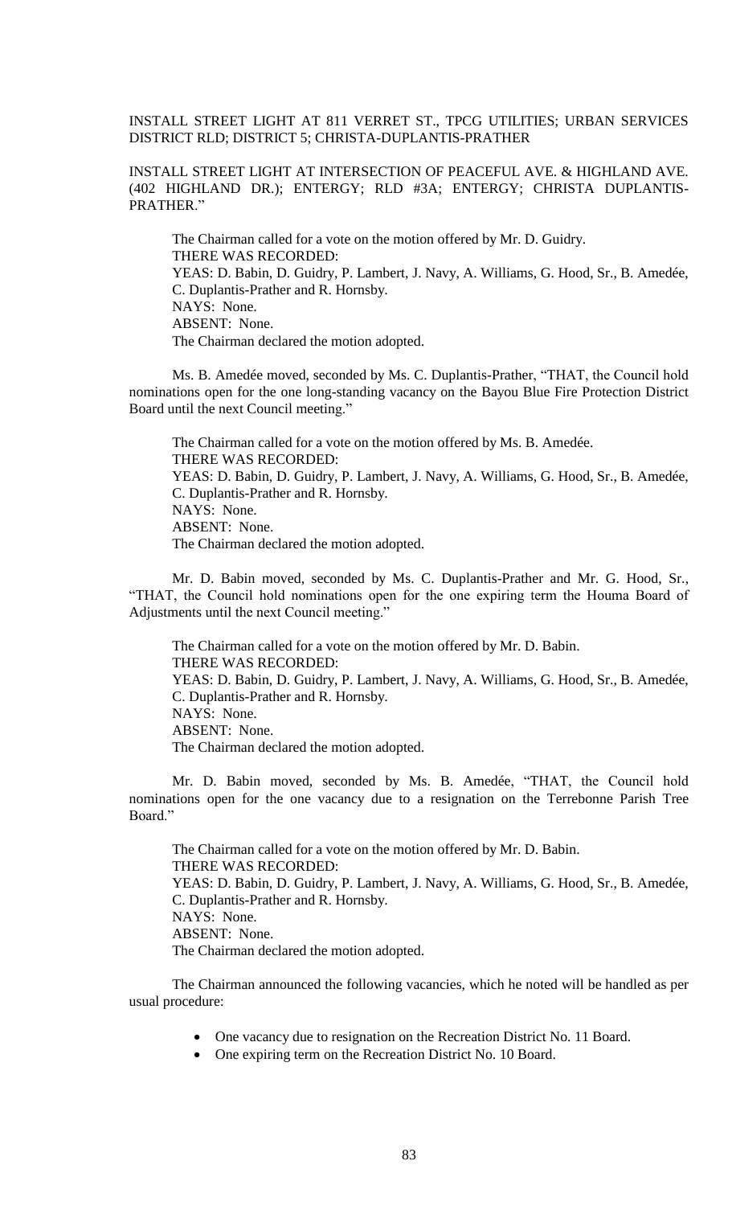INSTALL STREET LIGHT AT 811 VERRET ST., TPCG UTILITIES; URBAN SERVICES DISTRICT RLD; DISTRICT 5; CHRISTA-DUPLANTIS-PRATHER

INSTALL STREET LIGHT AT INTERSECTION OF PEACEFUL AVE. & HIGHLAND AVE. (402 HIGHLAND DR.); ENTERGY; RLD #3A; ENTERGY; CHRISTA DUPLANTIS-PRATHER."

The Chairman called for a vote on the motion offered by Mr. D. Guidry.
THERE WAS RECORDED:
YEAS: D. Babin, D. Guidry, P. Lambert, J. Navy, A. Williams, G. Hood, Sr., B. Amedée, C. Duplantis-Prather and R. Hornsby.
NAYS: None.
ABSENT: None.
The Chairman declared the motion adopted.

Ms. B. Amedée moved, seconded by Ms. C. Duplantis-Prather, "THAT, the Council hold nominations open for the one long-standing vacancy on the Bayou Blue Fire Protection District Board until the next Council meeting."

The Chairman called for a vote on the motion offered by Ms. B. Amedée.
THERE WAS RECORDED:
YEAS: D. Babin, D. Guidry, P. Lambert, J. Navy, A. Williams, G. Hood, Sr., B. Amedée, C. Duplantis-Prather and R. Hornsby.
NAYS: None.
ABSENT: None.
The Chairman declared the motion adopted.

Mr. D. Babin moved, seconded by Ms. C. Duplantis-Prather and Mr. G. Hood, Sr., "THAT, the Council hold nominations open for the one expiring term the Houma Board of Adjustments until the next Council meeting."

The Chairman called for a vote on the motion offered by Mr. D. Babin.
THERE WAS RECORDED:
YEAS: D. Babin, D. Guidry, P. Lambert, J. Navy, A. Williams, G. Hood, Sr., B. Amedée, C. Duplantis-Prather and R. Hornsby.
NAYS: None.
ABSENT: None.
The Chairman declared the motion adopted.

Mr. D. Babin moved, seconded by Ms. B. Amedée, "THAT, the Council hold nominations open for the one vacancy due to a resignation on the Terrebonne Parish Tree Board."

The Chairman called for a vote on the motion offered by Mr. D. Babin.
THERE WAS RECORDED:
YEAS: D. Babin, D. Guidry, P. Lambert, J. Navy, A. Williams, G. Hood, Sr., B. Amedée, C. Duplantis-Prather and R. Hornsby.
NAYS: None.
ABSENT: None.
The Chairman declared the motion adopted.

The Chairman announced the following vacancies, which he noted will be handled as per usual procedure:

- One vacancy due to resignation on the Recreation District No. 11 Board.
- One expiring term on the Recreation District No. 10 Board.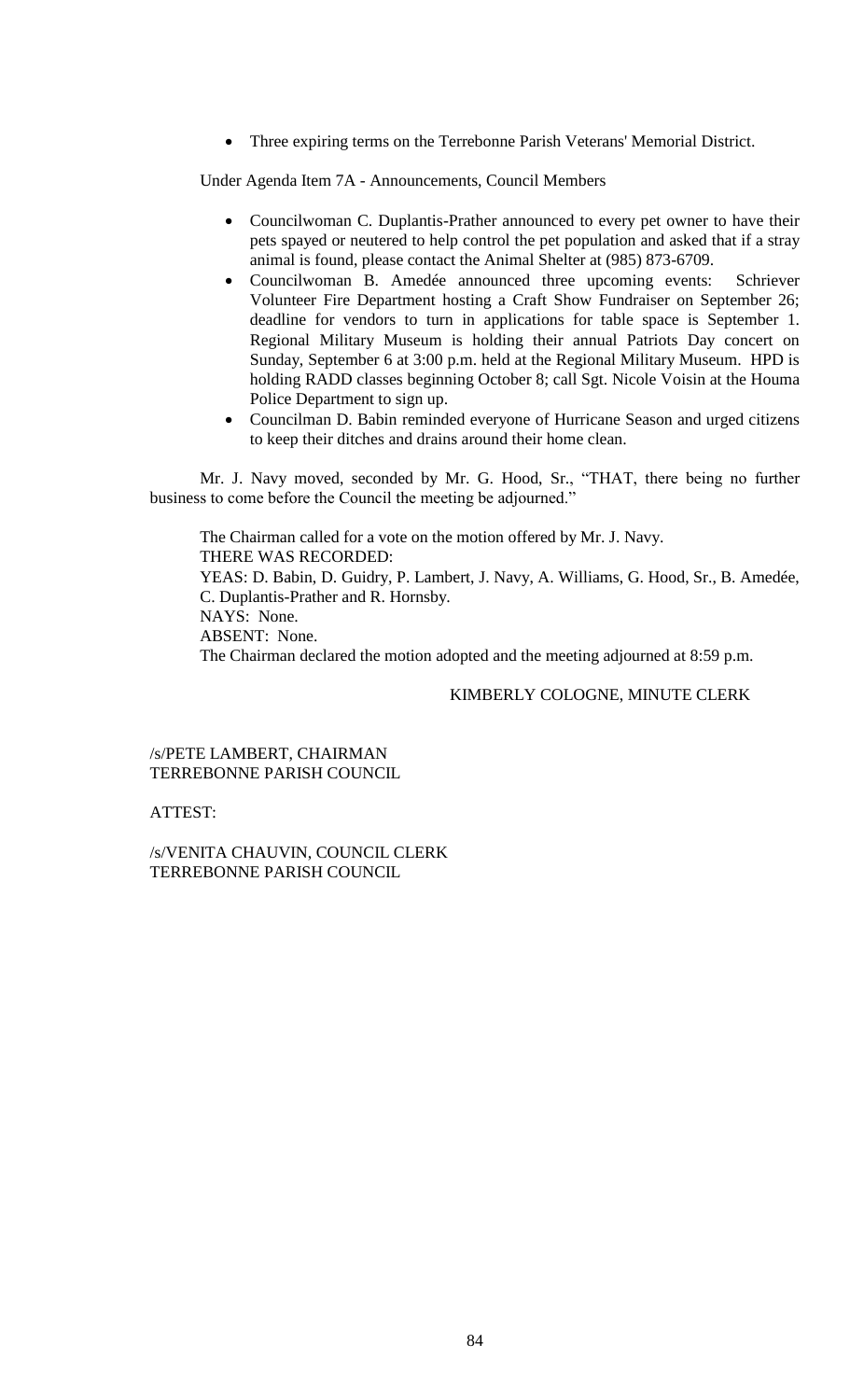- Three expiring terms on the Terrebonne Parish Veterans' Memorial District.

Under Agenda Item 7A - Announcements, Council Members

- Councilwoman C. Duplantis-Prather announced to every pet owner to have their pets spayed or neutered to help control the pet population and asked that if a stray animal is found, please contact the Animal Shelter at (985) 873-6709.
- Councilwoman B. Amedée announced three upcoming events: Schriever Volunteer Fire Department hosting a Craft Show Fundraiser on September 26; deadline for vendors to turn in applications for table space is September 1. Regional Military Museum is holding their annual Patriots Day concert on Sunday, September 6 at 3:00 p.m. held at the Regional Military Museum. HPD is holding RADD classes beginning October 8; call Sgt. Nicole Voisin at the Houma Police Department to sign up.
- Councilman D. Babin reminded everyone of Hurricane Season and urged citizens to keep their ditches and drains around their home clean.

Mr. J. Navy moved, seconded by Mr. G. Hood, Sr., "THAT, there being no further business to come before the Council the meeting be adjourned."

The Chairman called for a vote on the motion offered by Mr. J. Navy.
THERE WAS RECORDED:
YEAS: D. Babin, D. Guidry, P. Lambert, J. Navy, A. Williams, G. Hood, Sr., B. Amedée, C. Duplantis-Prather and R. Hornsby.
NAYS: None.
ABSENT: None.
The Chairman declared the motion adopted and the meeting adjourned at 8:59 p.m.

KIMBERLY COLOGNE, MINUTE CLERK

/s/PETE LAMBERT, CHAIRMAN
TERREBONNE PARISH COUNCIL

ATTEST:

/s/VENITA CHAUVIN, COUNCIL CLERK
TERREBONNE PARISH COUNCIL